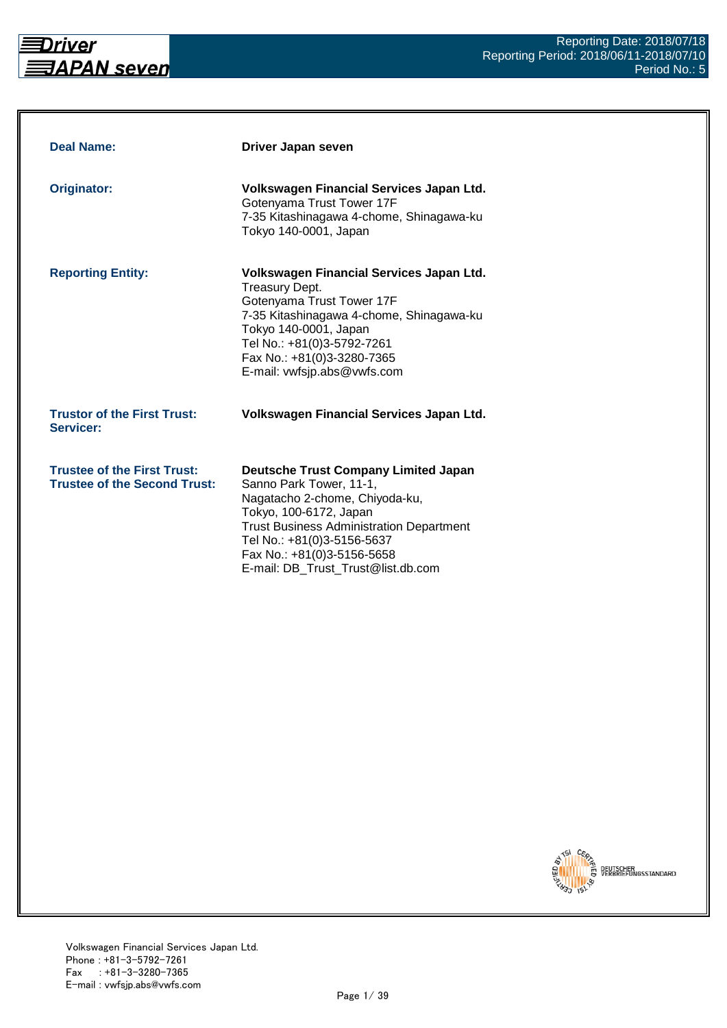Reporting Date: 2018/07/18
Reporting Period: 2018/06/11-2018/07/10
Period No.: 5

| | |
|---|---|
| **Deal Name:** | **Driver Japan seven** |
| **Originator:** | **Volkswagen Financial Services Japan Ltd.**<br>Gotenyama Trust Tower 17F<br>7-35 Kitashinagawa 4-chome, Shinagawa-ku<br>Tokyo 140-0001, Japan |
| **Reporting Entity:** | **Volkswagen Financial Services Japan Ltd.**<br>Treasury Dept.<br>Gotenyama Trust Tower 17F<br>7-35 Kitashinagawa 4-chome, Shinagawa-ku<br>Tokyo 140-0001, Japan<br>Tel No.: +81(0)3-5792-7261<br>Fax No.: +81(0)3-3280-7365<br>E-mail: vwfsjp.abs@vwfs.com |
| **Trustor of the First Trust:**<br>**Servicer:** | **Volkswagen Financial Services Japan Ltd.** |
| **Trustee of the First Trust:**<br>**Trustee of the Second Trust:** | **Deutsche Trust Company Limited Japan**<br>Sanno Park Tower, 11-1,<br>Nagatacho 2-chome, Chiyoda-ku,<br>Tokyo, 100-6172, Japan<br>Trust Business Administration Department<br>Tel No.: +81(0)3-5156-5637<br>Fax No.: +81(0)3-5156-5658<br>E-mail: DB_Trust_Trust@list.db.com |

Volkswagen Financial Services Japan Ltd.
Phone : +81-3-5792-7261
Fax : +81-3-3280-7365
E-mail : vwfsjp.abs@vwfs.com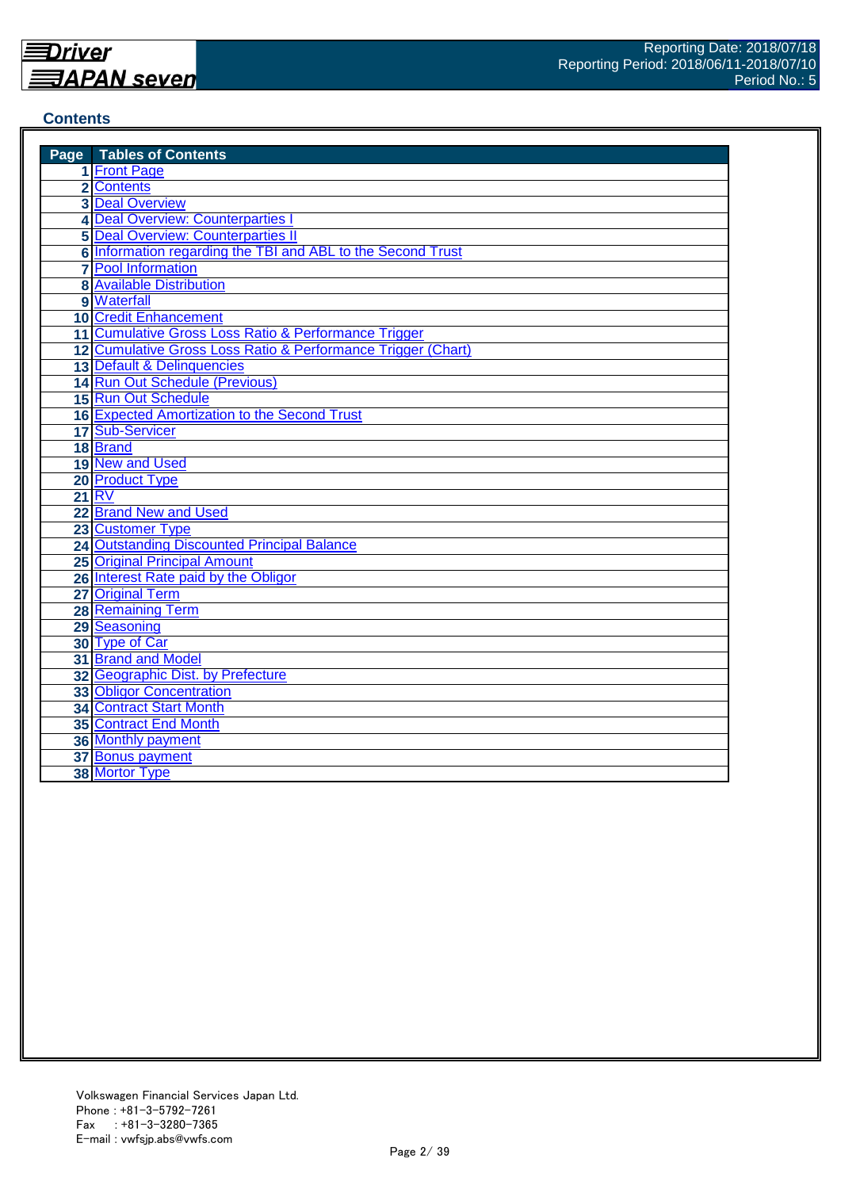Reporting Date: 2018/07/18
Reporting Period: 2018/06/11-2018/07/10
Period No.: 5

## Contents

| Page | Tables of Contents |
|---|---|
| 1 | Front Page |
| 2 | Contents |
| 3 | Deal Overview |
| 4 | Deal Overview: Counterparties I |
| 5 | Deal Overview: Counterparties II |
| 6 | Information regarding the TBI and ABL to the Second Trust |
| 7 | Pool Information |
| 8 | Available Distribution |
| 9 | Waterfall |
| 10 | Credit Enhancement |
| 11 | Cumulative Gross Loss Ratio & Performance Trigger |
| 12 | Cumulative Gross Loss Ratio & Performance Trigger (Chart) |
| 13 | Default & Delinquencies |
| 14 | Run Out Schedule (Previous) |
| 15 | Run Out Schedule |
| 16 | Expected Amortization to the Second Trust |
| 17 | Sub-Servicer |
| 18 | Brand |
| 19 | New and Used |
| 20 | Product Type |
| 21 | RV |
| 22 | Brand New and Used |
| 23 | Customer Type |
| 24 | Outstanding Discounted Principal Balance |
| 25 | Original Principal Amount |
| 26 | Interest Rate paid by the Obligor |
| 27 | Original Term |
| 28 | Remaining Term |
| 29 | Seasoning |
| 30 | Type of Car |
| 31 | Brand and Model |
| 32 | Geographic Dist. by Prefecture |
| 33 | Obligor Concentration |
| 34 | Contract Start Month |
| 35 | Contract End Month |
| 36 | Monthly payment |
| 37 | Bonus payment |
| 38 | Mortor Type |

Volkswagen Financial Services Japan Ltd.
Phone : +81-3-5792-7261
Fax : +81-3-3280-7365
E-mail : vwfsjp.abs@vwfs.com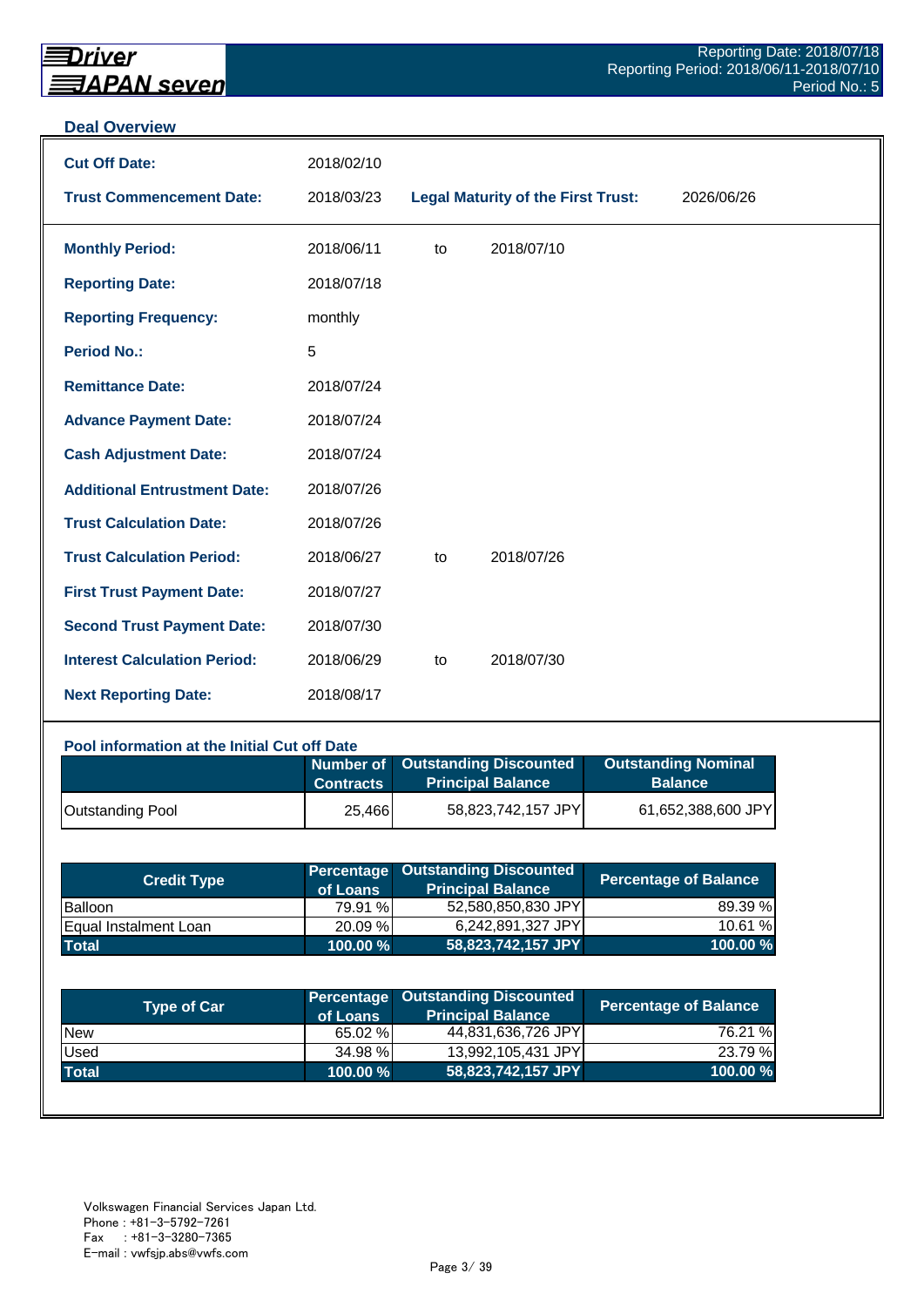## Deal Overview

| | | | |
|---|---|---|---|
| **Cut Off Date:** | 2018/02/10 | | |
| **Trust Commencement Date:** | 2018/03/23 | **Legal Maturity of the First Trust:** | 2026/06/26 |

| | | | |
|---|---|---|---|
| **Monthly Period:** | 2018/06/11 | to | 2018/07/10 |
| **Reporting Date:** | 2018/07/18 | | |
| **Reporting Frequency:** | monthly | | |
| **Period No.:** | 5 | | |
| **Remittance Date:** | 2018/07/24 | | |
| **Advance Payment Date:** | 2018/07/24 | | |
| **Cash Adjustment Date:** | 2018/07/24 | | |
| **Additional Entrustment Date:** | 2018/07/26 | | |
| **Trust Calculation Date:** | 2018/07/26 | | |
| **Trust Calculation Period:** | 2018/06/27 | to | 2018/07/26 |
| **First Trust Payment Date:** | 2018/07/27 | | |
| **Second Trust Payment Date:** | 2018/07/30 | | |
| **Interest Calculation Period:** | 2018/06/29 | to | 2018/07/30 |
| **Next Reporting Date:** | 2018/08/17 | | |

### Pool information at the Initial Cut off Date

| | Number of Contracts | Outstanding Discounted Principal Balance | Outstanding Nominal Balance |
|---|---|---|---|
| Outstanding Pool | 25,466 | 58,823,742,157 JPY | 61,652,388,600 JPY |

| Credit Type | Percentage of Loans | Outstanding Discounted Principal Balance | Percentage of Balance |
|---|---|---|---|
| Balloon | 79.91 % | 52,580,850,830 JPY | 89.39 % |
| Equal Instalment Loan | 20.09 % | 6,242,891,327 JPY | 10.61 % |
| **Total** | **100.00 %** | **58,823,742,157 JPY** | **100.00 %** |

| Type of Car | Percentage of Loans | Outstanding Discounted Principal Balance | Percentage of Balance |
|---|---|---|---|
| New | 65.02 % | 44,831,636,726 JPY | 76.21 % |
| Used | 34.98 % | 13,992,105,431 JPY | 23.79 % |
| **Total** | **100.00 %** | **58,823,742,157 JPY** | **100.00 %** |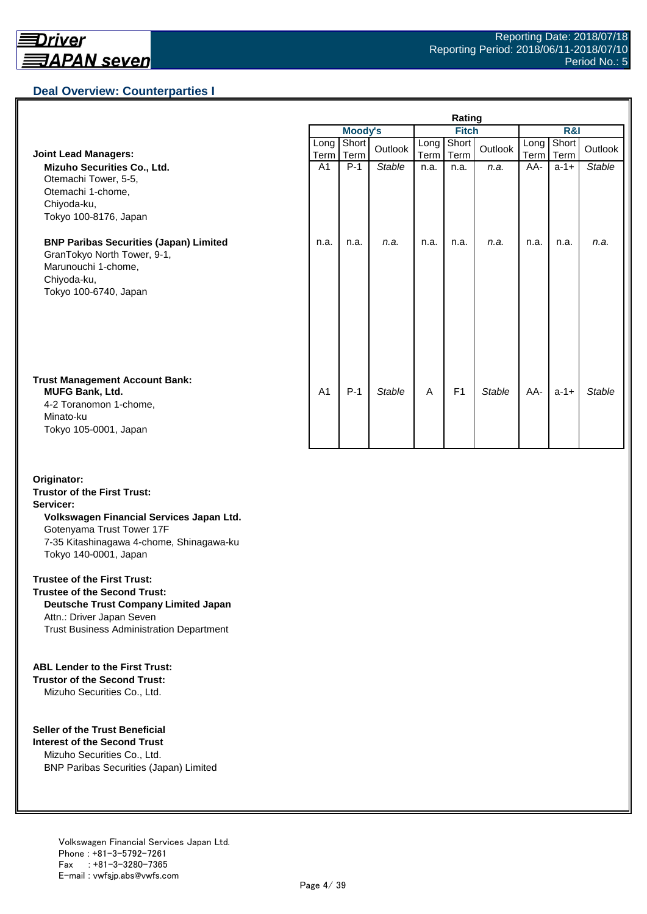## Deal Overview: Counterparties I

| | Rating | | | | | | | | |
|---|---|---|---|---|---|---|---|---|---|
| | Moody's | | | Fitch | | | R&I | | |
| | Long Term | Short Term | Outlook | Long Term | Short Term | Outlook | Long Term | Short Term | Outlook |
| **Joint Lead Managers:** | | | | | | | | | |
| **Mizuho Securities Co., Ltd.**<br>Otemachi Tower, 5-5,<br>Otemachi 1-chome,<br>Chiyoda-ku,<br>Tokyo 100-8176, Japan | A1 | P-1 | *Stable* | n.a. | n.a. | *n.a.* | AA- | a-1+ | *Stable* |
| **BNP Paribas Securities (Japan) Limited**<br>GranTokyo North Tower, 9-1,<br>Marunouchi 1-chome,<br>Chiyoda-ku,<br>Tokyo 100-6740, Japan | n.a. | n.a. | *n.a.* | n.a. | n.a. | *n.a.* | n.a. | n.a. | *n.a.* |
| **Trust Management Account Bank:**<br>**MUFG Bank, Ltd.**<br>4-2 Toranomon 1-chome,<br>Minato-ku<br>Tokyo 105-0001, Japan | A1 | P-1 | *Stable* | A | F1 | *Stable* | AA- | a-1+ | *Stable* |

**Originator:**
**Trustor of the First Trust:**
**Servicer:**
**Volkswagen Financial Services Japan Ltd.**
Gotenyama Trust Tower 17F
7-35 Kitashinagawa 4-chome, Shinagawa-ku
Tokyo 140-0001, Japan

**Trustee of the First Trust:**
**Trustee of the Second Trust:**
**Deutsche Trust Company Limited Japan**
Attn.: Driver Japan Seven
Trust Business Administration Department

**ABL Lender to the First Trust:**
**Trustor of the Second Trust:**
Mizuho Securities Co., Ltd.

**Seller of the Trust Beneficial Interest of the Second Trust**
Mizuho Securities Co., Ltd.
BNP Paribas Securities (Japan) Limited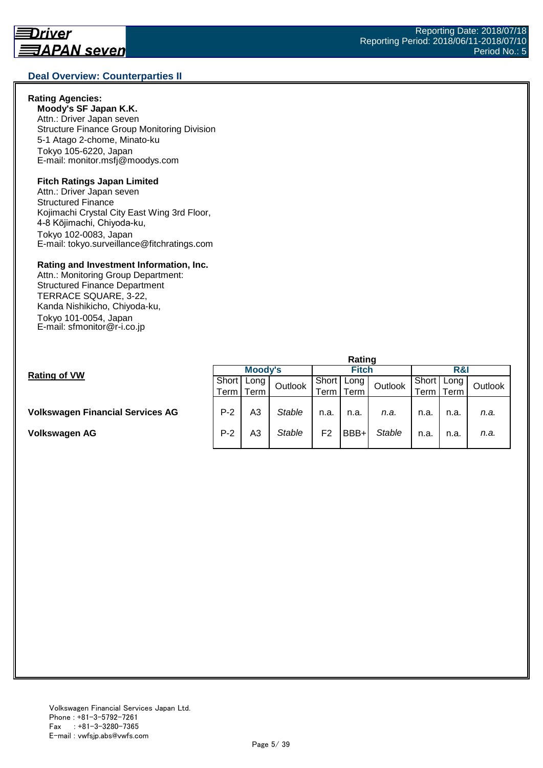## Deal Overview: Counterparties II

**Rating Agencies:**

**Moody's SF Japan K.K.**
Attn.: Driver Japan seven
Structure Finance Group Monitoring Division
5-1 Atago 2-chome, Minato-ku
Tokyo 105-6220, Japan
E-mail: monitor.msfj@moodys.com

**Fitch Ratings Japan Limited**
Attn.: Driver Japan seven
Structured Finance
Kojimachi Crystal City East Wing 3rd Floor,
4-8 Kōjimachi, Chiyoda-ku,
Tokyo 102-0083, Japan
E-mail: tokyo.surveillance@fitchratings.com

**Rating and Investment Information, Inc.**
Attn.: Monitoring Group Department:
Structured Finance Department
TERRACE SQUARE, 3-22,
Kanda Nishikicho, Chiyoda-ku,
Tokyo 101-0054, Japan
E-mail: sfmonitor@r-i.co.jp

**Rating of VW**

| | Rating | | | | | | | | |
|---|---|---|---|---|---|---|---|---|---|
| | Moody's | | | Fitch | | | R&I | | |
| | Short Term | Long Term | Outlook | Short Term | Long Term | Outlook | Short Term | Long Term | Outlook |
| **Volkswagen Financial Services AG** | P-2 | A3 | *Stable* | n.a. | n.a. | *n.a.* | n.a. | n.a. | *n.a.* |
| **Volkswagen AG** | P-2 | A3 | *Stable* | F2 | BBB+ | *Stable* | n.a. | n.a. | *n.a.* |

Volkswagen Financial Services Japan Ltd.
Phone : +81-3-5792-7261
Fax : +81-3-3280-7365
E-mail : vwfsjp.abs@vwfs.com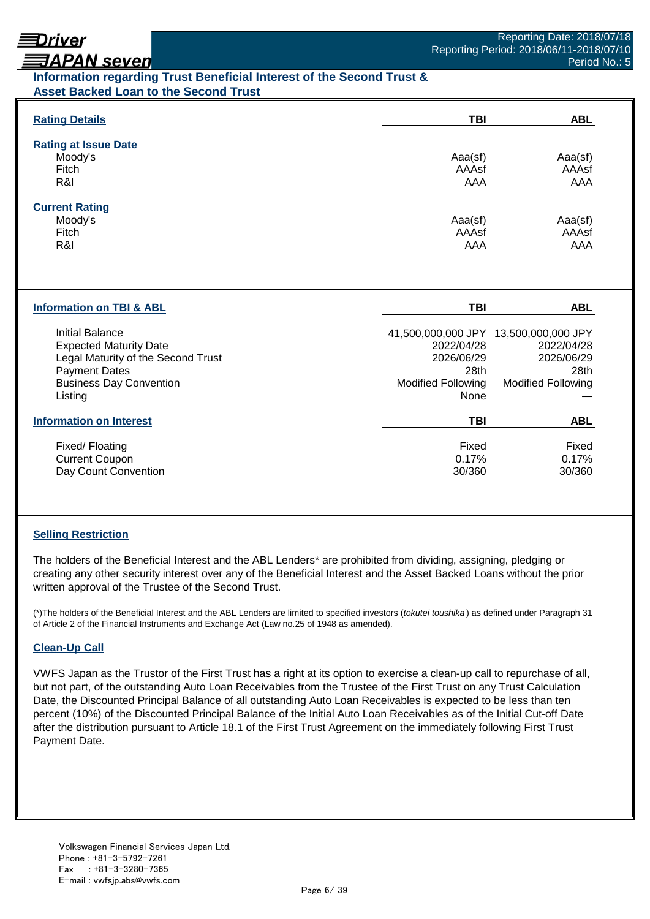## Information regarding Trust Beneficial Interest of the Second Trust & Asset Backed Loan to the Second Trust

### Rating Details

| Rating Details | TBI | ABL |
|---|---|---|
| **Rating at Issue Date** | | |
| Moody's | Aaa(sf) | Aaa(sf) |
| Fitch | AAAsf | AAAsf |
| R&I | AAA | AAA |
| **Current Rating** | | |
| Moody's | Aaa(sf) | Aaa(sf) |
| Fitch | AAAsf | AAAsf |
| R&I | AAA | AAA |

### Information on TBI & ABL

| Information on TBI & ABL | TBI | ABL |
|---|---|---|
| Initial Balance | 41,500,000,000 JPY | 13,500,000,000 JPY |
| Expected Maturity Date | 2022/04/28 | 2022/04/28 |
| Legal Maturity of the Second Trust | 2026/06/29 | 2026/06/29 |
| Payment Dates | 28th | 28th |
| Business Day Convention | Modified Following | Modified Following |
| Listing | None | — |

### Information on Interest

| Information on Interest | TBI | ABL |
|---|---|---|
| Fixed/ Floating | Fixed | Fixed |
| Current Coupon | 0.17% | 0.17% |
| Day Count Convention | 30/360 | 30/360 |

### Selling Restriction

The holders of the Beneficial Interest and the ABL Lenders* are prohibited from dividing, assigning, pledging or creating any other security interest over any of the Beneficial Interest and the Asset Backed Loans without the prior written approval of the Trustee of the Second Trust.

(*)The holders of the Beneficial Interest and the ABL Lenders are limited to specified investors (*tokutei toushika*) as defined under Paragraph 31 of Article 2 of the Financial Instruments and Exchange Act (Law no.25 of 1948 as amended).

### Clean-Up Call

VWFS Japan as the Trustor of the First Trust has a right at its option to exercise a clean-up call to repurchase of all, but not part, of the outstanding Auto Loan Receivables from the Trustee of the First Trust on any Trust Calculation Date, the Discounted Principal Balance of all outstanding Auto Loan Receivables is expected to be less than ten percent (10%) of the Discounted Principal Balance of the Initial Auto Loan Receivables as of the Initial Cut-off Date after the distribution pursuant to Article 18.1 of the First Trust Agreement on the immediately following First Trust Payment Date.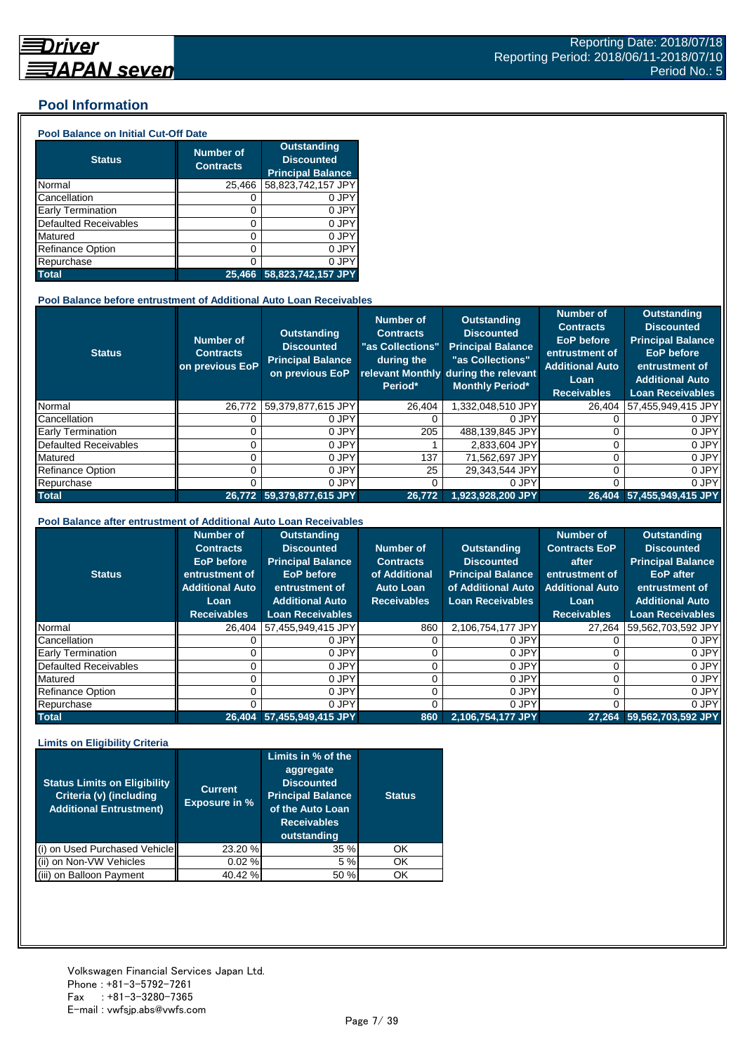Driver JAPAN seven

Reporting Date: 2018/07/18
Reporting Period: 2018/06/11-2018/07/10
Period No.: 5

## Pool Information

### Pool Balance on Initial Cut-Off Date

| Status | Number of Contracts | Outstanding Discounted Principal Balance |
|---|---|---|
| Normal | 25,466 | 58,823,742,157 JPY |
| Cancellation | 0 | 0 JPY |
| Early Termination | 0 | 0 JPY |
| Defaulted Receivables | 0 | 0 JPY |
| Matured | 0 | 0 JPY |
| Refinance Option | 0 | 0 JPY |
| Repurchase | 0 | 0 JPY |
| **Total** | **25,466** | **58,823,742,157 JPY** |

### Pool Balance before entrustment of Additional Auto Loan Receivables

| Status | Number of Contracts on previous EoP | Outstanding Discounted Principal Balance on previous EoP | Number of Contracts "as Collections" during the relevant Monthly Period* | Outstanding Discounted Principal Balance "as Collections" during the relevant Monthly Period* | Number of Contracts EoP before entrustment of Additional Auto Loan Receivables | Outstanding Discounted Principal Balance EoP before entrustment of Additional Auto Loan Receivables |
|---|---|---|---|---|---|---|
| Normal | 26,772 | 59,379,877,615 JPY | 26,404 | 1,332,048,510 JPY | 26,404 | 57,455,949,415 JPY |
| Cancellation | 0 | 0 JPY | 0 | 0 JPY | 0 | 0 JPY |
| Early Termination | 0 | 0 JPY | 205 | 488,139,845 JPY | 0 | 0 JPY |
| Defaulted Receivables | 0 | 0 JPY | 1 | 2,833,604 JPY | 0 | 0 JPY |
| Matured | 0 | 0 JPY | 137 | 71,562,697 JPY | 0 | 0 JPY |
| Refinance Option | 0 | 0 JPY | 25 | 29,343,544 JPY | 0 | 0 JPY |
| Repurchase | 0 | 0 JPY | 0 | 0 JPY | 0 | 0 JPY |
| **Total** | **26,772** | **59,379,877,615 JPY** | **26,772** | **1,923,928,200 JPY** | **26,404** | **57,455,949,415 JPY** |

### Pool Balance after entrustment of Additional Auto Loan Receivables

| Status | Number of Contracts EoP before entrustment of Additional Auto Loan Receivables | Outstanding Discounted Principal Balance EoP before entrustment of Additional Auto Loan Receivables | Number of Contracts of Additional Auto Loan Receivables | Outstanding Discounted Principal Balance of Additional Auto Loan Receivables | Number of Contracts EoP after entrustment of Additional Auto Loan Receivables | Outstanding Discounted Principal Balance EoP after entrustment of Additional Auto Loan Receivables |
|---|---|---|---|---|---|---|
| Normal | 26,404 | 57,455,949,415 JPY | 860 | 2,106,754,177 JPY | 27,264 | 59,562,703,592 JPY |
| Cancellation | 0 | 0 JPY | 0 | 0 JPY | 0 | 0 JPY |
| Early Termination | 0 | 0 JPY | 0 | 0 JPY | 0 | 0 JPY |
| Defaulted Receivables | 0 | 0 JPY | 0 | 0 JPY | 0 | 0 JPY |
| Matured | 0 | 0 JPY | 0 | 0 JPY | 0 | 0 JPY |
| Refinance Option | 0 | 0 JPY | 0 | 0 JPY | 0 | 0 JPY |
| Repurchase | 0 | 0 JPY | 0 | 0 JPY | 0 | 0 JPY |
| **Total** | **26,404** | **57,455,949,415 JPY** | **860** | **2,106,754,177 JPY** | **27,264** | **59,562,703,592 JPY** |

### Limits on Eligibility Criteria

| Status Limits on Eligibility Criteria (v) (including Additional Entrustment) | Current Exposure in % | Limits in % of the aggregate Discounted Principal Balance of the Auto Loan Receivables outstanding | Status |
|---|---|---|---|
| (i) on Used Purchased Vehicle | 23.20 % | 35 % | OK |
| (ii) on Non-VW Vehicles | 0.02 % | 5 % | OK |
| (iii) on Balloon Payment | 40.42 % | 50 % | OK |

Volkswagen Financial Services Japan Ltd.
Phone : +81-3-5792-7261
Fax : +81-3-3280-7365
E-mail : vwfsjp.abs@vwfs.com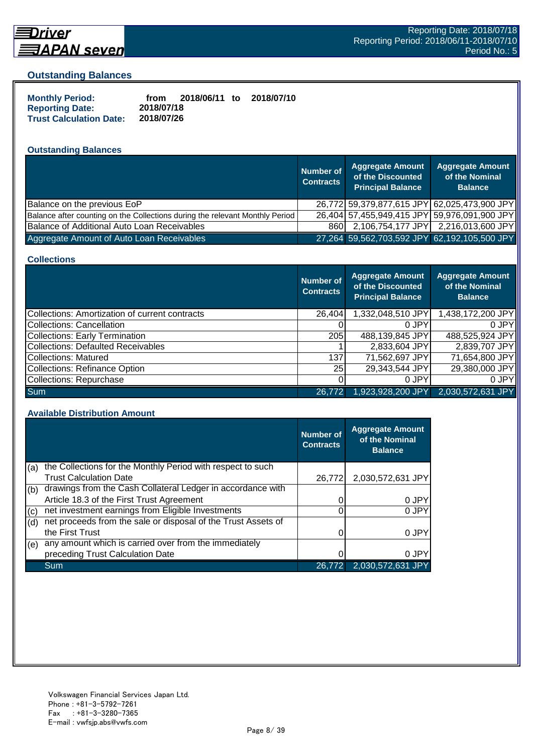## Outstanding Balances

**Monthly Period:** from 2018/06/11 to 2018/07/10
**Reporting Date:** 2018/07/18
**Trust Calculation Date:** 2018/07/26

### Outstanding Balances

| | Number of Contracts | Aggregate Amount of the Discounted Principal Balance | Aggregate Amount of the Nominal Balance |
|---|---|---|---|
| Balance on the previous EoP | 26,772 | 59,379,877,615 JPY | 62,025,473,900 JPY |
| Balance after counting on the Collections during the relevant Monthly Period | 26,404 | 57,455,949,415 JPY | 59,976,091,900 JPY |
| Balance of Additional Auto Loan Receivables | 860 | 2,106,754,177 JPY | 2,216,013,600 JPY |
| Aggregate Amount of Auto Loan Receivables | 27,264 | 59,562,703,592 JPY | 62,192,105,500 JPY |

### Collections

| | Number of Contracts | Aggregate Amount of the Discounted Principal Balance | Aggregate Amount of the Nominal Balance |
|---|---|---|---|
| Collections: Amortization of current contracts | 26,404 | 1,332,048,510 JPY | 1,438,172,200 JPY |
| Collections: Cancellation | 0 | 0 JPY | 0 JPY |
| Collections: Early Termination | 205 | 488,139,845 JPY | 488,525,924 JPY |
| Collections: Defaulted Receivables | 1 | 2,833,604 JPY | 2,839,707 JPY |
| Collections: Matured | 137 | 71,562,697 JPY | 71,654,800 JPY |
| Collections: Refinance Option | 25 | 29,343,544 JPY | 29,380,000 JPY |
| Collections: Repurchase | 0 | 0 JPY | 0 JPY |
| Sum | 26,772 | 1,923,928,200 JPY | 2,030,572,631 JPY |

### Available Distribution Amount

| | | Number of Contracts | Aggregate Amount of the Nominal Balance |
|---|---|---|---|
| (a) | the Collections for the Monthly Period with respect to such Trust Calculation Date | 26,772 | 2,030,572,631 JPY |
| (b) | drawings from the Cash Collateral Ledger in accordance with Article 18.3 of the First Trust Agreement | 0 | 0 JPY |
| (c) | net investment earnings from Eligible Investments | 0 | 0 JPY |
| (d) | net proceeds from the sale or disposal of the Trust Assets of the First Trust | 0 | 0 JPY |
| (e) | any amount which is carried over from the immediately preceding Trust Calculation Date | 0 | 0 JPY |
| | Sum | 26,772 | 2,030,572,631 JPY |

Volkswagen Financial Services Japan Ltd.
Phone : +81-3-5792-7261
Fax : +81-3-3280-7365
E-mail : vwfsjp.abs@vwfs.com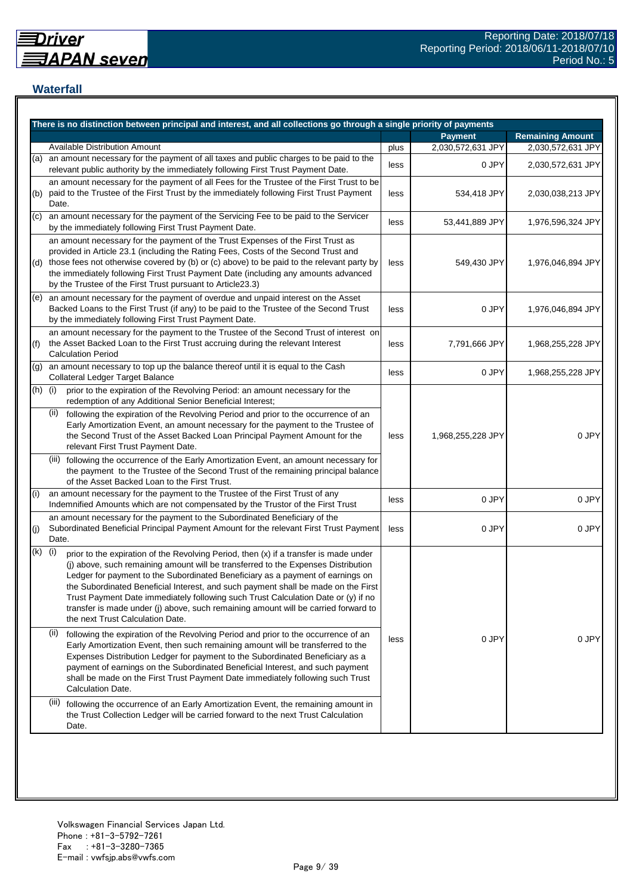## Waterfall

| There is no distinction between principal and interest, and all collections go through a single priority of payments | | | Payment | Remaining Amount |
|---|---|---|---|---|
| | Available Distribution Amount | plus | 2,030,572,631 JPY | 2,030,572,631 JPY |
| (a) | an amount necessary for the payment of all taxes and public charges to be paid to the relevant public authority by the immediately following First Trust Payment Date. | less | 0 JPY | 2,030,572,631 JPY |
| (b) | an amount necessary for the payment of all Fees for the Trustee of the First Trust to be paid to the Trustee of the First Trust by the immediately following First Trust Payment Date. | less | 534,418 JPY | 2,030,038,213 JPY |
| (c) | an amount necessary for the payment of the Servicing Fee to be paid to the Servicer by the immediately following First Trust Payment Date. | less | 53,441,889 JPY | 1,976,596,324 JPY |
| (d) | an amount necessary for the payment of the Trust Expenses of the First Trust as provided in Article 23.1 (including the Rating Fees, Costs of the Second Trust and those fees not otherwise covered by (b) or (c) above) to be paid to the relevant party by the immediately following First Trust Payment Date (including any amounts advanced by the Trustee of the First Trust pursuant to Article23.3) | less | 549,430 JPY | 1,976,046,894 JPY |
| (e) | an amount necessary for the payment of overdue and unpaid interest on the Asset Backed Loans to the First Trust (if any) to be paid to the Trustee of the Second Trust by the immediately following First Trust Payment Date. | less | 0 JPY | 1,976,046,894 JPY |
| (f) | an amount necessary for the payment to the Trustee of the Second Trust of interest on the Asset Backed Loan to the First Trust accruing during the relevant Interest Calculation Period | less | 7,791,666 JPY | 1,968,255,228 JPY |
| (g) | an amount necessary to top up the balance thereof until it is equal to the Cash Collateral Ledger Target Balance | less | 0 JPY | 1,968,255,228 JPY |
| (h) | (i) prior to the expiration of the Revolving Period: an amount necessary for the redemption of any Additional Senior Beneficial Interest;<br>(ii) following the expiration of the Revolving Period and prior to the occurrence of an Early Amortization Event, an amount necessary for the payment to the Trustee of the Second Trust of the Asset Backed Loan Principal Payment Amount for the relevant First Trust Payment Date.<br>(iii) following the occurrence of the Early Amortization Event, an amount necessary for the payment to the Trustee of the Second Trust of the remaining principal balance of the Asset Backed Loan to the First Trust. | less | 1,968,255,228 JPY | 0 JPY |
| (i) | an amount necessary for the payment to the Trustee of the First Trust of any Indemnified Amounts which are not compensated by the Trustor of the First Trust | less | 0 JPY | 0 JPY |
| (j) | an amount necessary for the payment to the Subordinated Beneficiary of the Subordinated Beneficial Principal Payment Amount for the relevant First Trust Payment Date. | less | 0 JPY | 0 JPY |
| (k) | (i) prior to the expiration of the Revolving Period, then (x) if a transfer is made under (j) above, such remaining amount will be transferred to the Expenses Distribution Ledger for payment to the Subordinated Beneficiary as a payment of earnings on the Subordinated Beneficial Interest, and such payment shall be made on the First Trust Payment Date immediately following such Trust Calculation Date or (y) if no transfer is made under (j) above, such remaining amount will be carried forward to the next Trust Calculation Date.<br>(ii) following the expiration of the Revolving Period and prior to the occurrence of an Early Amortization Event, then such remaining amount will be transferred to the Expenses Distribution Ledger for payment to the Subordinated Beneficiary as a payment of earnings on the Subordinated Beneficial Interest, and such payment shall be made on the First Trust Payment Date immediately following such Trust Calculation Date.<br>(iii) following the occurrence of an Early Amortization Event, the remaining amount in the Trust Collection Ledger will be carried forward to the next Trust Calculation Date. | less | 0 JPY | 0 JPY |

Volkswagen Financial Services Japan Ltd.
Phone : +81-3-5792-7261
Fax : +81-3-3280-7365
E-mail : vwfsjp.abs@vwfs.com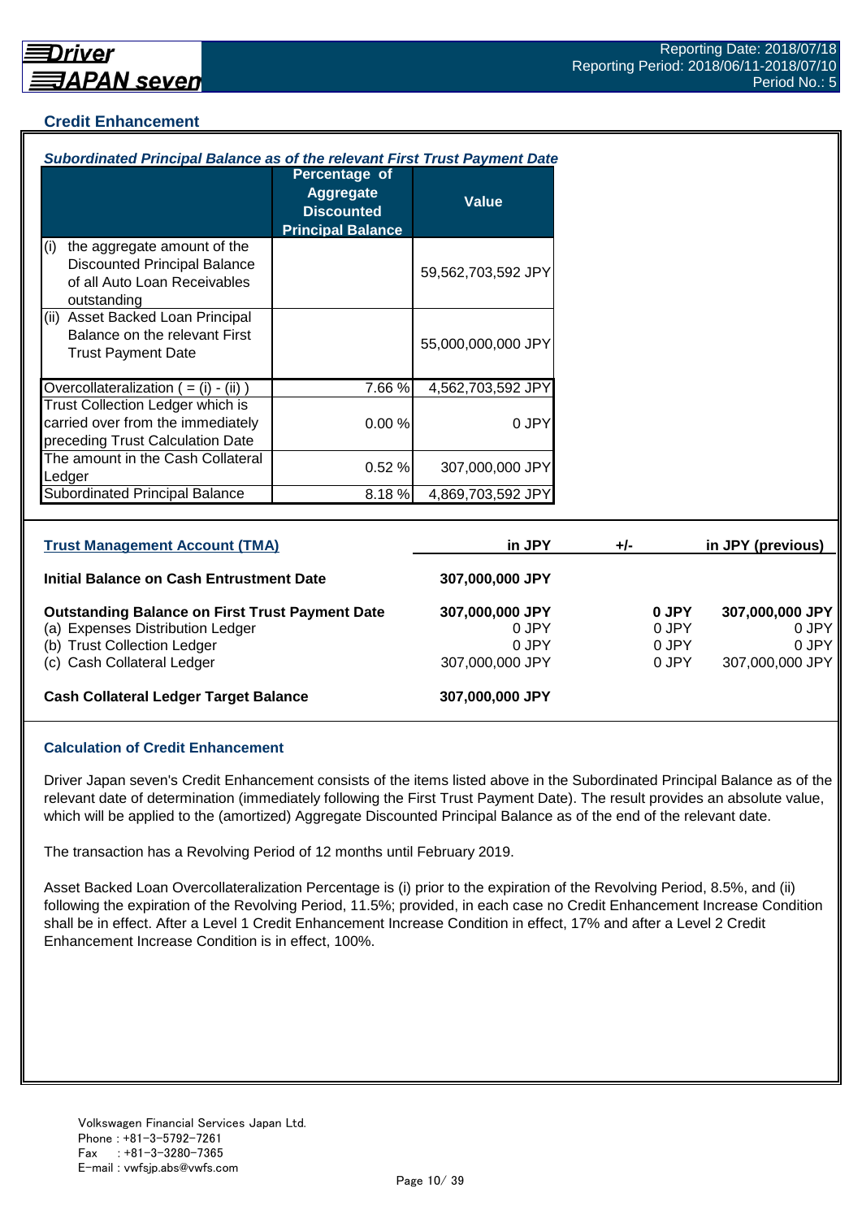## Credit Enhancement

***Subordinated Principal Balance as of the relevant First Trust Payment Date***

| | Percentage of Aggregate Discounted Principal Balance | Value |
|---|---|---|
| (i) the aggregate amount of the Discounted Principal Balance of all Auto Loan Receivables outstanding | | 59,562,703,592 JPY |
| (ii) Asset Backed Loan Principal Balance on the relevant First Trust Payment Date | | 55,000,000,000 JPY |
| Overcollateralization ( = (i) - (ii) ) | 7.66 % | 4,562,703,592 JPY |
| Trust Collection Ledger which is carried over from the immediately preceding Trust Calculation Date | 0.00 % | 0 JPY |
| The amount in the Cash Collateral Ledger | 0.52 % | 307,000,000 JPY |
| Subordinated Principal Balance | 8.18 % | 4,869,703,592 JPY |

| Trust Management Account (TMA) | in JPY | +/- | in JPY (previous) |
|---|---|---|---|
| **Initial Balance on Cash Entrustment Date** | **307,000,000 JPY** | | |
| **Outstanding Balance on First Trust Payment Date** | **307,000,000 JPY** | **0 JPY** | **307,000,000 JPY** |
| (a) Expenses Distribution Ledger | 0 JPY | 0 JPY | 0 JPY |
| (b) Trust Collection Ledger | 0 JPY | 0 JPY | 0 JPY |
| (c) Cash Collateral Ledger | 307,000,000 JPY | 0 JPY | 307,000,000 JPY |
| **Cash Collateral Ledger Target Balance** | **307,000,000 JPY** | | |

### Calculation of Credit Enhancement

Driver Japan seven's Credit Enhancement consists of the items listed above in the Subordinated Principal Balance as of the relevant date of determination (immediately following the First Trust Payment Date). The result provides an absolute value, which will be applied to the (amortized) Aggregate Discounted Principal Balance as of the end of the relevant date.

The transaction has a Revolving Period of 12 months until February 2019.

Asset Backed Loan Overcollateralization Percentage is (i) prior to the expiration of the Revolving Period, 8.5%, and (ii) following the expiration of the Revolving Period, 11.5%; provided, in each case no Credit Enhancement Increase Condition shall be in effect. After a Level 1 Credit Enhancement Increase Condition in effect, 17% and after a Level 2 Credit Enhancement Increase Condition is in effect, 100%.

Volkswagen Financial Services Japan Ltd.
Phone : +81-3-5792-7261
Fax : +81-3-3280-7365
E-mail : vwfsjp.abs@vwfs.com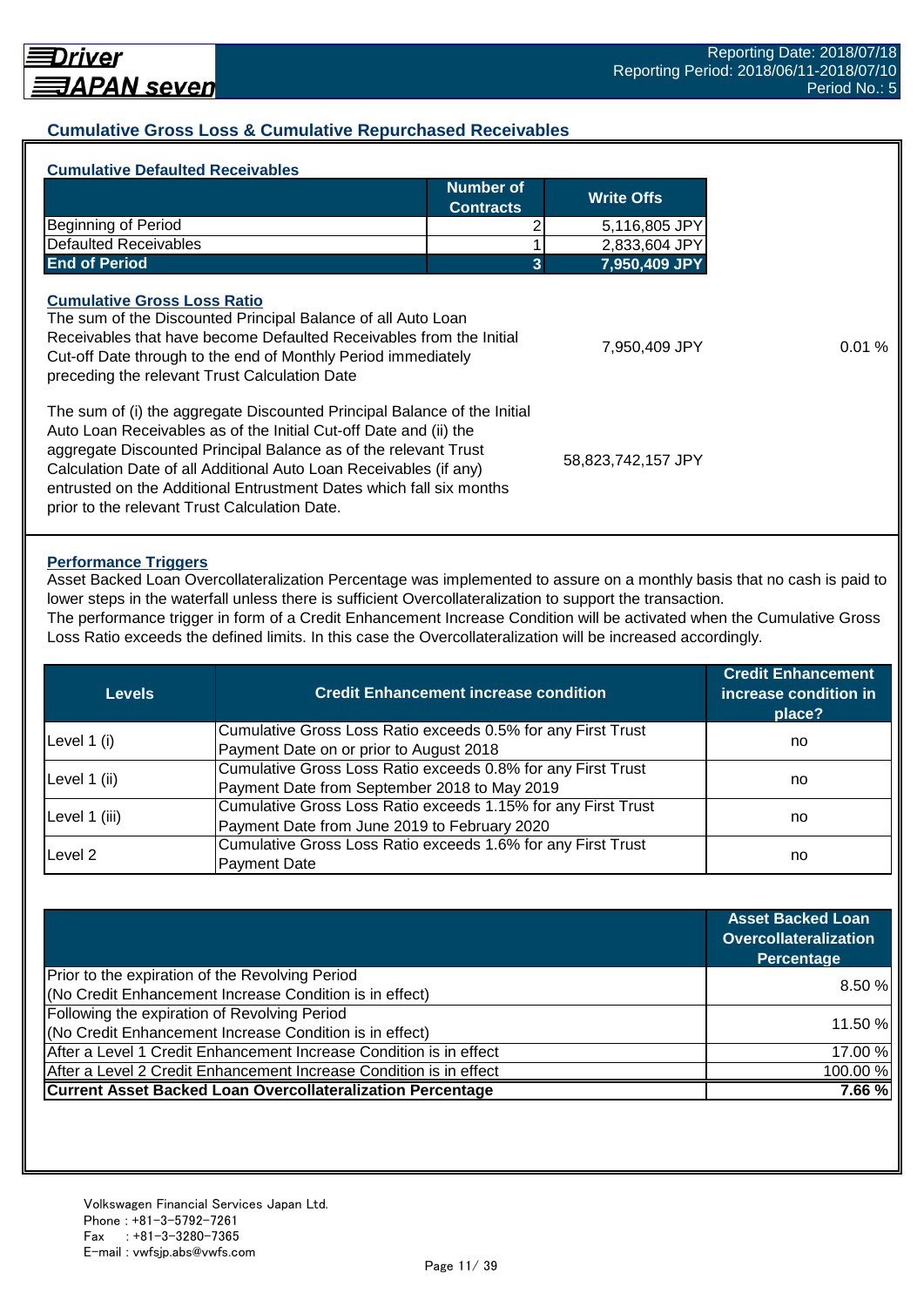Driver JAPAN seven

Reporting Date: 2018/07/18
Reporting Period: 2018/06/11-2018/07/10
Period No.: 5

## Cumulative Gross Loss & Cumulative Repurchased Receivables

### Cumulative Defaulted Receivables

| | Number of Contracts | Write Offs |
|---|---|---|
| Beginning of Period | 2 | 5,116,805 JPY |
| Defaulted Receivables | 1 | 2,833,604 JPY |
| **End of Period** | **3** | **7,950,409 JPY** |

### Cumulative Gross Loss Ratio

| | | |
|---|---|---|
| The sum of the Discounted Principal Balance of all Auto Loan Receivables that have become Defaulted Receivables from the Initial Cut-off Date through to the end of Monthly Period immediately preceding the relevant Trust Calculation Date | 7,950,409 JPY | 0.01 % |
| The sum of (i) the aggregate Discounted Principal Balance of the Initial Auto Loan Receivables as of the Initial Cut-off Date and (ii) the aggregate Discounted Principal Balance as of the relevant Trust Calculation Date of all Additional Auto Loan Receivables (if any) entrusted on the Additional Entrustment Dates which fall six months prior to the relevant Trust Calculation Date. | 58,823,742,157 JPY | |

### Performance Triggers

Asset Backed Loan Overcollateralization Percentage was implemented to assure on a monthly basis that no cash is paid to lower steps in the waterfall unless there is sufficient Overcollateralization to support the transaction.
The performance trigger in form of a Credit Enhancement Increase Condition will be activated when the Cumulative Gross Loss Ratio exceeds the defined limits. In this case the Overcollateralization will be increased accordingly.

| Levels | Credit Enhancement increase condition | Credit Enhancement increase condition in place? |
|---|---|---|
| Level 1 (i) | Cumulative Gross Loss Ratio exceeds 0.5% for any First Trust Payment Date on or prior to August 2018 | no |
| Level 1 (ii) | Cumulative Gross Loss Ratio exceeds 0.8% for any First Trust Payment Date from September 2018 to May 2019 | no |
| Level 1 (iii) | Cumulative Gross Loss Ratio exceeds 1.15% for any First Trust Payment Date from June 2019 to February 2020 | no |
| Level 2 | Cumulative Gross Loss Ratio exceeds 1.6% for any First Trust Payment Date | no |

| | Asset Backed Loan Overcollateralization Percentage |
|---|---|
| Prior to the expiration of the Revolving Period (No Credit Enhancement Increase Condition is in effect) | 8.50 % |
| Following the expiration of Revolving Period (No Credit Enhancement Increase Condition is in effect) | 11.50 % |
| After a Level 1 Credit Enhancement Increase Condition is in effect | 17.00 % |
| After a Level 2 Credit Enhancement Increase Condition is in effect | 100.00 % |
| **Current Asset Backed Loan Overcollateralization Percentage** | **7.66 %** |

Volkswagen Financial Services Japan Ltd.
Phone : +81-3-5792-7261
Fax : +81-3-3280-7365
E-mail : vwfsjp.abs@vwfs.com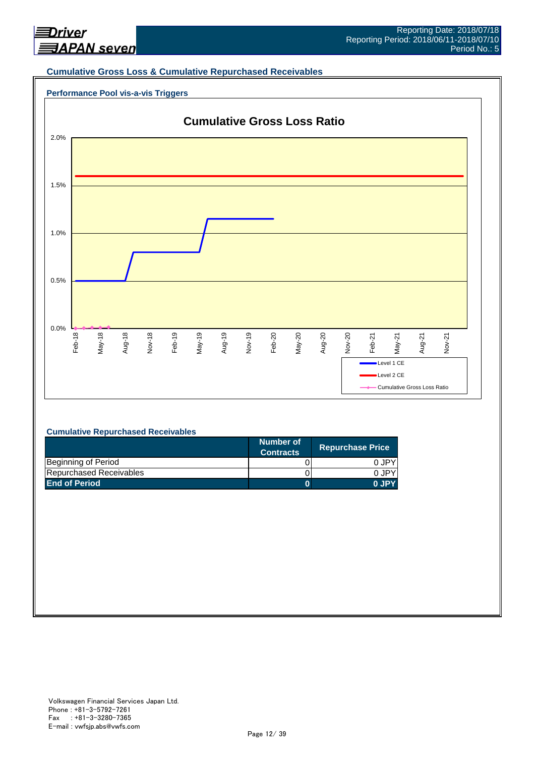## Cumulative Gross Loss & Cumulative Repurchased Receivables

### Performance Pool vis-a-vis Triggers

**Cumulative Gross Loss Ratio**

2.0%
1.5%
1.0%
0.5%
0.0%

Feb-18 May-18 Aug-18 Nov-18 Feb-19 May-19 Aug-19 Nov-19 Feb-20 May-20 Aug-20 Nov-20 Feb-21 May-21 Aug-21 Nov-21

Level 1 CE
Level 2 CE
Cumulative Gross Loss Ratio

### Cumulative Repurchased Receivables

| | Number of Contracts | Repurchase Price |
|---|---|---|
| Beginning of Period | 0 | 0 JPY |
| Repurchased Receivables | 0 | 0 JPY |
| **End of Period** | **0** | **0 JPY** |

Volkswagen Financial Services Japan Ltd.
Phone : +81-3-5792-7261
Fax : +81-3-3280-7365
E-mail : vwfsjp.abs@vwfs.com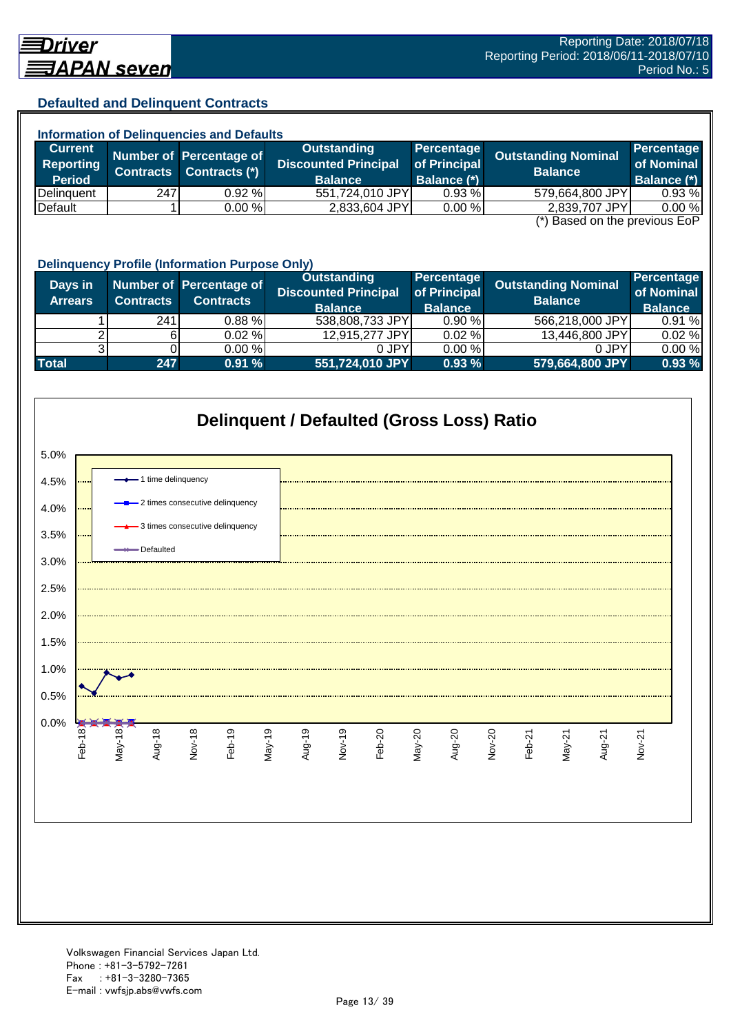## Defaulted and Delinquent Contracts

### Information of Delinquencies and Defaults

| Current Reporting Period | Number of Contracts | Percentage of Contracts (*) | Outstanding Discounted Principal Balance | Percentage of Principal Balance (*) | Outstanding Nominal Balance | Percentage of Nominal Balance (*) |
|---|---|---|---|---|---|---|
| Delinquent | 247 | 0.92 % | 551,724,010 JPY | 0.93 % | 579,664,800 JPY | 0.93 % |
| Default | 1 | 0.00 % | 2,833,604 JPY | 0.00 % | 2,839,707 JPY | 0.00 % |

(*) Based on the previous EoP

### Delinquency Profile (Information Purpose Only)

| Days in Arrears | Number of Contracts | Percentage of Contracts | Outstanding Discounted Principal Balance | Percentage of Principal Balance | Outstanding Nominal Balance | Percentage of Nominal Balance |
|---|---|---|---|---|---|---|
| 1 | 241 | 0.88 % | 538,808,733 JPY | 0.90 % | 566,218,000 JPY | 0.91 % |
| 2 | 6 | 0.02 % | 12,915,277 JPY | 0.02 % | 13,446,800 JPY | 0.02 % |
| 3 | 0 | 0.00 % | 0 JPY | 0.00 % | 0 JPY | 0.00 % |
| **Total** | **247** | **0.91 %** | **551,724,010 JPY** | **0.93 %** | **579,664,800 JPY** | **0.93 %** |

### Delinquent / Defaulted (Gross Loss) Ratio

Legend: 1 time delinquency; 2 times consecutive delinquency; 3 times consecutive delinquency; Defaulted

Volkswagen Financial Services Japan Ltd.
Phone : +81-3-5792-7261
Fax : +81-3-3280-7365
E-mail : vwfsjp.abs@vwfs.com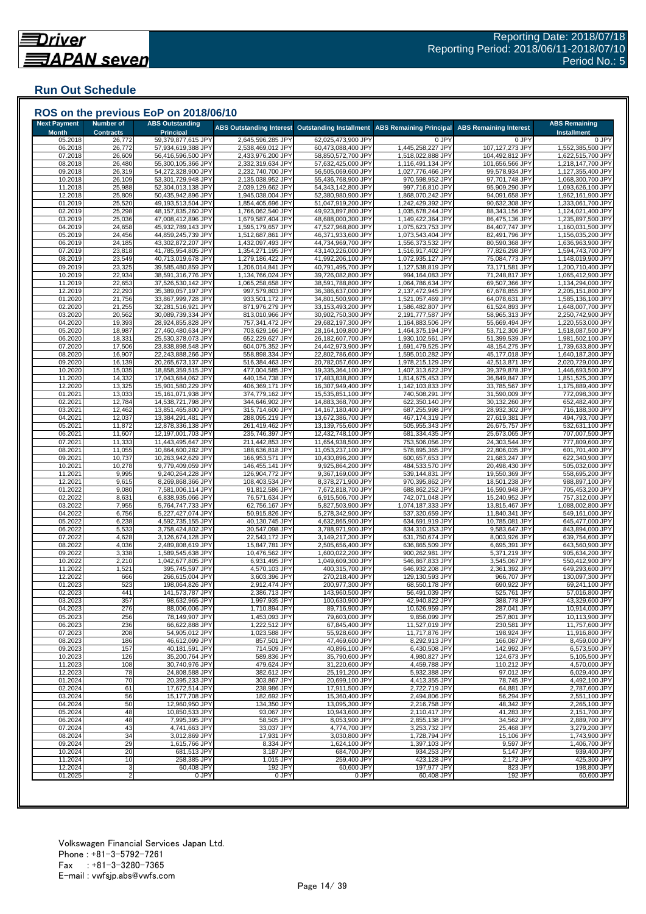## Run Out Schedule

### ROS on the previous EoP on 2018/06/10

| Next Payment Month | Number of Contracts | ABS Outstanding Principal | ABS Outstanding Interest | Outstanding Installment | ABS Remaining Principal | ABS Remaining Interest | ABS Remaining Installment |
|---|---|---|---|---|---|---|---|
| 05.2018 | 26,772 | 59,379,877,615 JPY | 2,645,596,285 JPY | 62,025,473,900 JPY | 0 JPY | 0 JPY | 0 JPY |
| 06.2018 | 26,772 | 57,934,619,388 JPY | 2,538,469,012 JPY | 60,473,088,400 JPY | 1,445,258,227 JPY | 107,127,273 JPY | 1,552,385,500 JPY |
| 07.2018 | 26,609 | 56,416,596,500 JPY | 2,433,976,200 JPY | 58,850,572,700 JPY | 1,518,022,888 JPY | 104,492,812 JPY | 1,622,515,700 JPY |
| 08.2018 | 26,480 | 55,300,105,366 JPY | 2,332,319,634 JPY | 57,632,425,000 JPY | 1,116,491,134 JPY | 101,656,566 JPY | 1,218,147,700 JPY |
| 09.2018 | 26,319 | 54,272,328,900 JPY | 2,232,740,700 JPY | 56,505,069,600 JPY | 1,027,776,466 JPY | 99,578,934 JPY | 1,127,355,400 JPY |
| 10.2018 | 26,109 | 53,301,729,948 JPY | 2,135,038,952 JPY | 55,436,768,900 JPY | 970,598,952 JPY | 97,701,748 JPY | 1,068,300,700 JPY |
| 11.2018 | 25,988 | 52,304,013,138 JPY | 2,039,129,662 JPY | 54,343,142,800 JPY | 997,716,810 JPY | 95,909,290 JPY | 1,093,626,100 JPY |
| 12.2018 | 25,809 | 50,435,942,896 JPY | 1,945,038,004 JPY | 52,380,980,900 JPY | 1,868,070,242 JPY | 94,091,658 JPY | 1,962,161,900 JPY |
| 01.2019 | 25,520 | 49,193,513,504 JPY | 1,854,405,696 JPY | 51,047,919,200 JPY | 1,242,429,392 JPY | 90,632,308 JPY | 1,333,061,700 JPY |
| 02.2019 | 25,298 | 48,157,835,260 JPY | 1,766,062,540 JPY | 49,923,897,800 JPY | 1,035,678,244 JPY | 88,343,156 JPY | 1,124,021,400 JPY |
| 03.2019 | 25,036 | 47,008,412,896 JPY | 1,679,587,404 JPY | 48,688,000,300 JPY | 1,149,422,364 JPY | 86,475,136 JPY | 1,235,897,500 JPY |
| 04.2019 | 24,658 | 45,932,789,143 JPY | 1,595,179,657 JPY | 47,527,968,800 JPY | 1,075,623,753 JPY | 84,407,747 JPY | 1,160,031,500 JPY |
| 05.2019 | 24,456 | 44,859,245,739 JPY | 1,512,687,861 JPY | 46,371,933,600 JPY | 1,073,543,404 JPY | 82,491,796 JPY | 1,156,035,200 JPY |
| 06.2019 | 24,185 | 43,302,872,207 JPY | 1,432,097,493 JPY | 44,734,969,700 JPY | 1,556,373,532 JPY | 80,590,368 JPY | 1,636,963,900 JPY |
| 07.2019 | 23,818 | 41,785,954,805 JPY | 1,354,271,195 JPY | 43,140,226,000 JPY | 1,516,917,402 JPY | 77,826,298 JPY | 1,594,743,700 JPY |
| 08.2019 | 23,549 | 40,713,019,678 JPY | 1,279,186,422 JPY | 41,992,206,100 JPY | 1,072,935,127 JPY | 75,084,773 JPY | 1,148,019,900 JPY |
| 09.2019 | 23,325 | 39,585,480,859 JPY | 1,206,014,841 JPY | 40,791,495,700 JPY | 1,127,538,819 JPY | 73,171,581 JPY | 1,200,710,400 JPY |
| 10.2019 | 22,934 | 38,591,316,776 JPY | 1,134,766,024 JPY | 39,726,082,800 JPY | 994,164,083 JPY | 71,248,817 JPY | 1,065,412,900 JPY |
| 11.2019 | 22,653 | 37,526,530,142 JPY | 1,065,258,658 JPY | 38,591,788,800 JPY | 1,064,786,634 JPY | 69,507,366 JPY | 1,134,294,000 JPY |
| 12.2019 | 22,293 | 35,389,057,197 JPY | 997,579,803 JPY | 36,386,637,000 JPY | 2,137,472,945 JPY | 67,678,855 JPY | 2,205,151,800 JPY |
| 01.2020 | 21,756 | 33,867,999,728 JPY | 933,501,172 JPY | 34,801,500,900 JPY | 1,521,057,469 JPY | 64,078,631 JPY | 1,585,136,100 JPY |
| 02.2020 | 21,255 | 32,281,516,921 JPY | 871,976,279 JPY | 33,153,493,200 JPY | 1,586,482,807 JPY | 61,524,893 JPY | 1,648,007,700 JPY |
| 03.2020 | 20,562 | 30,089,739,334 JPY | 813,010,966 JPY | 30,902,750,300 JPY | 2,191,777,587 JPY | 58,965,313 JPY | 2,250,742,900 JPY |
| 04.2020 | 19,393 | 28,924,855,828 JPY | 757,341,472 JPY | 29,682,197,300 JPY | 1,164,883,506 JPY | 55,669,494 JPY | 1,220,553,000 JPY |
| 05.2020 | 18,987 | 27,460,480,634 JPY | 703,629,166 JPY | 28,164,109,800 JPY | 1,464,375,194 JPY | 53,712,306 JPY | 1,518,087,500 JPY |
| 06.2020 | 18,331 | 25,530,378,073 JPY | 652,229,627 JPY | 26,182,607,700 JPY | 1,930,102,561 JPY | 51,399,539 JPY | 1,981,502,100 JPY |
| 07.2020 | 17,506 | 23,838,898,548 JPY | 604,075,352 JPY | 24,442,973,900 JPY | 1,691,479,525 JPY | 48,154,275 JPY | 1,739,633,800 JPY |
| 08.2020 | 16,907 | 22,243,888,266 JPY | 558,898,334 JPY | 22,802,786,600 JPY | 1,595,010,282 JPY | 45,177,018 JPY | 1,640,187,300 JPY |
| 09.2020 | 16,139 | 20,265,673,137 JPY | 516,384,463 JPY | 20,782,057,600 JPY | 1,978,215,129 JPY | 42,513,871 JPY | 2,020,729,000 JPY |
| 10.2020 | 15,035 | 18,858,359,515 JPY | 477,004,585 JPY | 19,335,364,100 JPY | 1,407,313,622 JPY | 39,379,878 JPY | 1,446,693,500 JPY |
| 11.2020 | 14,332 | 17,043,684,062 JPY | 440,154,738 JPY | 17,483,838,800 JPY | 1,814,675,453 JPY | 36,849,847 JPY | 1,851,525,300 JPY |
| 12.2020 | 13,325 | 15,901,580,229 JPY | 406,369,171 JPY | 16,307,949,400 JPY | 1,142,103,833 JPY | 33,785,567 JPY | 1,175,889,400 JPY |
| 01.2021 | 13,033 | 15,161,071,938 JPY | 374,779,162 JPY | 15,535,851,100 JPY | 740,508,291 JPY | 31,590,009 JPY | 772,098,300 JPY |
| 02.2021 | 12,784 | 14,538,721,798 JPY | 344,646,902 JPY | 14,883,368,700 JPY | 622,350,140 JPY | 30,132,260 JPY | 652,482,400 JPY |
| 03.2021 | 12,462 | 13,851,465,800 JPY | 315,714,600 JPY | 14,167,180,400 JPY | 687,255,998 JPY | 28,932,302 JPY | 716,188,300 JPY |
| 04.2021 | 12,037 | 13,384,291,481 JPY | 288,095,219 JPY | 13,672,386,700 JPY | 467,174,319 JPY | 27,619,381 JPY | 494,793,700 JPY |
| 05.2021 | 11,872 | 12,878,336,138 JPY | 261,419,462 JPY | 13,139,755,600 JPY | 505,955,343 JPY | 26,675,757 JPY | 532,631,100 JPY |
| 06.2021 | 11,607 | 12,197,001,703 JPY | 235,746,397 JPY | 12,432,748,100 JPY | 681,334,435 JPY | 25,673,065 JPY | 707,007,500 JPY |
| 07.2021 | 11,333 | 11,443,495,647 JPY | 211,442,853 JPY | 11,654,938,500 JPY | 753,506,056 JPY | 24,303,544 JPY | 777,809,600 JPY |
| 08.2021 | 11,055 | 10,864,600,282 JPY | 188,636,818 JPY | 11,053,237,100 JPY | 578,895,365 JPY | 22,806,035 JPY | 601,701,400 JPY |
| 09.2021 | 10,737 | 10,263,942,629 JPY | 166,953,571 JPY | 10,430,896,200 JPY | 600,657,653 JPY | 21,683,247 JPY | 622,340,900 JPY |
| 10.2021 | 10,278 | 9,779,409,059 JPY | 146,455,141 JPY | 9,925,864,200 JPY | 484,533,570 JPY | 20,498,430 JPY | 505,032,000 JPY |
| 11.2021 | 9,995 | 9,240,264,228 JPY | 126,904,772 JPY | 9,367,169,000 JPY | 539,144,831 JPY | 19,550,369 JPY | 558,695,200 JPY |
| 12.2021 | 9,615 | 8,269,868,366 JPY | 108,403,534 JPY | 8,378,271,900 JPY | 970,395,862 JPY | 18,501,238 JPY | 988,897,100 JPY |
| 01.2022 | 9,080 | 7,581,006,114 JPY | 91,812,586 JPY | 7,672,818,700 JPY | 688,862,252 JPY | 16,590,948 JPY | 705,453,200 JPY |
| 02.2022 | 8,631 | 6,838,935,066 JPY | 76,571,634 JPY | 6,915,506,700 JPY | 742,071,048 JPY | 15,240,952 JPY | 757,312,000 JPY |
| 03.2022 | 7,955 | 5,764,747,733 JPY | 62,756,167 JPY | 5,827,503,900 JPY | 1,074,187,333 JPY | 13,815,467 JPY | 1,088,002,800 JPY |
| 04.2022 | 6,756 | 5,227,427,074 JPY | 50,915,826 JPY | 5,278,342,900 JPY | 537,320,659 JPY | 11,840,341 JPY | 549,161,000 JPY |
| 05.2022 | 6,238 | 4,592,735,155 JPY | 40,130,745 JPY | 4,632,865,900 JPY | 634,691,919 JPY | 10,785,081 JPY | 645,477,000 JPY |
| 06.2022 | 5,533 | 3,758,424,802 JPY | 30,547,098 JPY | 3,788,971,900 JPY | 834,310,353 JPY | 9,583,647 JPY | 843,894,000 JPY |
| 07.2022 | 4,628 | 3,126,674,128 JPY | 22,543,172 JPY | 3,149,217,300 JPY | 631,750,674 JPY | 8,003,926 JPY | 639,754,600 JPY |
| 08.2022 | 4,036 | 2,489,808,619 JPY | 15,847,781 JPY | 2,505,656,400 JPY | 636,865,509 JPY | 6,695,391 JPY | 643,560,900 JPY |
| 09.2022 | 3,338 | 1,589,545,638 JPY | 10,476,562 JPY | 1,600,022,200 JPY | 900,262,981 JPY | 5,371,219 JPY | 905,634,200 JPY |
| 10.2022 | 2,210 | 1,042,677,805 JPY | 6,931,495 JPY | 1,049,609,300 JPY | 546,867,833 JPY | 3,545,067 JPY | 550,412,900 JPY |
| 11.2022 | 1,521 | 395,745,597 JPY | 4,570,103 JPY | 400,315,700 JPY | 646,932,208 JPY | 2,361,392 JPY | 649,293,600 JPY |
| 12.2022 | 666 | 266,615,004 JPY | 3,603,396 JPY | 270,218,400 JPY | 129,130,593 JPY | 966,707 JPY | 130,097,300 JPY |
| 01.2023 | 523 | 198,064,826 JPY | 2,912,474 JPY | 200,977,300 JPY | 68,550,178 JPY | 690,922 JPY | 69,241,100 JPY |
| 02.2023 | 441 | 141,573,787 JPY | 2,386,713 JPY | 143,960,500 JPY | 56,491,039 JPY | 525,761 JPY | 57,016,800 JPY |
| 03.2023 | 357 | 98,632,965 JPY | 1,997,935 JPY | 100,630,900 JPY | 42,940,822 JPY | 388,778 JPY | 43,329,600 JPY |
| 04.2023 | 276 | 88,006,006 JPY | 1,710,894 JPY | 89,716,900 JPY | 10,626,959 JPY | 287,041 JPY | 10,914,000 JPY |
| 05.2023 | 256 | 78,149,907 JPY | 1,453,093 JPY | 79,603,000 JPY | 9,856,099 JPY | 257,801 JPY | 10,113,900 JPY |
| 06.2023 | 236 | 66,622,888 JPY | 1,222,512 JPY | 67,845,400 JPY | 11,527,019 JPY | 230,581 JPY | 11,757,600 JPY |
| 07.2023 | 208 | 54,905,012 JPY | 1,023,588 JPY | 55,928,600 JPY | 11,717,876 JPY | 198,924 JPY | 11,916,800 JPY |
| 08.2023 | 186 | 46,612,099 JPY | 857,501 JPY | 47,469,600 JPY | 8,292,913 JPY | 166,087 JPY | 8,459,000 JPY |
| 09.2023 | 157 | 40,181,591 JPY | 714,509 JPY | 40,896,100 JPY | 6,430,508 JPY | 142,992 JPY | 6,573,500 JPY |
| 10.2023 | 126 | 35,200,764 JPY | 589,836 JPY | 35,790,600 JPY | 4,980,827 JPY | 124,673 JPY | 5,105,500 JPY |
| 11.2023 | 108 | 30,740,976 JPY | 479,624 JPY | 31,220,600 JPY | 4,459,788 JPY | 110,212 JPY | 4,570,000 JPY |
| 12.2023 | 78 | 24,808,588 JPY | 382,612 JPY | 25,191,200 JPY | 5,932,388 JPY | 97,012 JPY | 6,029,400 JPY |
| 01.2024 | 70 | 20,395,233 JPY | 303,867 JPY | 20,699,100 JPY | 4,413,355 JPY | 78,745 JPY | 4,492,100 JPY |
| 02.2024 | 61 | 17,672,514 JPY | 238,986 JPY | 17,911,500 JPY | 2,722,719 JPY | 64,881 JPY | 2,787,600 JPY |
| 03.2024 | 56 | 15,177,708 JPY | 182,692 JPY | 15,360,400 JPY | 2,494,806 JPY | 56,294 JPY | 2,551,100 JPY |
| 04.2024 | 50 | 12,960,950 JPY | 134,350 JPY | 13,095,300 JPY | 2,216,758 JPY | 48,342 JPY | 2,265,100 JPY |
| 05.2024 | 48 | 10,850,533 JPY | 93,067 JPY | 10,943,600 JPY | 2,110,417 JPY | 41,283 JPY | 2,151,700 JPY |
| 06.2024 | 48 | 7,995,395 JPY | 58,505 JPY | 8,053,900 JPY | 2,855,138 JPY | 34,562 JPY | 2,889,700 JPY |
| 07.2024 | 43 | 4,741,663 JPY | 33,037 JPY | 4,774,700 JPY | 3,253,732 JPY | 25,468 JPY | 3,279,200 JPY |
| 08.2024 | 34 | 3,012,869 JPY | 17,931 JPY | 3,030,800 JPY | 1,728,794 JPY | 15,106 JPY | 1,743,900 JPY |
| 09.2024 | 29 | 1,615,766 JPY | 8,334 JPY | 1,624,100 JPY | 1,397,103 JPY | 9,597 JPY | 1,406,700 JPY |
| 10.2024 | 20 | 681,513 JPY | 3,187 JPY | 684,700 JPY | 934,253 JPY | 5,147 JPY | 939,400 JPY |
| 11.2024 | 10 | 258,385 JPY | 1,015 JPY | 259,400 JPY | 423,128 JPY | 2,172 JPY | 425,300 JPY |
| 12.2024 | 3 | 60,408 JPY | 192 JPY | 60,600 JPY | 197,977 JPY | 823 JPY | 198,800 JPY |
| 01.2025 | 2 | 0 JPY | 0 JPY | 0 JPY | 60,408 JPY | 192 JPY | 60,600 JPY |

Volkswagen Financial Services Japan Ltd.
Phone : +81-3-5792-7261
Fax : +81-3-3280-7365
E-mail : vwfsjp.abs@vwfs.com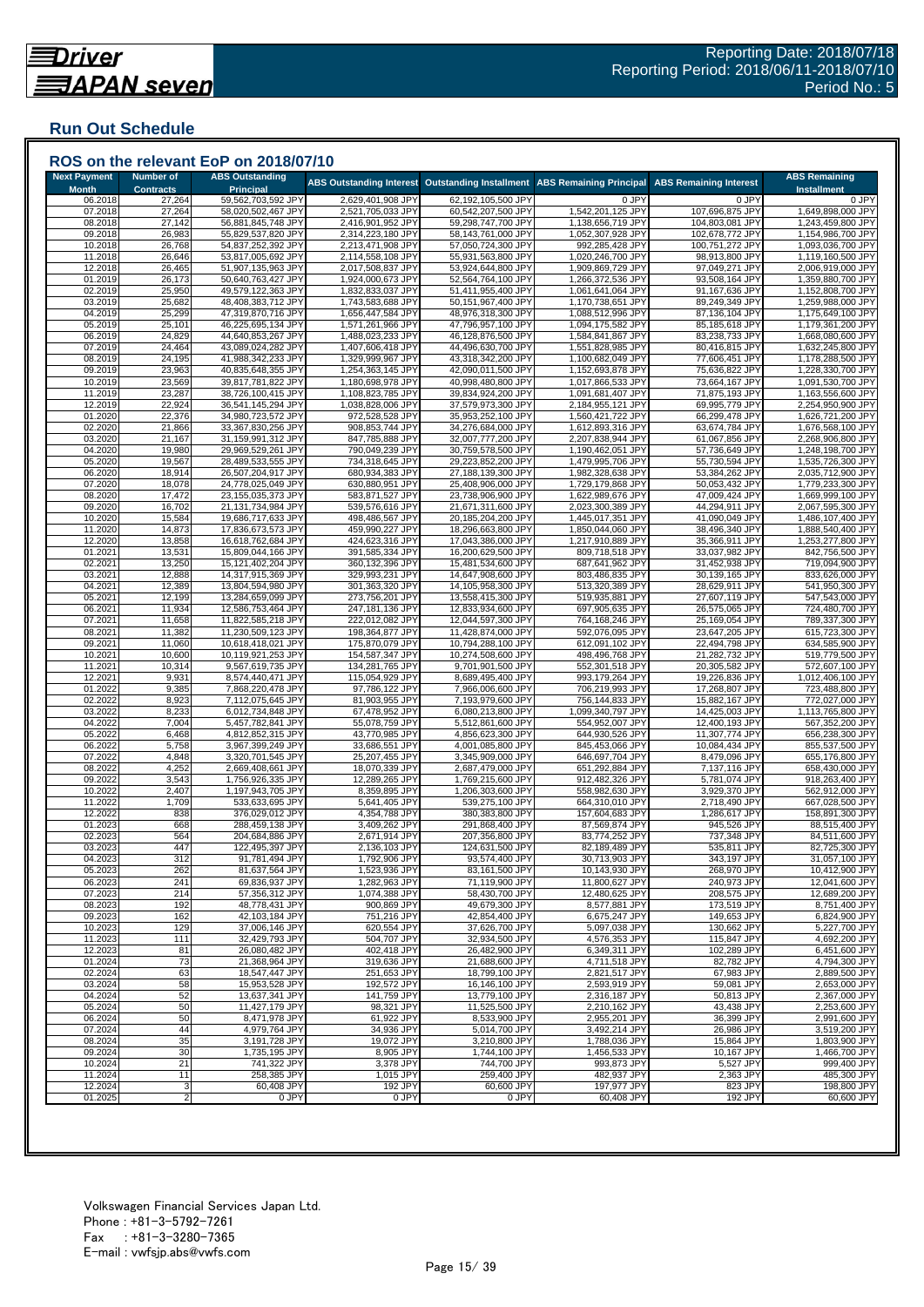Reporting Date: 2018/07/18
Reporting Period: 2018/06/11-2018/07/10
Period No.: 5

## Run Out Schedule

### ROS on the relevant EoP on 2018/07/10

| Next Payment Month | Number of Contracts | ABS Outstanding Principal | ABS Outstanding Interest | Outstanding Installment | ABS Remaining Principal | ABS Remaining Interest | ABS Remaining Installment |
|---|---|---|---|---|---|---|---|
| 06.2018 | 27,264 | 59,562,703,592 JPY | 2,629,401,908 JPY | 62,192,105,500 JPY | 0 JPY | 0 JPY | 0 JPY |
| 07.2018 | 27,264 | 58,020,502,467 JPY | 2,521,705,033 JPY | 60,542,207,500 JPY | 1,542,201,125 JPY | 107,696,875 JPY | 1,649,898,000 JPY |
| 08.2018 | 27,142 | 56,881,845,748 JPY | 2,416,901,952 JPY | 59,298,747,700 JPY | 1,138,656,719 JPY | 104,803,081 JPY | 1,243,459,800 JPY |
| 09.2018 | 26,983 | 55,829,537,820 JPY | 2,314,223,180 JPY | 58,143,761,000 JPY | 1,052,307,928 JPY | 102,678,772 JPY | 1,154,986,700 JPY |
| 10.2018 | 26,768 | 54,837,252,392 JPY | 2,213,471,908 JPY | 57,050,724,300 JPY | 992,285,428 JPY | 100,751,272 JPY | 1,093,036,700 JPY |
| 11.2018 | 26,646 | 53,817,005,692 JPY | 2,114,558,108 JPY | 55,931,563,800 JPY | 1,020,246,700 JPY | 98,913,800 JPY | 1,119,160,500 JPY |
| 12.2018 | 26,465 | 51,907,135,963 JPY | 2,017,508,837 JPY | 53,924,644,800 JPY | 1,909,869,729 JPY | 97,049,271 JPY | 2,006,919,000 JPY |
| 01.2019 | 26,173 | 50,640,763,427 JPY | 1,924,000,673 JPY | 52,564,764,100 JPY | 1,266,372,536 JPY | 93,508,164 JPY | 1,359,880,700 JPY |
| 02.2019 | 25,950 | 49,579,122,363 JPY | 1,832,833,037 JPY | 51,411,955,400 JPY | 1,061,641,064 JPY | 91,167,636 JPY | 1,152,808,700 JPY |
| 03.2019 | 25,682 | 48,408,383,712 JPY | 1,743,583,688 JPY | 50,151,967,400 JPY | 1,170,738,651 JPY | 89,249,349 JPY | 1,259,988,000 JPY |
| 04.2019 | 25,299 | 47,319,870,716 JPY | 1,656,447,584 JPY | 48,976,318,300 JPY | 1,088,512,996 JPY | 87,136,104 JPY | 1,175,649,100 JPY |
| 05.2019 | 25,101 | 46,225,695,134 JPY | 1,571,261,966 JPY | 47,796,957,100 JPY | 1,094,175,582 JPY | 85,185,618 JPY | 1,179,361,200 JPY |
| 06.2019 | 24,829 | 44,640,853,267 JPY | 1,488,023,233 JPY | 46,128,876,500 JPY | 1,584,841,867 JPY | 83,238,733 JPY | 1,668,080,600 JPY |
| 07.2019 | 24,464 | 43,089,024,282 JPY | 1,407,606,418 JPY | 44,496,630,700 JPY | 1,551,828,985 JPY | 80,416,815 JPY | 1,632,245,800 JPY |
| 08.2019 | 24,195 | 41,988,342,233 JPY | 1,329,999,967 JPY | 43,318,342,200 JPY | 1,100,682,049 JPY | 77,606,451 JPY | 1,178,288,500 JPY |
| 09.2019 | 23,963 | 40,835,648,355 JPY | 1,254,363,145 JPY | 42,090,011,500 JPY | 1,152,693,878 JPY | 75,636,822 JPY | 1,228,330,700 JPY |
| 10.2019 | 23,569 | 39,817,781,822 JPY | 1,180,698,978 JPY | 40,998,480,800 JPY | 1,017,866,533 JPY | 73,664,167 JPY | 1,091,530,700 JPY |
| 11.2019 | 23,287 | 38,726,100,415 JPY | 1,108,823,785 JPY | 39,834,924,200 JPY | 1,091,681,407 JPY | 71,875,193 JPY | 1,163,556,600 JPY |
| 12.2019 | 22,924 | 36,541,145,294 JPY | 1,038,828,006 JPY | 37,579,973,300 JPY | 2,184,955,121 JPY | 69,995,779 JPY | 2,254,950,900 JPY |
| 01.2020 | 22,376 | 34,980,723,572 JPY | 972,528,528 JPY | 35,953,252,100 JPY | 1,560,421,722 JPY | 66,299,478 JPY | 1,626,721,200 JPY |
| 02.2020 | 21,866 | 33,367,830,256 JPY | 908,853,744 JPY | 34,276,684,000 JPY | 1,612,893,316 JPY | 63,674,784 JPY | 1,676,568,100 JPY |
| 03.2020 | 21,167 | 31,159,991,312 JPY | 847,785,888 JPY | 32,007,777,200 JPY | 2,207,838,944 JPY | 61,067,856 JPY | 2,268,906,800 JPY |
| 04.2020 | 19,980 | 29,969,529,261 JPY | 790,049,239 JPY | 30,759,578,500 JPY | 1,190,462,051 JPY | 57,736,649 JPY | 1,248,198,700 JPY |
| 05.2020 | 19,567 | 28,489,533,555 JPY | 734,318,645 JPY | 29,223,852,200 JPY | 1,479,995,706 JPY | 55,730,594 JPY | 1,535,726,300 JPY |
| 06.2020 | 18,914 | 26,507,204,917 JPY | 680,934,383 JPY | 27,188,139,300 JPY | 1,982,328,638 JPY | 53,384,262 JPY | 2,035,712,900 JPY |
| 07.2020 | 18,078 | 24,778,025,049 JPY | 630,880,951 JPY | 25,408,906,000 JPY | 1,729,179,868 JPY | 50,053,432 JPY | 1,779,233,300 JPY |
| 08.2020 | 17,472 | 23,155,035,373 JPY | 583,871,527 JPY | 23,738,906,900 JPY | 1,622,989,676 JPY | 47,009,424 JPY | 1,669,999,100 JPY |
| 09.2020 | 16,702 | 21,131,734,984 JPY | 539,576,616 JPY | 21,671,311,600 JPY | 2,023,300,389 JPY | 44,294,911 JPY | 2,067,595,300 JPY |
| 10.2020 | 15,584 | 19,686,717,633 JPY | 498,486,567 JPY | 20,185,204,200 JPY | 1,445,017,351 JPY | 41,090,049 JPY | 1,486,107,400 JPY |
| 11.2020 | 14,873 | 17,836,673,573 JPY | 459,990,227 JPY | 18,296,663,800 JPY | 1,850,044,060 JPY | 38,496,340 JPY | 1,888,540,400 JPY |
| 12.2020 | 13,858 | 16,618,762,684 JPY | 424,623,316 JPY | 17,043,386,000 JPY | 1,217,910,889 JPY | 35,366,911 JPY | 1,253,277,800 JPY |
| 01.2021 | 13,531 | 15,809,044,166 JPY | 391,585,334 JPY | 16,200,629,500 JPY | 809,718,518 JPY | 33,037,982 JPY | 842,756,500 JPY |
| 02.2021 | 13,250 | 15,121,402,204 JPY | 360,132,396 JPY | 15,481,534,600 JPY | 687,641,962 JPY | 31,452,938 JPY | 719,094,900 JPY |
| 03.2021 | 12,888 | 14,317,915,369 JPY | 329,993,231 JPY | 14,647,908,600 JPY | 803,486,835 JPY | 30,139,165 JPY | 833,626,000 JPY |
| 04.2021 | 12,389 | 13,804,594,980 JPY | 301,363,320 JPY | 14,105,958,300 JPY | 513,320,389 JPY | 28,629,911 JPY | 541,950,300 JPY |
| 05.2021 | 12,199 | 13,284,659,099 JPY | 273,756,201 JPY | 13,558,415,300 JPY | 519,935,881 JPY | 27,607,119 JPY | 547,543,000 JPY |
| 06.2021 | 11,934 | 12,586,753,464 JPY | 247,181,136 JPY | 12,833,934,600 JPY | 697,905,635 JPY | 26,575,065 JPY | 724,480,700 JPY |
| 07.2021 | 11,658 | 11,822,585,218 JPY | 222,012,082 JPY | 12,044,597,300 JPY | 764,168,246 JPY | 25,169,054 JPY | 789,337,300 JPY |
| 08.2021 | 11,382 | 11,230,509,123 JPY | 198,364,877 JPY | 11,428,874,000 JPY | 592,076,095 JPY | 23,647,205 JPY | 615,723,300 JPY |
| 09.2021 | 11,060 | 10,618,418,021 JPY | 175,870,079 JPY | 10,794,288,100 JPY | 612,091,102 JPY | 22,494,798 JPY | 634,585,900 JPY |
| 10.2021 | 10,600 | 10,119,921,253 JPY | 154,587,347 JPY | 10,274,508,600 JPY | 498,496,768 JPY | 21,282,732 JPY | 519,779,500 JPY |
| 11.2021 | 10,314 | 9,567,619,735 JPY | 134,281,765 JPY | 9,701,901,500 JPY | 552,301,518 JPY | 20,305,582 JPY | 572,607,100 JPY |
| 12.2021 | 9,931 | 8,574,440,471 JPY | 115,054,929 JPY | 8,689,495,400 JPY | 993,179,264 JPY | 19,226,836 JPY | 1,012,406,100 JPY |
| 01.2022 | 9,385 | 7,868,220,478 JPY | 97,786,122 JPY | 7,966,006,600 JPY | 706,219,993 JPY | 17,268,807 JPY | 723,488,800 JPY |
| 02.2022 | 8,923 | 7,112,075,645 JPY | 81,903,955 JPY | 7,193,979,600 JPY | 756,144,833 JPY | 15,882,167 JPY | 772,027,000 JPY |
| 03.2022 | 8,233 | 6,012,734,848 JPY | 67,478,952 JPY | 6,080,213,800 JPY | 1,099,340,797 JPY | 14,425,003 JPY | 1,113,765,800 JPY |
| 04.2022 | 7,004 | 5,457,782,841 JPY | 55,078,759 JPY | 5,512,861,600 JPY | 554,952,007 JPY | 12,400,193 JPY | 567,352,200 JPY |
| 05.2022 | 6,468 | 4,812,852,315 JPY | 43,770,985 JPY | 4,856,623,300 JPY | 644,930,526 JPY | 11,307,774 JPY | 656,238,300 JPY |
| 06.2022 | 5,758 | 3,967,399,249 JPY | 33,686,551 JPY | 4,001,085,800 JPY | 845,453,066 JPY | 10,084,434 JPY | 855,537,500 JPY |
| 07.2022 | 4,848 | 3,320,701,545 JPY | 25,207,455 JPY | 3,345,909,000 JPY | 646,697,704 JPY | 8,479,096 JPY | 655,176,800 JPY |
| 08.2022 | 4,252 | 2,669,408,661 JPY | 18,070,339 JPY | 2,687,479,000 JPY | 651,292,884 JPY | 7,137,116 JPY | 658,430,000 JPY |
| 09.2022 | 3,543 | 1,756,926,335 JPY | 12,289,265 JPY | 1,769,215,600 JPY | 912,482,326 JPY | 5,781,074 JPY | 918,263,400 JPY |
| 10.2022 | 2,407 | 1,197,943,705 JPY | 8,359,895 JPY | 1,206,303,600 JPY | 558,982,630 JPY | 3,929,370 JPY | 562,912,000 JPY |
| 11.2022 | 1,709 | 533,633,695 JPY | 5,641,405 JPY | 539,275,100 JPY | 664,310,010 JPY | 2,718,490 JPY | 667,028,500 JPY |
| 12.2022 | 838 | 376,029,012 JPY | 4,354,788 JPY | 380,383,800 JPY | 157,604,683 JPY | 1,286,617 JPY | 158,891,300 JPY |
| 01.2023 | 668 | 288,459,138 JPY | 3,409,262 JPY | 291,868,400 JPY | 87,569,874 JPY | 945,526 JPY | 88,515,400 JPY |
| 02.2023 | 564 | 204,684,886 JPY | 2,671,914 JPY | 207,356,800 JPY | 83,774,252 JPY | 737,348 JPY | 84,511,600 JPY |
| 03.2023 | 447 | 122,495,397 JPY | 2,136,103 JPY | 124,631,500 JPY | 82,189,489 JPY | 535,811 JPY | 82,725,300 JPY |
| 04.2023 | 312 | 91,781,494 JPY | 1,792,906 JPY | 93,574,400 JPY | 30,713,903 JPY | 343,197 JPY | 31,057,100 JPY |
| 05.2023 | 262 | 81,637,564 JPY | 1,523,936 JPY | 83,161,500 JPY | 10,143,930 JPY | 268,970 JPY | 10,412,900 JPY |
| 06.2023 | 241 | 69,836,937 JPY | 1,282,963 JPY | 71,119,900 JPY | 11,800,627 JPY | 240,973 JPY | 12,041,600 JPY |
| 07.2023 | 214 | 57,356,312 JPY | 1,074,388 JPY | 58,430,700 JPY | 12,480,625 JPY | 208,575 JPY | 12,689,200 JPY |
| 08.2023 | 192 | 48,778,431 JPY | 900,869 JPY | 49,679,300 JPY | 8,577,881 JPY | 173,519 JPY | 8,751,400 JPY |
| 09.2023 | 162 | 42,103,184 JPY | 751,216 JPY | 42,854,400 JPY | 6,675,247 JPY | 149,653 JPY | 6,824,900 JPY |
| 10.2023 | 129 | 37,006,146 JPY | 620,554 JPY | 37,626,700 JPY | 5,097,038 JPY | 130,662 JPY | 5,227,700 JPY |
| 11.2023 | 111 | 32,429,793 JPY | 504,707 JPY | 32,934,500 JPY | 4,576,353 JPY | 115,847 JPY | 4,692,200 JPY |
| 12.2023 | 81 | 26,080,482 JPY | 402,418 JPY | 26,482,900 JPY | 6,349,311 JPY | 102,289 JPY | 6,451,600 JPY |
| 01.2024 | 73 | 21,368,964 JPY | 319,636 JPY | 21,688,600 JPY | 4,711,518 JPY | 82,782 JPY | 4,794,300 JPY |
| 02.2024 | 63 | 18,547,447 JPY | 251,653 JPY | 18,799,100 JPY | 2,821,517 JPY | 67,983 JPY | 2,889,500 JPY |
| 03.2024 | 58 | 15,953,528 JPY | 192,572 JPY | 16,146,100 JPY | 2,593,919 JPY | 59,081 JPY | 2,653,000 JPY |
| 04.2024 | 52 | 13,637,341 JPY | 141,759 JPY | 13,779,100 JPY | 2,316,187 JPY | 50,813 JPY | 2,367,000 JPY |
| 05.2024 | 50 | 11,427,179 JPY | 98,321 JPY | 11,525,500 JPY | 2,210,162 JPY | 43,438 JPY | 2,253,600 JPY |
| 06.2024 | 50 | 8,471,978 JPY | 61,922 JPY | 8,533,900 JPY | 2,955,201 JPY | 36,399 JPY | 2,991,600 JPY |
| 07.2024 | 44 | 4,979,764 JPY | 34,936 JPY | 5,014,700 JPY | 3,492,214 JPY | 26,986 JPY | 3,519,200 JPY |
| 08.2024 | 35 | 3,191,728 JPY | 19,072 JPY | 3,210,800 JPY | 1,788,036 JPY | 15,864 JPY | 1,803,900 JPY |
| 09.2024 | 30 | 1,735,195 JPY | 8,905 JPY | 1,744,100 JPY | 1,456,533 JPY | 10,167 JPY | 1,466,700 JPY |
| 10.2024 | 21 | 741,322 JPY | 3,378 JPY | 744,700 JPY | 993,873 JPY | 5,527 JPY | 999,400 JPY |
| 11.2024 | 11 | 258,385 JPY | 1,015 JPY | 259,400 JPY | 482,937 JPY | 2,363 JPY | 485,300 JPY |
| 12.2024 | 3 | 60,408 JPY | 192 JPY | 60,600 JPY | 197,977 JPY | 823 JPY | 198,800 JPY |
| 01.2025 | 2 | 0 JPY | 0 JPY | 0 JPY | 60,408 JPY | 192 JPY | 60,600 JPY |

Volkswagen Financial Services Japan Ltd.
Phone : +81-3-5792-7261
Fax : +81-3-3280-7365
E-mail : vwfsjp.abs@vwfs.com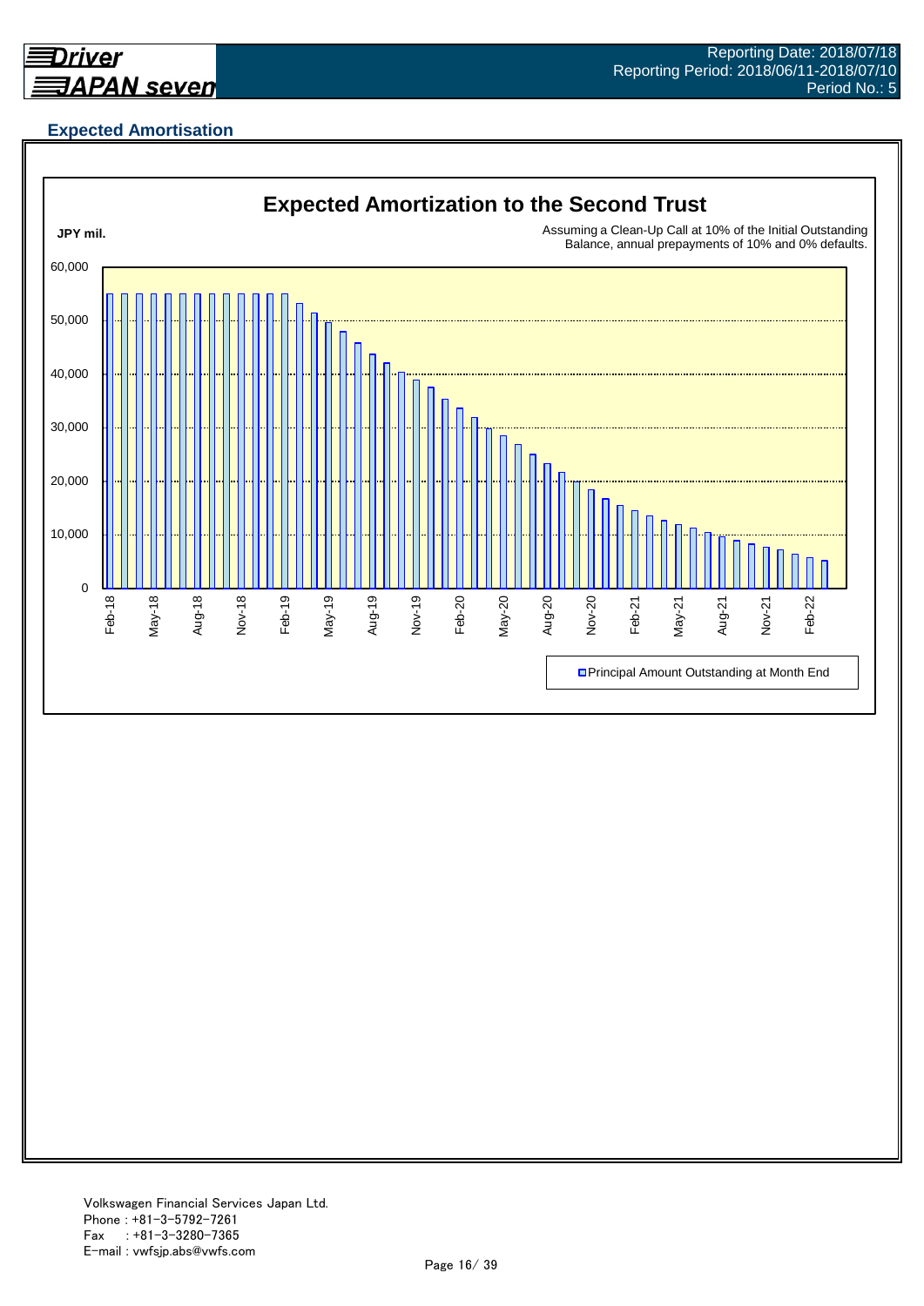## Expected Amortisation

**Expected Amortization to the Second Trust**

JPY mil.

Assuming a Clean-Up Call at 10% of the Initial Outstanding Balance, annual prepayments of 10% and 0% defaults.

Principal Amount Outstanding at Month End

Volkswagen Financial Services Japan Ltd.
Phone : +81-3-5792-7261
Fax : +81-3-3280-7365
E-mail : vwfsjp.abs@vwfs.com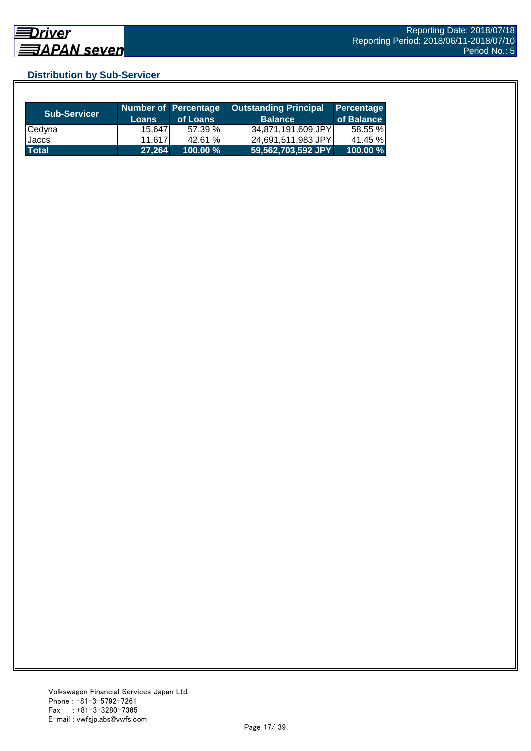## Distribution by Sub-Servicer

| Sub-Servicer | Number of Loans | Percentage of Loans | Outstanding Principal Balance | Percentage of Balance |
|---|---|---|---|---|
| Cedyna | 15,647 | 57.39 % | 34,871,191,609 JPY | 58.55 % |
| Jaccs | 11,617 | 42.61 % | 24,691,511,983 JPY | 41.45 % |
| **Total** | **27,264** | **100.00 %** | **59,562,703,592 JPY** | **100.00 %** |

Volkswagen Financial Services Japan Ltd.
Phone : +81-3-5792-7261
Fax : +81-3-3280-7365
E-mail : vwfsjp.abs@vwfs.com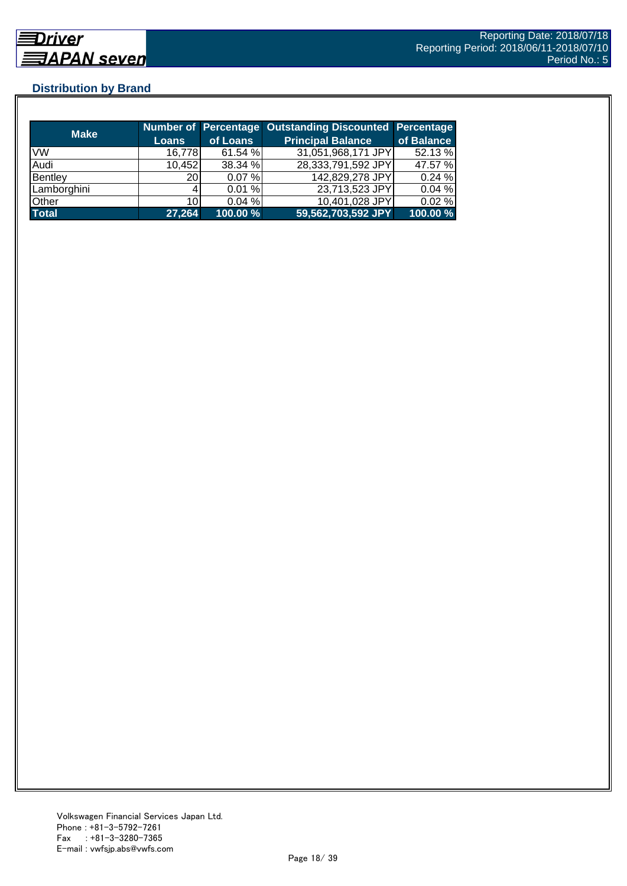## Distribution by Brand

| Make | Number of Loans | Percentage of Loans | Outstanding Discounted Principal Balance | Percentage of Balance |
|---|---|---|---|---|
| VW | 16,778 | 61.54 % | 31,051,968,171 JPY | 52.13 % |
| Audi | 10,452 | 38.34 % | 28,333,791,592 JPY | 47.57 % |
| Bentley | 20 | 0.07 % | 142,829,278 JPY | 0.24 % |
| Lamborghini | 4 | 0.01 % | 23,713,523 JPY | 0.04 % |
| Other | 10 | 0.04 % | 10,401,028 JPY | 0.02 % |
| **Total** | **27,264** | **100.00 %** | **59,562,703,592 JPY** | **100.00 %** |

Volkswagen Financial Services Japan Ltd.
Phone : +81-3-5792-7261
Fax : +81-3-3280-7365
E-mail : vwfsjp.abs@vwfs.com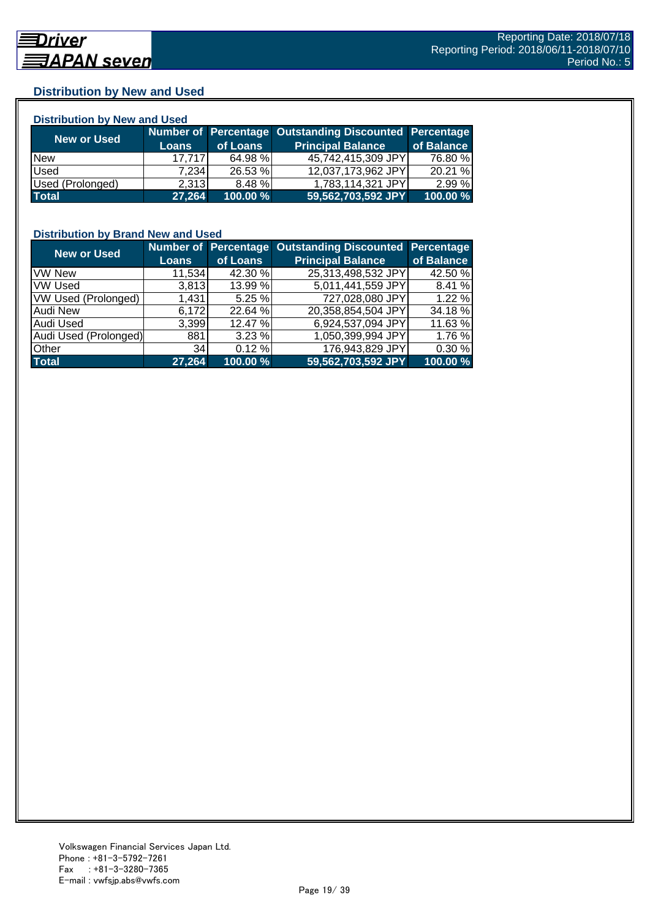## Distribution by New and Used

### Distribution by New and Used

| New or Used | Number of Loans | Percentage of Loans | Outstanding Discounted Principal Balance | Percentage of Balance |
|---|---|---|---|---|
| New | 17,717 | 64.98 % | 45,742,415,309 JPY | 76.80 % |
| Used | 7,234 | 26.53 % | 12,037,173,962 JPY | 20.21 % |
| Used (Prolonged) | 2,313 | 8.48 % | 1,783,114,321 JPY | 2.99 % |
| **Total** | **27,264** | **100.00 %** | **59,562,703,592 JPY** | **100.00 %** |

### Distribution by Brand New and Used

| New or Used | Number of Loans | Percentage of Loans | Outstanding Discounted Principal Balance | Percentage of Balance |
|---|---|---|---|---|
| VW New | 11,534 | 42.30 % | 25,313,498,532 JPY | 42.50 % |
| VW Used | 3,813 | 13.99 % | 5,011,441,559 JPY | 8.41 % |
| VW Used (Prolonged) | 1,431 | 5.25 % | 727,028,080 JPY | 1.22 % |
| Audi New | 6,172 | 22.64 % | 20,358,854,504 JPY | 34.18 % |
| Audi Used | 3,399 | 12.47 % | 6,924,537,094 JPY | 11.63 % |
| Audi Used (Prolonged) | 881 | 3.23 % | 1,050,399,994 JPY | 1.76 % |
| Other | 34 | 0.12 % | 176,943,829 JPY | 0.30 % |
| **Total** | **27,264** | **100.00 %** | **59,562,703,592 JPY** | **100.00 %** |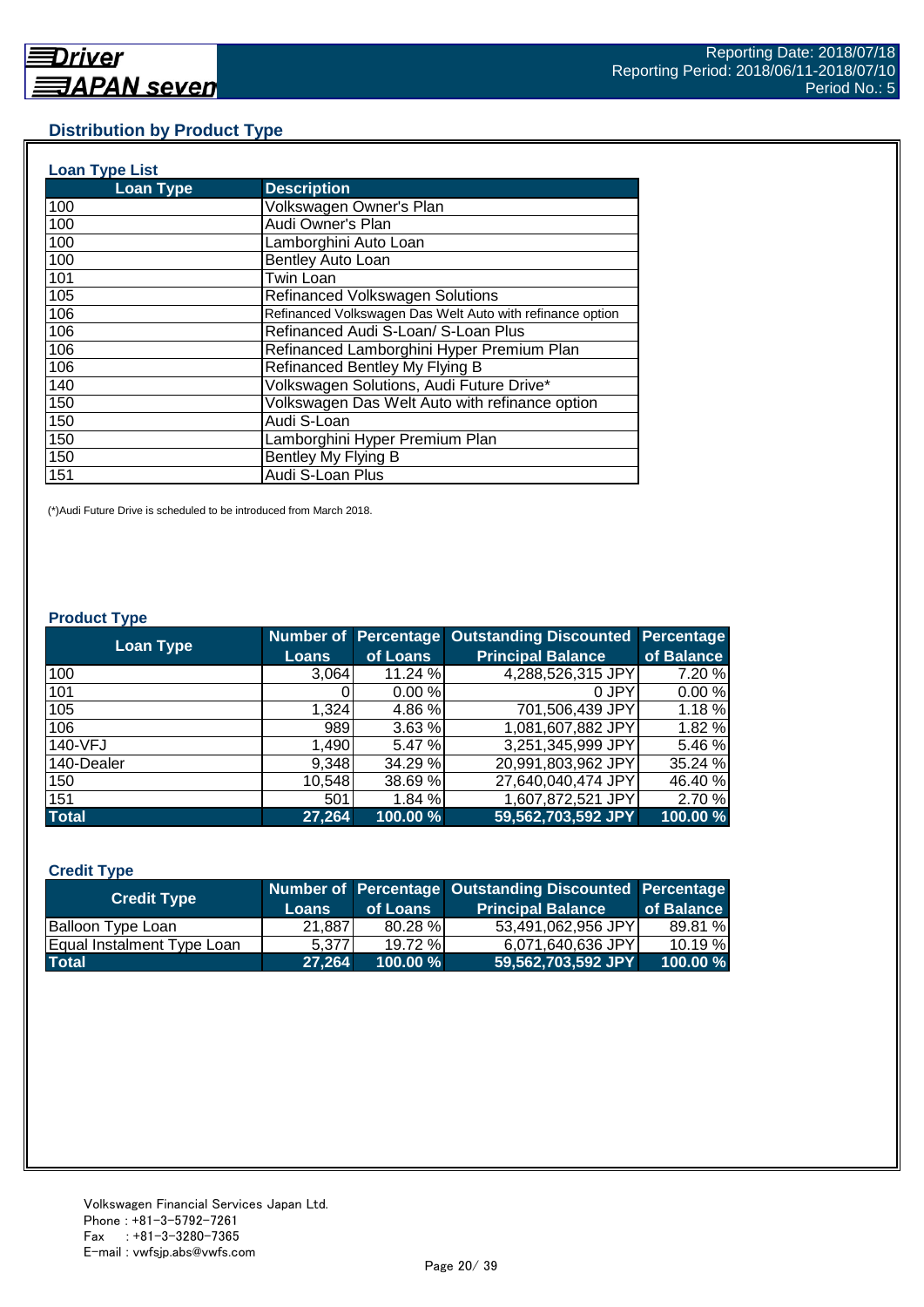## Distribution by Product Type

### Loan Type List

| Loan Type | Description |
|---|---|
| 100 | Volkswagen Owner's Plan |
| 100 | Audi Owner's Plan |
| 100 | Lamborghini Auto Loan |
| 100 | Bentley Auto Loan |
| 101 | Twin Loan |
| 105 | Refinanced Volkswagen Solutions |
| 106 | Refinanced Volkswagen Das Welt Auto with refinance option |
| 106 | Refinanced Audi S-Loan/ S-Loan Plus |
| 106 | Refinanced Lamborghini Hyper Premium Plan |
| 106 | Refinanced Bentley My Flying B |
| 140 | Volkswagen Solutions, Audi Future Drive* |
| 150 | Volkswagen Das Welt Auto with refinance option |
| 150 | Audi S-Loan |
| 150 | Lamborghini Hyper Premium Plan |
| 150 | Bentley My Flying B |
| 151 | Audi S-Loan Plus |

(*)Audi Future Drive is scheduled to be introduced from March 2018.

### Product Type

| Loan Type | Number of Loans | Percentage of Loans | Outstanding Discounted Principal Balance | Percentage of Balance |
|---|---|---|---|---|
| 100 | 3,064 | 11.24 % | 4,288,526,315 JPY | 7.20 % |
| 101 | 0 | 0.00 % | 0 JPY | 0.00 % |
| 105 | 1,324 | 4.86 % | 701,506,439 JPY | 1.18 % |
| 106 | 989 | 3.63 % | 1,081,607,882 JPY | 1.82 % |
| 140-VFJ | 1,490 | 5.47 % | 3,251,345,999 JPY | 5.46 % |
| 140-Dealer | 9,348 | 34.29 % | 20,991,803,962 JPY | 35.24 % |
| 150 | 10,548 | 38.69 % | 27,640,040,474 JPY | 46.40 % |
| 151 | 501 | 1.84 % | 1,607,872,521 JPY | 2.70 % |
| **Total** | **27,264** | **100.00 %** | **59,562,703,592 JPY** | **100.00 %** |

### Credit Type

| Credit Type | Number of Loans | Percentage of Loans | Outstanding Discounted Principal Balance | Percentage of Balance |
|---|---|---|---|---|
| Balloon Type Loan | 21,887 | 80.28 % | 53,491,062,956 JPY | 89.81 % |
| Equal Instalment Type Loan | 5,377 | 19.72 % | 6,071,640,636 JPY | 10.19 % |
| **Total** | **27,264** | **100.00 %** | **59,562,703,592 JPY** | **100.00 %** |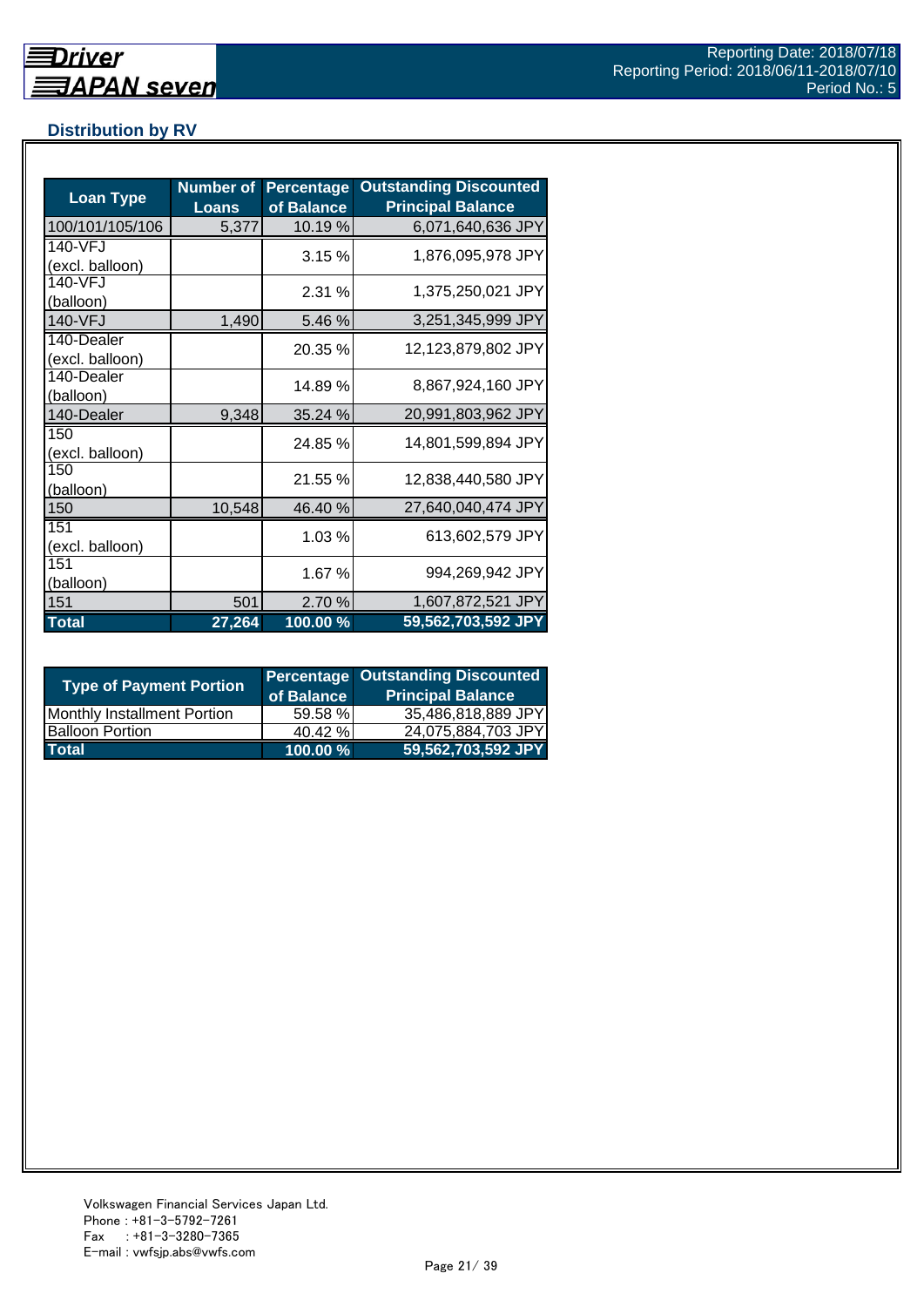## Distribution by RV

| Loan Type | Number of Loans | Percentage of Balance | Outstanding Discounted Principal Balance |
|---|---|---|---|
| 100/101/105/106 | 5,377 | 10.19 % | 6,071,640,636 JPY |
| 140-VFJ (excl. balloon) | | 3.15 % | 1,876,095,978 JPY |
| 140-VFJ (balloon) | | 2.31 % | 1,375,250,021 JPY |
| 140-VFJ | 1,490 | 5.46 % | 3,251,345,999 JPY |
| 140-Dealer (excl. balloon) | | 20.35 % | 12,123,879,802 JPY |
| 140-Dealer (balloon) | | 14.89 % | 8,867,924,160 JPY |
| 140-Dealer | 9,348 | 35.24 % | 20,991,803,962 JPY |
| 150 (excl. balloon) | | 24.85 % | 14,801,599,894 JPY |
| 150 (balloon) | | 21.55 % | 12,838,440,580 JPY |
| 150 | 10,548 | 46.40 % | 27,640,040,474 JPY |
| 151 (excl. balloon) | | 1.03 % | 613,602,579 JPY |
| 151 (balloon) | | 1.67 % | 994,269,942 JPY |
| 151 | 501 | 2.70 % | 1,607,872,521 JPY |
| **Total** | **27,264** | **100.00 %** | **59,562,703,592 JPY** |

| Type of Payment Portion | Percentage of Balance | Outstanding Discounted Principal Balance |
|---|---|---|
| Monthly Installment Portion | 59.58 % | 35,486,818,889 JPY |
| Balloon Portion | 40.42 % | 24,075,884,703 JPY |
| **Total** | **100.00 %** | **59,562,703,592 JPY** |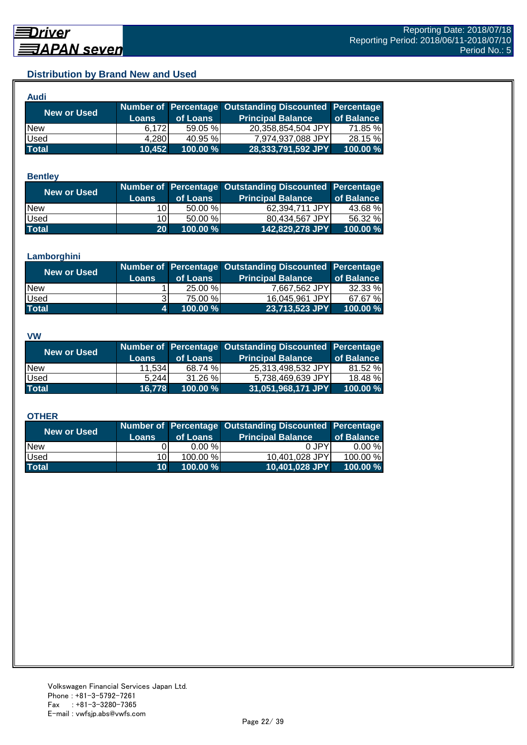## Distribution by Brand New and Used

### Audi

| New or Used | Number of Loans | Percentage of Loans | Outstanding Discounted Principal Balance | Percentage of Balance |
|---|---|---|---|---|
| New | 6,172 | 59.05 % | 20,358,854,504 JPY | 71.85 % |
| Used | 4,280 | 40.95 % | 7,974,937,088 JPY | 28.15 % |
| **Total** | **10,452** | **100.00 %** | **28,333,791,592 JPY** | **100.00 %** |

### Bentley

| New or Used | Number of Loans | Percentage of Loans | Outstanding Discounted Principal Balance | Percentage of Balance |
|---|---|---|---|---|
| New | 10 | 50.00 % | 62,394,711 JPY | 43.68 % |
| Used | 10 | 50.00 % | 80,434,567 JPY | 56.32 % |
| **Total** | **20** | **100.00 %** | **142,829,278 JPY** | **100.00 %** |

### Lamborghini

| New or Used | Number of Loans | Percentage of Loans | Outstanding Discounted Principal Balance | Percentage of Balance |
|---|---|---|---|---|
| New | 1 | 25.00 % | 7,667,562 JPY | 32.33 % |
| Used | 3 | 75.00 % | 16,045,961 JPY | 67.67 % |
| **Total** | **4** | **100.00 %** | **23,713,523 JPY** | **100.00 %** |

### VW

| New or Used | Number of Loans | Percentage of Loans | Outstanding Discounted Principal Balance | Percentage of Balance |
|---|---|---|---|---|
| New | 11,534 | 68.74 % | 25,313,498,532 JPY | 81.52 % |
| Used | 5,244 | 31.26 % | 5,738,469,639 JPY | 18.48 % |
| **Total** | **16,778** | **100.00 %** | **31,051,968,171 JPY** | **100.00 %** |

### OTHER

| New or Used | Number of Loans | Percentage of Loans | Outstanding Discounted Principal Balance | Percentage of Balance |
|---|---|---|---|---|
| New | 0 | 0.00 % | 0 JPY | 0.00 % |
| Used | 10 | 100.00 % | 10,401,028 JPY | 100.00 % |
| **Total** | **10** | **100.00 %** | **10,401,028 JPY** | **100.00 %** |

Volkswagen Financial Services Japan Ltd.
Phone : +81-3-5792-7261
Fax : +81-3-3280-7365
E-mail : vwfsjp.abs@vwfs.com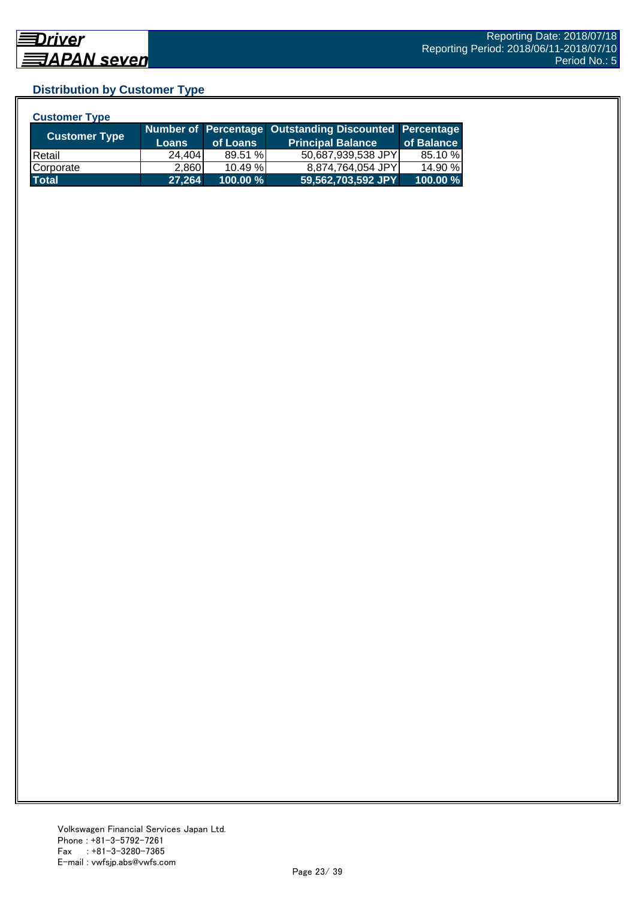## Distribution by Customer Type

### Customer Type

| Customer Type | Number of Loans | Percentage of Loans | Outstanding Discounted Principal Balance | Percentage of Balance |
|---|---|---|---|---|
| Retail | 24,404 | 89.51 % | 50,687,939,538 JPY | 85.10 % |
| Corporate | 2,860 | 10.49 % | 8,874,764,054 JPY | 14.90 % |
| **Total** | **27,264** | **100.00 %** | **59,562,703,592 JPY** | **100.00 %** |

Volkswagen Financial Services Japan Ltd.
Phone : +81-3-5792-7261
Fax : +81-3-3280-7365
E-mail : vwfsjp.abs@vwfs.com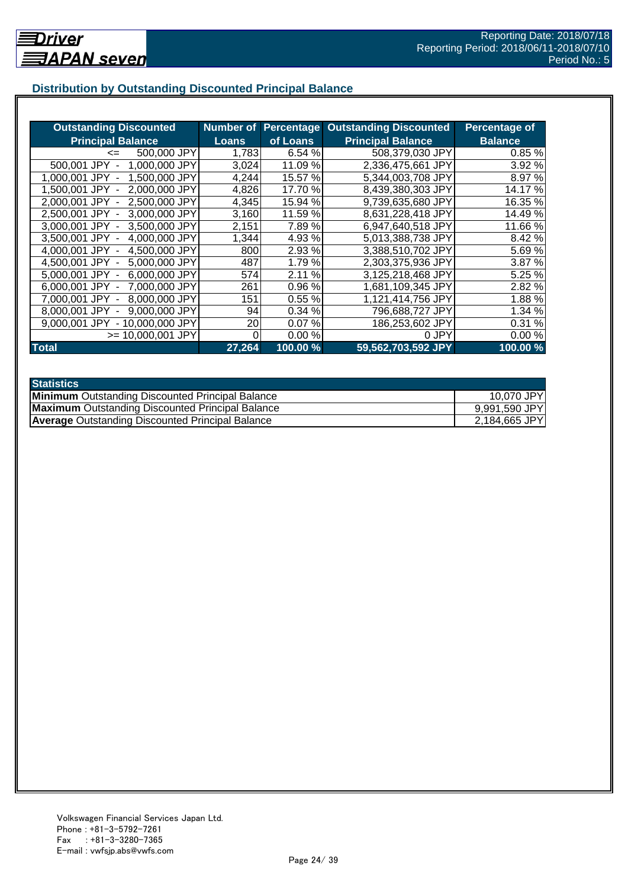## Distribution by Outstanding Discounted Principal Balance

| Outstanding Discounted Principal Balance | Number of Loans | Percentage of Loans | Outstanding Discounted Principal Balance | Percentage of Balance |
|---|---|---|---|---|
| <= 500,000 JPY | 1,783 | 6.54 % | 508,379,030 JPY | 0.85 % |
| 500,001 JPY - 1,000,000 JPY | 3,024 | 11.09 % | 2,336,475,661 JPY | 3.92 % |
| 1,000,001 JPY - 1,500,000 JPY | 4,244 | 15.57 % | 5,344,003,708 JPY | 8.97 % |
| 1,500,001 JPY - 2,000,000 JPY | 4,826 | 17.70 % | 8,439,380,303 JPY | 14.17 % |
| 2,000,001 JPY - 2,500,000 JPY | 4,345 | 15.94 % | 9,739,635,680 JPY | 16.35 % |
| 2,500,001 JPY - 3,000,000 JPY | 3,160 | 11.59 % | 8,631,228,418 JPY | 14.49 % |
| 3,000,001 JPY - 3,500,000 JPY | 2,151 | 7.89 % | 6,947,640,518 JPY | 11.66 % |
| 3,500,001 JPY - 4,000,000 JPY | 1,344 | 4.93 % | 5,013,388,738 JPY | 8.42 % |
| 4,000,001 JPY - 4,500,000 JPY | 800 | 2.93 % | 3,388,510,702 JPY | 5.69 % |
| 4,500,001 JPY - 5,000,000 JPY | 487 | 1.79 % | 2,303,375,936 JPY | 3.87 % |
| 5,000,001 JPY - 6,000,000 JPY | 574 | 2.11 % | 3,125,218,468 JPY | 5.25 % |
| 6,000,001 JPY - 7,000,000 JPY | 261 | 0.96 % | 1,681,109,345 JPY | 2.82 % |
| 7,000,001 JPY - 8,000,000 JPY | 151 | 0.55 % | 1,121,414,756 JPY | 1.88 % |
| 8,000,001 JPY - 9,000,000 JPY | 94 | 0.34 % | 796,688,727 JPY | 1.34 % |
| 9,000,001 JPY - 10,000,000 JPY | 20 | 0.07 % | 186,253,602 JPY | 0.31 % |
| >= 10,000,001 JPY | 0 | 0.00 % | 0 JPY | 0.00 % |
| **Total** | **27,264** | **100.00 %** | **59,562,703,592 JPY** | **100.00 %** |

| Statistics | |
|---|---|
| **Minimum** Outstanding Discounted Principal Balance | 10,070 JPY |
| **Maximum** Outstanding Discounted Principal Balance | 9,991,590 JPY |
| **Average** Outstanding Discounted Principal Balance | 2,184,665 JPY |

Volkswagen Financial Services Japan Ltd.
Phone : +81-3-5792-7261
Fax : +81-3-3280-7365
E-mail : vwfsjp.abs@vwfs.com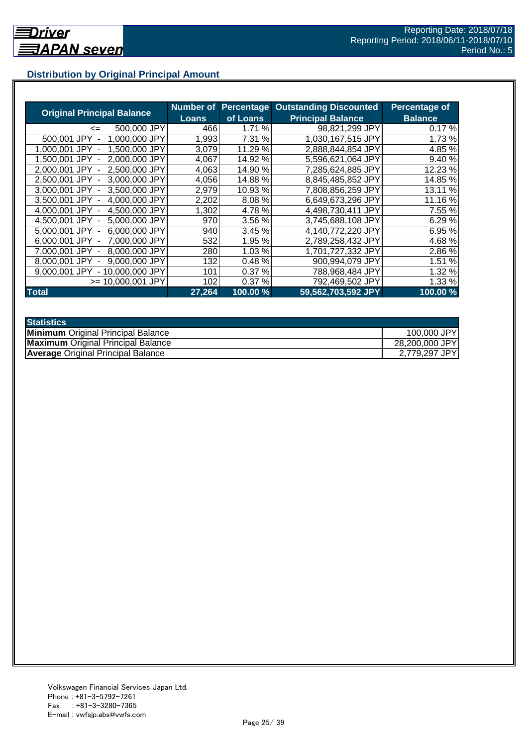## Distribution by Original Principal Amount

| Original Principal Balance | Number of Loans | Percentage of Loans | Outstanding Discounted Principal Balance | Percentage of Balance |
|---|---|---|---|---|
| <= 500,000 JPY | 466 | 1.71 % | 98,821,299 JPY | 0.17 % |
| 500,001 JPY - 1,000,000 JPY | 1,993 | 7.31 % | 1,030,167,515 JPY | 1.73 % |
| 1,000,001 JPY - 1,500,000 JPY | 3,079 | 11.29 % | 2,888,844,854 JPY | 4.85 % |
| 1,500,001 JPY - 2,000,000 JPY | 4,067 | 14.92 % | 5,596,621,064 JPY | 9.40 % |
| 2,000,001 JPY - 2,500,000 JPY | 4,063 | 14.90 % | 7,285,624,885 JPY | 12.23 % |
| 2,500,001 JPY - 3,000,000 JPY | 4,056 | 14.88 % | 8,845,485,852 JPY | 14.85 % |
| 3,000,001 JPY - 3,500,000 JPY | 2,979 | 10.93 % | 7,808,856,259 JPY | 13.11 % |
| 3,500,001 JPY - 4,000,000 JPY | 2,202 | 8.08 % | 6,649,673,296 JPY | 11.16 % |
| 4,000,001 JPY - 4,500,000 JPY | 1,302 | 4.78 % | 4,498,730,411 JPY | 7.55 % |
| 4,500,001 JPY - 5,000,000 JPY | 970 | 3.56 % | 3,745,688,108 JPY | 6.29 % |
| 5,000,001 JPY - 6,000,000 JPY | 940 | 3.45 % | 4,140,772,220 JPY | 6.95 % |
| 6,000,001 JPY - 7,000,000 JPY | 532 | 1.95 % | 2,789,258,432 JPY | 4.68 % |
| 7,000,001 JPY - 8,000,000 JPY | 280 | 1.03 % | 1,701,727,332 JPY | 2.86 % |
| 8,000,001 JPY - 9,000,000 JPY | 132 | 0.48 % | 900,994,079 JPY | 1.51 % |
| 9,000,001 JPY - 10,000,000 JPY | 101 | 0.37 % | 788,968,484 JPY | 1.32 % |
| >= 10,000,001 JPY | 102 | 0.37 % | 792,469,502 JPY | 1.33 % |
| **Total** | **27,264** | **100.00 %** | **59,562,703,592 JPY** | **100.00 %** |

| Statistics | |
|---|---|
| **Minimum** Original Principal Balance | 100,000 JPY |
| **Maximum** Original Principal Balance | 28,200,000 JPY |
| **Average** Original Principal Balance | 2,779,297 JPY |

Volkswagen Financial Services Japan Ltd.
Phone : +81-3-5792-7261
Fax : +81-3-3280-7365
E-mail : vwfsjp.abs@vwfs.com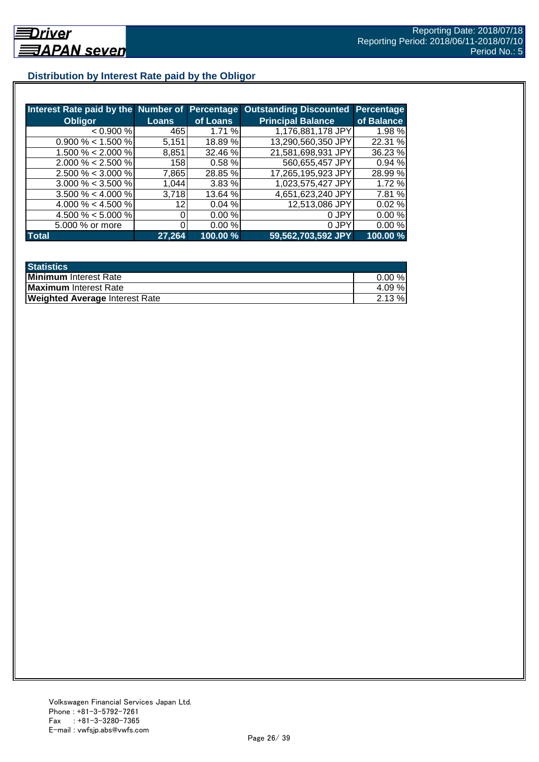## Distribution by Interest Rate paid by the Obligor

| Interest Rate paid by the Obligor | Number of Loans | Percentage of Loans | Outstanding Discounted Principal Balance | Percentage of Balance |
|---|---|---|---|---|
| < 0.900 % | 465 | 1.71 % | 1,176,881,178 JPY | 1.98 % |
| 0.900 % < 1.500 % | 5,151 | 18.89 % | 13,290,560,350 JPY | 22.31 % |
| 1.500 % < 2.000 % | 8,851 | 32.46 % | 21,581,698,931 JPY | 36.23 % |
| 2.000 % < 2.500 % | 158 | 0.58 % | 560,655,457 JPY | 0.94 % |
| 2.500 % < 3.000 % | 7,865 | 28.85 % | 17,265,195,923 JPY | 28.99 % |
| 3.000 % < 3.500 % | 1,044 | 3.83 % | 1,023,575,427 JPY | 1.72 % |
| 3.500 % < 4.000 % | 3,718 | 13.64 % | 4,651,623,240 JPY | 7.81 % |
| 4.000 % < 4.500 % | 12 | 0.04 % | 12,513,086 JPY | 0.02 % |
| 4.500 % < 5.000 % | 0 | 0.00 % | 0 JPY | 0.00 % |
| 5.000 % or more | 0 | 0.00 % | 0 JPY | 0.00 % |
| **Total** | **27,264** | **100.00 %** | **59,562,703,592 JPY** | **100.00 %** |

| Statistics | |
|---|---|
| **Minimum** Interest Rate | 0.00 % |
| **Maximum** Interest Rate | 4.09 % |
| **Weighted Average** Interest Rate | 2.13 % |

Volkswagen Financial Services Japan Ltd.
Phone : +81-3-5792-7261
Fax : +81-3-3280-7365
E-mail : vwfsjp.abs@vwfs.com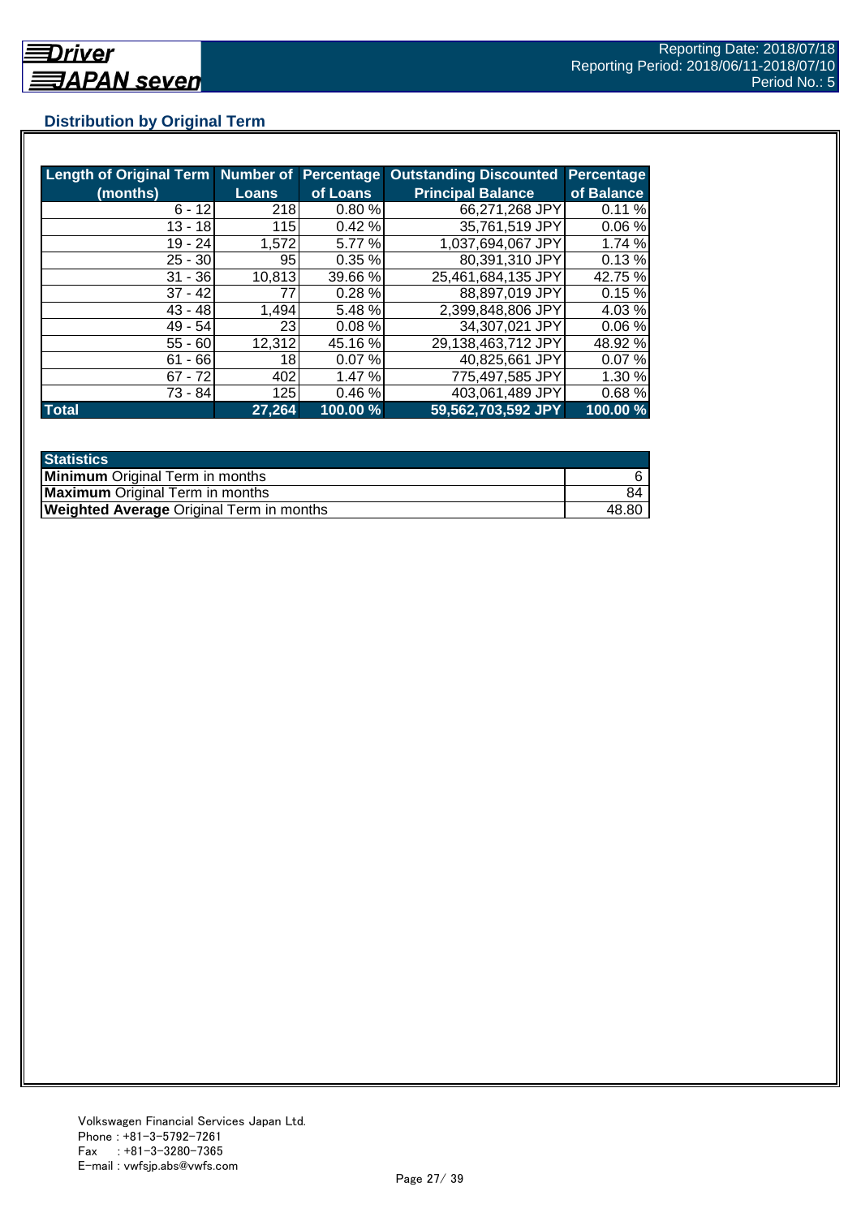## Distribution by Original Term

| Length of Original Term (months) | Number of Loans | Percentage of Loans | Outstanding Discounted Principal Balance | Percentage of Balance |
|---|---|---|---|---|
| 6 - 12 | 218 | 0.80 % | 66,271,268 JPY | 0.11 % |
| 13 - 18 | 115 | 0.42 % | 35,761,519 JPY | 0.06 % |
| 19 - 24 | 1,572 | 5.77 % | 1,037,694,067 JPY | 1.74 % |
| 25 - 30 | 95 | 0.35 % | 80,391,310 JPY | 0.13 % |
| 31 - 36 | 10,813 | 39.66 % | 25,461,684,135 JPY | 42.75 % |
| 37 - 42 | 77 | 0.28 % | 88,897,019 JPY | 0.15 % |
| 43 - 48 | 1,494 | 5.48 % | 2,399,848,806 JPY | 4.03 % |
| 49 - 54 | 23 | 0.08 % | 34,307,021 JPY | 0.06 % |
| 55 - 60 | 12,312 | 45.16 % | 29,138,463,712 JPY | 48.92 % |
| 61 - 66 | 18 | 0.07 % | 40,825,661 JPY | 0.07 % |
| 67 - 72 | 402 | 1.47 % | 775,497,585 JPY | 1.30 % |
| 73 - 84 | 125 | 0.46 % | 403,061,489 JPY | 0.68 % |
| **Total** | **27,264** | **100.00 %** | **59,562,703,592 JPY** | **100.00 %** |

| Statistics | |
|---|---|
| **Minimum** Original Term in months | 6 |
| **Maximum** Original Term in months | 84 |
| **Weighted Average** Original Term in months | 48.80 |

Volkswagen Financial Services Japan Ltd.
Phone : +81-3-5792-7261
Fax : +81-3-3280-7365
E-mail : vwfsjp.abs@vwfs.com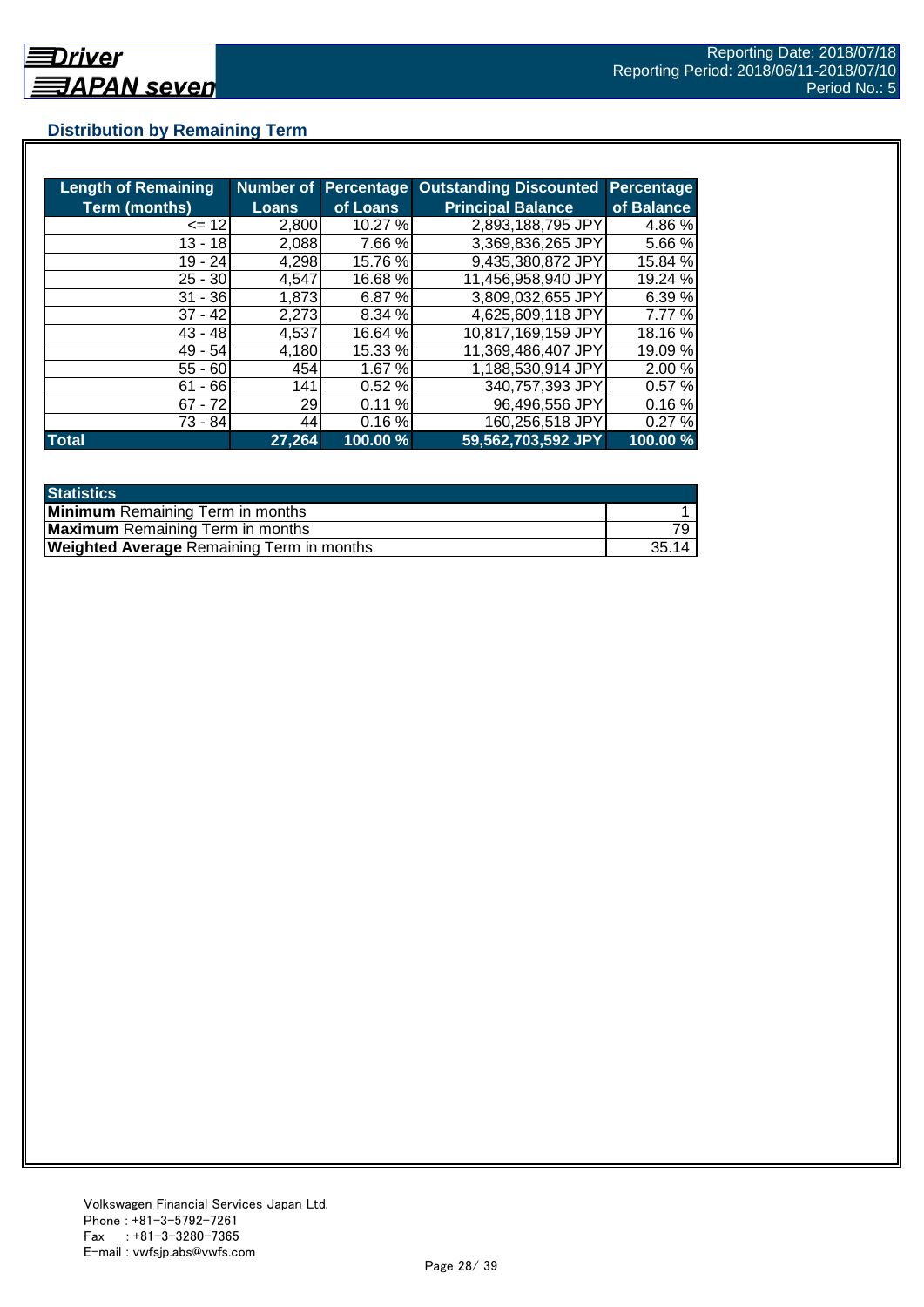## Distribution by Remaining Term

| Length of Remaining Term (months) | Number of Loans | Percentage of Loans | Outstanding Discounted Principal Balance | Percentage of Balance |
|---|---|---|---|---|
| <= 12 | 2,800 | 10.27 % | 2,893,188,795 JPY | 4.86 % |
| 13 - 18 | 2,088 | 7.66 % | 3,369,836,265 JPY | 5.66 % |
| 19 - 24 | 4,298 | 15.76 % | 9,435,380,872 JPY | 15.84 % |
| 25 - 30 | 4,547 | 16.68 % | 11,456,958,940 JPY | 19.24 % |
| 31 - 36 | 1,873 | 6.87 % | 3,809,032,655 JPY | 6.39 % |
| 37 - 42 | 2,273 | 8.34 % | 4,625,609,118 JPY | 7.77 % |
| 43 - 48 | 4,537 | 16.64 % | 10,817,169,159 JPY | 18.16 % |
| 49 - 54 | 4,180 | 15.33 % | 11,369,486,407 JPY | 19.09 % |
| 55 - 60 | 454 | 1.67 % | 1,188,530,914 JPY | 2.00 % |
| 61 - 66 | 141 | 0.52 % | 340,757,393 JPY | 0.57 % |
| 67 - 72 | 29 | 0.11 % | 96,496,556 JPY | 0.16 % |
| 73 - 84 | 44 | 0.16 % | 160,256,518 JPY | 0.27 % |
| **Total** | **27,264** | **100.00 %** | **59,562,703,592 JPY** | **100.00 %** |

| Statistics | |
|---|---|
| **Minimum** Remaining Term in months | 1 |
| **Maximum** Remaining Term in months | 79 |
| **Weighted Average** Remaining Term in months | 35.14 |

Volkswagen Financial Services Japan Ltd.
Phone : +81-3-5792-7261
Fax : +81-3-3280-7365
E-mail : vwfsjp.abs@vwfs.com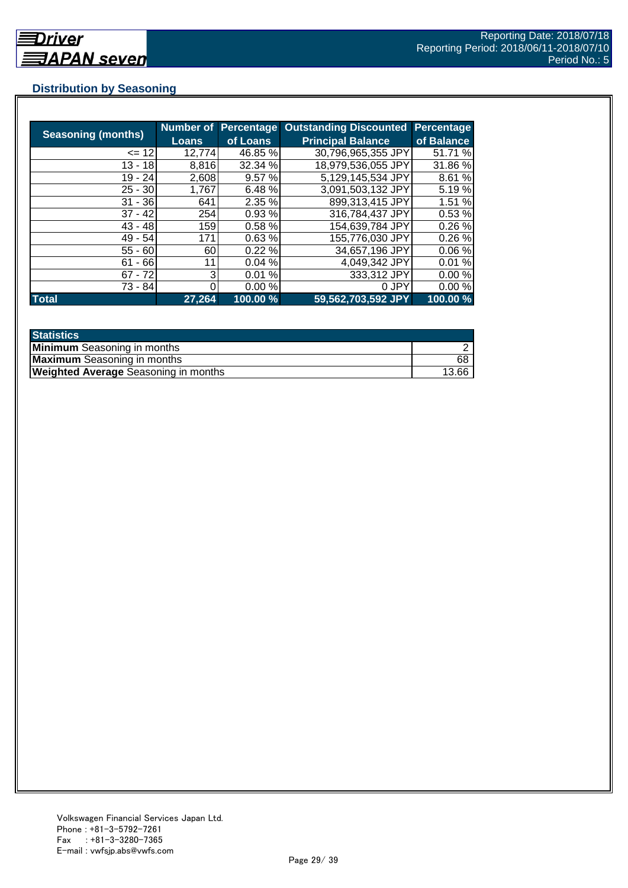## Distribution by Seasoning

| Seasoning (months) | Number of Loans | Percentage of Loans | Outstanding Discounted Principal Balance | Percentage of Balance |
|---|---|---|---|---|
| <= 12 | 12,774 | 46.85 % | 30,796,965,355 JPY | 51.71 % |
| 13 - 18 | 8,816 | 32.34 % | 18,979,536,055 JPY | 31.86 % |
| 19 - 24 | 2,608 | 9.57 % | 5,129,145,534 JPY | 8.61 % |
| 25 - 30 | 1,767 | 6.48 % | 3,091,503,132 JPY | 5.19 % |
| 31 - 36 | 641 | 2.35 % | 899,313,415 JPY | 1.51 % |
| 37 - 42 | 254 | 0.93 % | 316,784,437 JPY | 0.53 % |
| 43 - 48 | 159 | 0.58 % | 154,639,784 JPY | 0.26 % |
| 49 - 54 | 171 | 0.63 % | 155,776,030 JPY | 0.26 % |
| 55 - 60 | 60 | 0.22 % | 34,657,196 JPY | 0.06 % |
| 61 - 66 | 11 | 0.04 % | 4,049,342 JPY | 0.01 % |
| 67 - 72 | 3 | 0.01 % | 333,312 JPY | 0.00 % |
| 73 - 84 | 0 | 0.00 % | 0 JPY | 0.00 % |
| **Total** | **27,264** | **100.00 %** | **59,562,703,592 JPY** | **100.00 %** |

| Statistics | |
|---|---|
| **Minimum** Seasoning in months | 2 |
| **Maximum** Seasoning in months | 68 |
| **Weighted Average** Seasoning in months | 13.66 |

Volkswagen Financial Services Japan Ltd.
Phone : +81-3-5792-7261
Fax : +81-3-3280-7365
E-mail : vwfsjp.abs@vwfs.com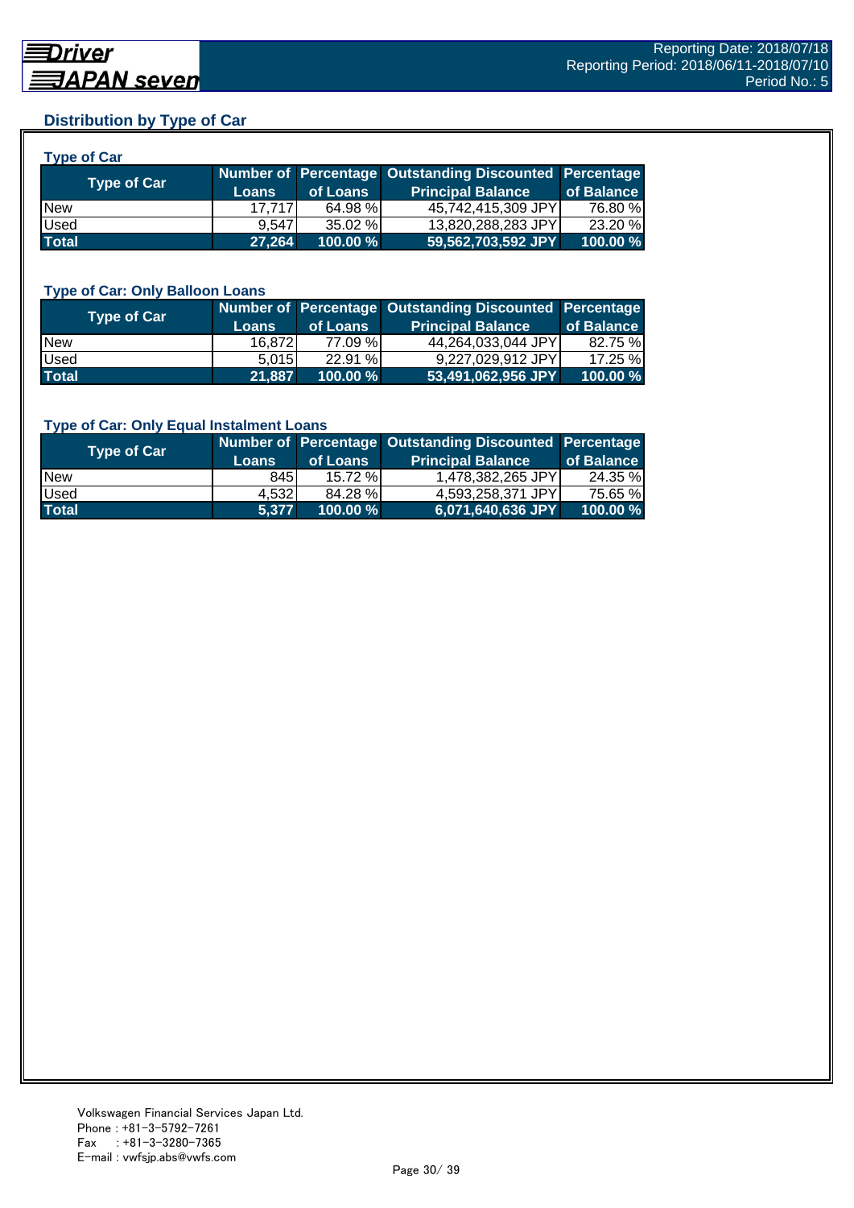## Distribution by Type of Car

### Type of Car

| Type of Car | Number of Loans | Percentage of Loans | Outstanding Discounted Principal Balance | Percentage of Balance |
|---|---|---|---|---|
| New | 17,717 | 64.98 % | 45,742,415,309 JPY | 76.80 % |
| Used | 9,547 | 35.02 % | 13,820,288,283 JPY | 23.20 % |
| **Total** | **27,264** | **100.00 %** | **59,562,703,592 JPY** | **100.00 %** |

### Type of Car: Only Balloon Loans

| Type of Car | Number of Loans | Percentage of Loans | Outstanding Discounted Principal Balance | Percentage of Balance |
|---|---|---|---|---|
| New | 16,872 | 77.09 % | 44,264,033,044 JPY | 82.75 % |
| Used | 5,015 | 22.91 % | 9,227,029,912 JPY | 17.25 % |
| **Total** | **21,887** | **100.00 %** | **53,491,062,956 JPY** | **100.00 %** |

### Type of Car: Only Equal Instalment Loans

| Type of Car | Number of Loans | Percentage of Loans | Outstanding Discounted Principal Balance | Percentage of Balance |
|---|---|---|---|---|
| New | 845 | 15.72 % | 1,478,382,265 JPY | 24.35 % |
| Used | 4,532 | 84.28 % | 4,593,258,371 JPY | 75.65 % |
| **Total** | **5,377** | **100.00 %** | **6,071,640,636 JPY** | **100.00 %** |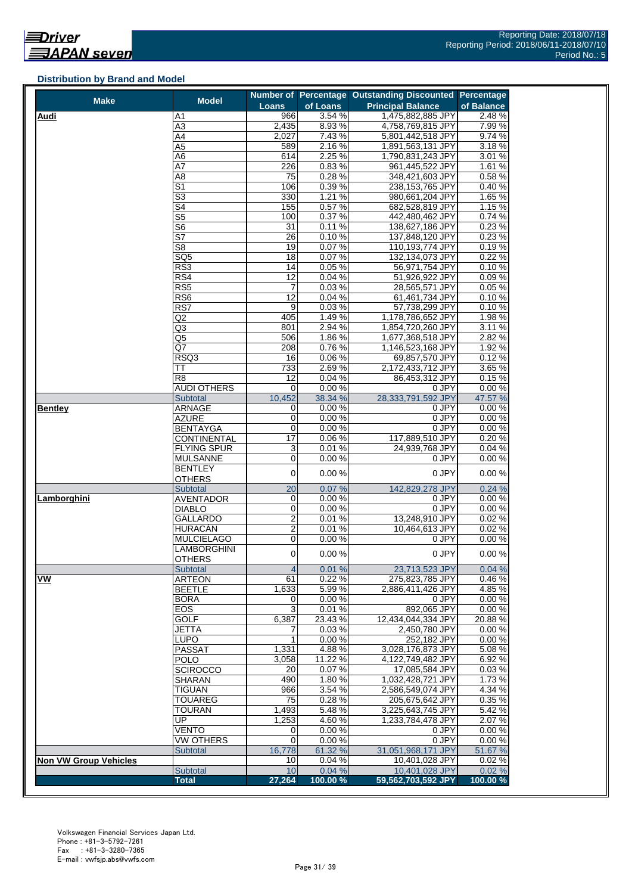## Distribution by Brand and Model

| Make | Model | Number of Loans | Percentage of Loans | Outstanding Discounted Principal Balance | Percentage of Balance |
|---|---|---|---|---|---|
| **Audi** | A1 | 966 | 3.54 % | 1,475,882,885 JPY | 2.48 % |
| | A3 | 2,435 | 8.93 % | 4,758,769,815 JPY | 7.99 % |
| | A4 | 2,027 | 7.43 % | 5,801,442,518 JPY | 9.74 % |
| | A5 | 589 | 2.16 % | 1,891,563,131 JPY | 3.18 % |
| | A6 | 614 | 2.25 % | 1,790,831,243 JPY | 3.01 % |
| | A7 | 226 | 0.83 % | 961,445,522 JPY | 1.61 % |
| | A8 | 75 | 0.28 % | 348,421,603 JPY | 0.58 % |
| | S1 | 106 | 0.39 % | 238,153,765 JPY | 0.40 % |
| | S3 | 330 | 1.21 % | 980,661,204 JPY | 1.65 % |
| | S4 | 155 | 0.57 % | 682,528,819 JPY | 1.15 % |
| | S5 | 100 | 0.37 % | 442,480,462 JPY | 0.74 % |
| | S6 | 31 | 0.11 % | 138,627,186 JPY | 0.23 % |
| | S7 | 26 | 0.10 % | 137,848,120 JPY | 0.23 % |
| | S8 | 19 | 0.07 % | 110,193,774 JPY | 0.19 % |
| | SQ5 | 18 | 0.07 % | 132,134,073 JPY | 0.22 % |
| | RS3 | 14 | 0.05 % | 56,971,754 JPY | 0.10 % |
| | RS4 | 12 | 0.04 % | 51,926,922 JPY | 0.09 % |
| | RS5 | 7 | 0.03 % | 28,565,571 JPY | 0.05 % |
| | RS6 | 12 | 0.04 % | 61,461,734 JPY | 0.10 % |
| | RS7 | 9 | 0.03 % | 57,738,299 JPY | 0.10 % |
| | Q2 | 405 | 1.49 % | 1,178,786,652 JPY | 1.98 % |
| | Q3 | 801 | 2.94 % | 1,854,720,260 JPY | 3.11 % |
| | Q5 | 506 | 1.86 % | 1,677,368,518 JPY | 2.82 % |
| | Q7 | 208 | 0.76 % | 1,146,523,168 JPY | 1.92 % |
| | RSQ3 | 16 | 0.06 % | 69,857,570 JPY | 0.12 % |
| | TT | 733 | 2.69 % | 2,172,433,712 JPY | 3.65 % |
| | R8 | 12 | 0.04 % | 86,453,312 JPY | 0.15 % |
| | AUDI OTHERS | 0 | 0.00 % | 0 JPY | 0.00 % |
| | Subtotal | 10,452 | 38.34 % | 28,333,791,592 JPY | 47.57 % |
| **Bentley** | ARNAGE | 0 | 0.00 % | 0 JPY | 0.00 % |
| | AZURE | 0 | 0.00 % | 0 JPY | 0.00 % |
| | BENTAYGA | 0 | 0.00 % | 0 JPY | 0.00 % |
| | CONTINENTAL | 17 | 0.06 % | 117,889,510 JPY | 0.20 % |
| | FLYING SPUR | 3 | 0.01 % | 24,939,768 JPY | 0.04 % |
| | MULSANNE | 0 | 0.00 % | 0 JPY | 0.00 % |
| | BENTLEY OTHERS | 0 | 0.00 % | 0 JPY | 0.00 % |
| | Subtotal | 20 | 0.07 % | 142,829,278 JPY | 0.24 % |
| **Lamborghini** | AVENTADOR | 0 | 0.00 % | 0 JPY | 0.00 % |
| | DIABLO | 0 | 0.00 % | 0 JPY | 0.00 % |
| | GALLARDO | 2 | 0.01 % | 13,248,910 JPY | 0.02 % |
| | HURACAN | 2 | 0.01 % | 10,464,613 JPY | 0.02 % |
| | MULCIELAGO | 0 | 0.00 % | 0 JPY | 0.00 % |
| | LAMBORGHINI OTHERS | 0 | 0.00 % | 0 JPY | 0.00 % |
| | Subtotal | 4 | 0.01 % | 23,713,523 JPY | 0.04 % |
| **VW** | ARTEON | 61 | 0.22 % | 275,823,785 JPY | 0.46 % |
| | BEETLE | 1,633 | 5.99 % | 2,886,411,426 JPY | 4.85 % |
| | BORA | 0 | 0.00 % | 0 JPY | 0.00 % |
| | EOS | 3 | 0.01 % | 892,065 JPY | 0.00 % |
| | GOLF | 6,387 | 23.43 % | 12,434,044,334 JPY | 20.88 % |
| | JETTA | 7 | 0.03 % | 2,450,780 JPY | 0.00 % |
| | LUPO | 1 | 0.00 % | 252,182 JPY | 0.00 % |
| | PASSAT | 1,331 | 4.88 % | 3,028,176,873 JPY | 5.08 % |
| | POLO | 3,058 | 11.22 % | 4,122,749,482 JPY | 6.92 % |
| | SCIROCCO | 20 | 0.07 % | 17,085,584 JPY | 0.03 % |
| | SHARAN | 490 | 1.80 % | 1,032,428,721 JPY | 1.73 % |
| | TIGUAN | 966 | 3.54 % | 2,586,549,074 JPY | 4.34 % |
| | TOUAREG | 75 | 0.28 % | 205,675,642 JPY | 0.35 % |
| | TOURAN | 1,493 | 5.48 % | 3,225,643,745 JPY | 5.42 % |
| | UP | 1,253 | 4.60 % | 1,233,784,478 JPY | 2.07 % |
| | VENTO | 0 | 0.00 % | 0 JPY | 0.00 % |
| | VW OTHERS | 0 | 0.00 % | 0 JPY | 0.00 % |
| | Subtotal | 16,778 | 61.32 % | 31,051,968,171 JPY | 51.67 % |
| **Non VW Group Vehicles** | | 10 | 0.04 % | 10,401,028 JPY | 0.02 % |
| | Subtotal | 10 | 0.04 % | 10,401,028 JPY | 0.02 % |
| | **Total** | **27,264** | **100.00 %** | **59,562,703,592 JPY** | **100.00 %** |

Volkswagen Financial Services Japan Ltd.
Phone : +81-3-5792-7261
Fax : +81-3-3280-7365
E-mail : vwfsjp.abs@vwfs.com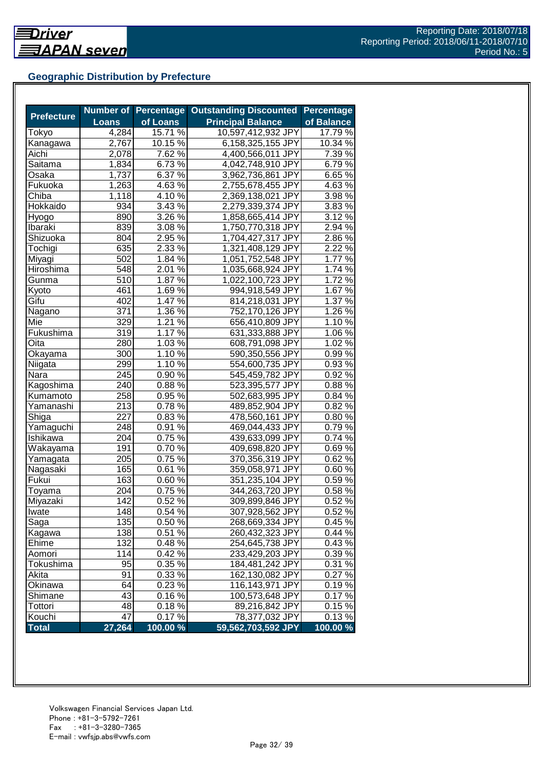Reporting Date: 2018/07/18
Reporting Period: 2018/06/11-2018/07/10
Period No.: 5

## Geographic Distribution by Prefecture

| Prefecture | Number of Loans | Percentage of Loans | Outstanding Discounted Principal Balance | Percentage of Balance |
|---|---|---|---|---|
| Tokyo | 4,284 | 15.71 % | 10,597,412,932 JPY | 17.79 % |
| Kanagawa | 2,767 | 10.15 % | 6,158,325,155 JPY | 10.34 % |
| Aichi | 2,078 | 7.62 % | 4,400,566,011 JPY | 7.39 % |
| Saitama | 1,834 | 6.73 % | 4,042,748,910 JPY | 6.79 % |
| Osaka | 1,737 | 6.37 % | 3,962,736,861 JPY | 6.65 % |
| Fukuoka | 1,263 | 4.63 % | 2,755,678,455 JPY | 4.63 % |
| Chiba | 1,118 | 4.10 % | 2,369,138,021 JPY | 3.98 % |
| Hokkaido | 934 | 3.43 % | 2,279,339,374 JPY | 3.83 % |
| Hyogo | 890 | 3.26 % | 1,858,665,414 JPY | 3.12 % |
| Ibaraki | 839 | 3.08 % | 1,750,770,318 JPY | 2.94 % |
| Shizuoka | 804 | 2.95 % | 1,704,427,317 JPY | 2.86 % |
| Tochigi | 635 | 2.33 % | 1,321,408,129 JPY | 2.22 % |
| Miyagi | 502 | 1.84 % | 1,051,752,548 JPY | 1.77 % |
| Hiroshima | 548 | 2.01 % | 1,035,668,924 JPY | 1.74 % |
| Gunma | 510 | 1.87 % | 1,022,100,723 JPY | 1.72 % |
| Kyoto | 461 | 1.69 % | 994,918,549 JPY | 1.67 % |
| Gifu | 402 | 1.47 % | 814,218,031 JPY | 1.37 % |
| Nagano | 371 | 1.36 % | 752,170,126 JPY | 1.26 % |
| Mie | 329 | 1.21 % | 656,410,809 JPY | 1.10 % |
| Fukushima | 319 | 1.17 % | 631,333,888 JPY | 1.06 % |
| Oita | 280 | 1.03 % | 608,791,098 JPY | 1.02 % |
| Okayama | 300 | 1.10 % | 590,350,556 JPY | 0.99 % |
| Niigata | 299 | 1.10 % | 554,600,735 JPY | 0.93 % |
| Nara | 245 | 0.90 % | 545,459,782 JPY | 0.92 % |
| Kagoshima | 240 | 0.88 % | 523,395,577 JPY | 0.88 % |
| Kumamoto | 258 | 0.95 % | 502,683,995 JPY | 0.84 % |
| Yamanashi | 213 | 0.78 % | 489,852,904 JPY | 0.82 % |
| Shiga | 227 | 0.83 % | 478,560,161 JPY | 0.80 % |
| Yamaguchi | 248 | 0.91 % | 469,044,433 JPY | 0.79 % |
| Ishikawa | 204 | 0.75 % | 439,633,099 JPY | 0.74 % |
| Wakayama | 191 | 0.70 % | 409,698,820 JPY | 0.69 % |
| Yamagata | 205 | 0.75 % | 370,356,319 JPY | 0.62 % |
| Nagasaki | 165 | 0.61 % | 359,058,971 JPY | 0.60 % |
| Fukui | 163 | 0.60 % | 351,235,104 JPY | 0.59 % |
| Toyama | 204 | 0.75 % | 344,263,720 JPY | 0.58 % |
| Miyazaki | 142 | 0.52 % | 309,899,846 JPY | 0.52 % |
| Iwate | 148 | 0.54 % | 307,928,562 JPY | 0.52 % |
| Saga | 135 | 0.50 % | 268,669,334 JPY | 0.45 % |
| Kagawa | 138 | 0.51 % | 260,432,323 JPY | 0.44 % |
| Ehime | 132 | 0.48 % | 254,645,738 JPY | 0.43 % |
| Aomori | 114 | 0.42 % | 233,429,203 JPY | 0.39 % |
| Tokushima | 95 | 0.35 % | 184,481,242 JPY | 0.31 % |
| Akita | 91 | 0.33 % | 162,130,082 JPY | 0.27 % |
| Okinawa | 64 | 0.23 % | 116,143,971 JPY | 0.19 % |
| Shimane | 43 | 0.16 % | 100,573,648 JPY | 0.17 % |
| Tottori | 48 | 0.18 % | 89,216,842 JPY | 0.15 % |
| Kouchi | 47 | 0.17 % | 78,377,032 JPY | 0.13 % |
| **Total** | **27,264** | **100.00 %** | **59,562,703,592 JPY** | **100.00 %** |

Volkswagen Financial Services Japan Ltd.
Phone : +81-3-5792-7261
Fax : +81-3-3280-7365
E-mail : vwfsjp.abs@vwfs.com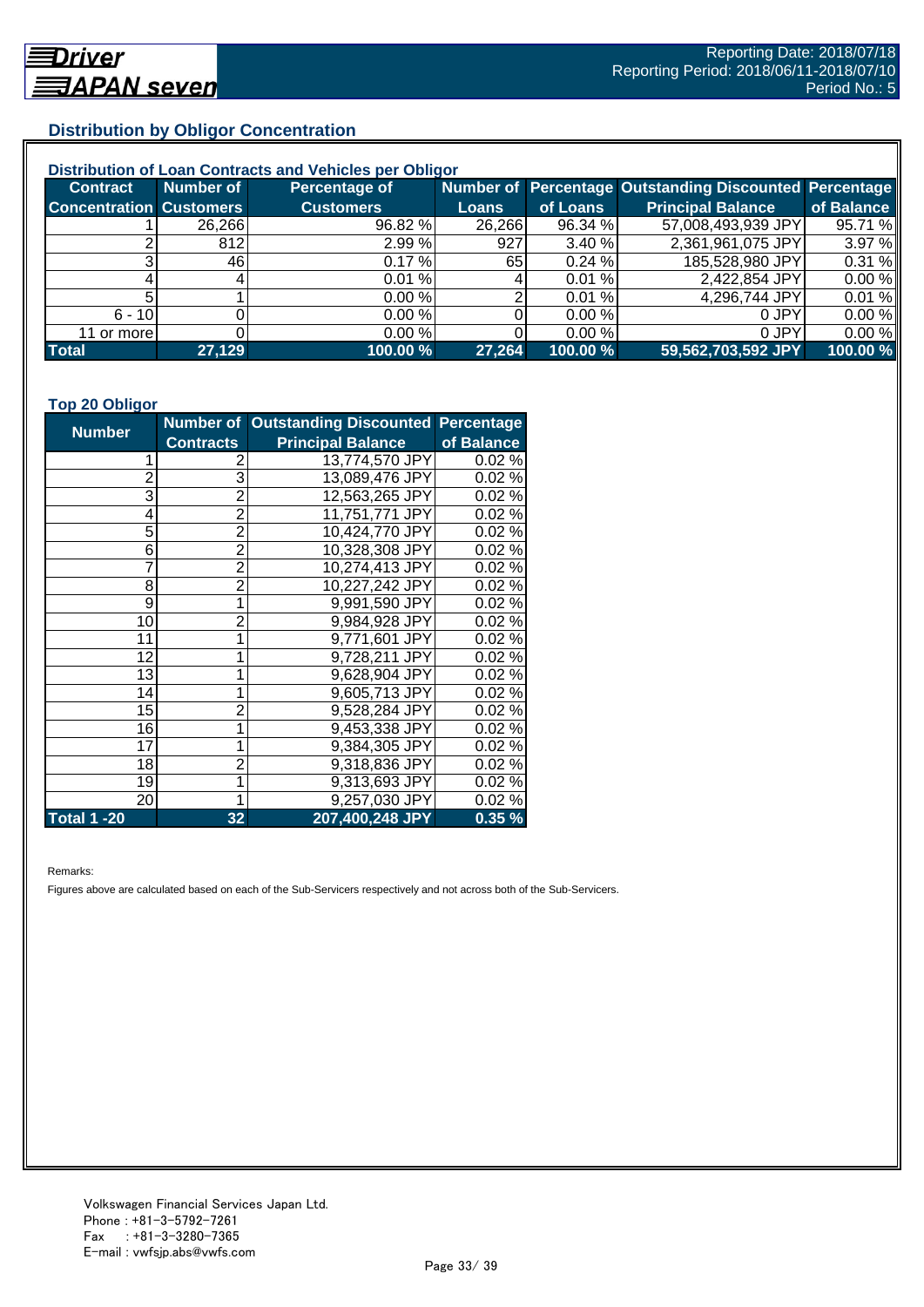## Distribution by Obligor Concentration

### Distribution of Loan Contracts and Vehicles per Obligor

| Contract Concentration | Number of Customers | Percentage of Customers | Number of Loans | Percentage of Loans | Outstanding Discounted Principal Balance | Percentage of Balance |
|---|---|---|---|---|---|---|
| 1 | 26,266 | 96.82 % | 26,266 | 96.34 % | 57,008,493,939 JPY | 95.71 % |
| 2 | 812 | 2.99 % | 927 | 3.40 % | 2,361,961,075 JPY | 3.97 % |
| 3 | 46 | 0.17 % | 65 | 0.24 % | 185,528,980 JPY | 0.31 % |
| 4 | 4 | 0.01 % | 4 | 0.01 % | 2,422,854 JPY | 0.00 % |
| 5 | 1 | 0.00 % | 2 | 0.01 % | 4,296,744 JPY | 0.01 % |
| 6 - 10 | 0 | 0.00 % | 0 | 0.00 % | 0 JPY | 0.00 % |
| 11 or more | 0 | 0.00 % | 0 | 0.00 % | 0 JPY | 0.00 % |
| **Total** | **27,129** | **100.00 %** | **27,264** | **100.00 %** | **59,562,703,592 JPY** | **100.00 %** |

### Top 20 Obligor

| Number | Number of Contracts | Outstanding Discounted Principal Balance | Percentage of Balance |
|---|---|---|---|
| 1 | 2 | 13,774,570 JPY | 0.02 % |
| 2 | 3 | 13,089,476 JPY | 0.02 % |
| 3 | 2 | 12,563,265 JPY | 0.02 % |
| 4 | 2 | 11,751,771 JPY | 0.02 % |
| 5 | 2 | 10,424,770 JPY | 0.02 % |
| 6 | 2 | 10,328,308 JPY | 0.02 % |
| 7 | 2 | 10,274,413 JPY | 0.02 % |
| 8 | 2 | 10,227,242 JPY | 0.02 % |
| 9 | 1 | 9,991,590 JPY | 0.02 % |
| 10 | 2 | 9,984,928 JPY | 0.02 % |
| 11 | 1 | 9,771,601 JPY | 0.02 % |
| 12 | 1 | 9,728,211 JPY | 0.02 % |
| 13 | 1 | 9,628,904 JPY | 0.02 % |
| 14 | 1 | 9,605,713 JPY | 0.02 % |
| 15 | 2 | 9,528,284 JPY | 0.02 % |
| 16 | 1 | 9,453,338 JPY | 0.02 % |
| 17 | 1 | 9,384,305 JPY | 0.02 % |
| 18 | 2 | 9,318,836 JPY | 0.02 % |
| 19 | 1 | 9,313,693 JPY | 0.02 % |
| 20 | 1 | 9,257,030 JPY | 0.02 % |
| **Total 1 -20** | **32** | **207,400,248 JPY** | **0.35 %** |

Remarks:

Figures above are calculated based on each of the Sub-Servicers respectively and not across both of the Sub-Servicers.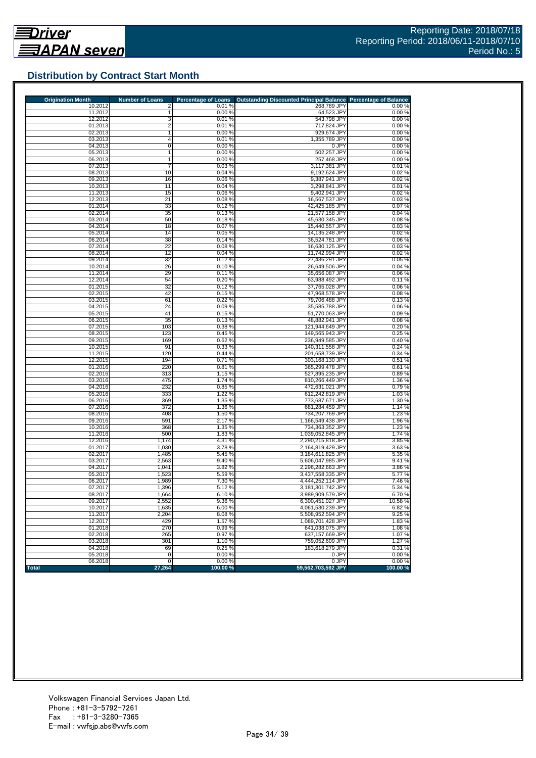## Distribution by Contract Start Month

| Origination Month | Number of Loans | Percentage of Loans | Outstanding Discounted Principal Balance | Percentage of Balance |
|---|---|---|---|---|
| 10.2012 | 2 | 0.01 % | 268,789 JPY | 0.00 % |
| 11.2012 | 1 | 0.00 % | 64,523 JPY | 0.00 % |
| 12.2012 | 3 | 0.01 % | 543,798 JPY | 0.00 % |
| 01.2013 | 2 | 0.01 % | 717,824 JPY | 0.00 % |
| 02.2013 | 1 | 0.00 % | 929,674 JPY | 0.00 % |
| 03.2013 | 4 | 0.01 % | 1,355,789 JPY | 0.00 % |
| 04.2013 | 0 | 0.00 % | 0 JPY | 0.00 % |
| 05.2013 | 1 | 0.00 % | 502,257 JPY | 0.00 % |
| 06.2013 | 1 | 0.00 % | 257,468 JPY | 0.00 % |
| 07.2013 | 7 | 0.03 % | 3,117,381 JPY | 0.01 % |
| 08.2013 | 10 | 0.04 % | 9,192,624 JPY | 0.02 % |
| 09.2013 | 16 | 0.06 % | 9,387,941 JPY | 0.02 % |
| 10.2013 | 11 | 0.04 % | 3,298,841 JPY | 0.01 % |
| 11.2013 | 15 | 0.06 % | 9,402,941 JPY | 0.02 % |
| 12.2013 | 21 | 0.08 % | 16,567,537 JPY | 0.03 % |
| 01.2014 | 33 | 0.12 % | 42,425,185 JPY | 0.07 % |
| 02.2014 | 35 | 0.13 % | 21,577,158 JPY | 0.04 % |
| 03.2014 | 50 | 0.18 % | 45,630,345 JPY | 0.08 % |
| 04.2014 | 18 | 0.07 % | 15,440,557 JPY | 0.03 % |
| 05.2014 | 14 | 0.05 % | 14,135,248 JPY | 0.02 % |
| 06.2014 | 38 | 0.14 % | 36,524,781 JPY | 0.06 % |
| 07.2014 | 22 | 0.08 % | 16,630,125 JPY | 0.03 % |
| 08.2014 | 12 | 0.04 % | 11,742,994 JPY | 0.02 % |
| 09.2014 | 32 | 0.12 % | 27,436,291 JPY | 0.05 % |
| 10.2014 | 26 | 0.10 % | 26,649,506 JPY | 0.04 % |
| 11.2014 | 29 | 0.11 % | 35,656,087 JPY | 0.06 % |
| 12.2014 | 54 | 0.20 % | 63,988,492 JPY | 0.11 % |
| 01.2015 | 32 | 0.12 % | 37,765,028 JPY | 0.06 % |
| 02.2015 | 42 | 0.15 % | 47,968,578 JPY | 0.08 % |
| 03.2015 | 61 | 0.22 % | 79,706,488 JPY | 0.13 % |
| 04.2015 | 24 | 0.09 % | 35,585,788 JPY | 0.06 % |
| 05.2015 | 41 | 0.15 % | 51,770,063 JPY | 0.09 % |
| 06.2015 | 35 | 0.13 % | 48,882,941 JPY | 0.08 % |
| 07.2015 | 103 | 0.38 % | 121,944,649 JPY | 0.20 % |
| 08.2015 | 123 | 0.45 % | 149,565,943 JPY | 0.25 % |
| 09.2015 | 169 | 0.62 % | 236,949,585 JPY | 0.40 % |
| 10.2015 | 91 | 0.33 % | 140,311,558 JPY | 0.24 % |
| 11.2015 | 120 | 0.44 % | 201,658,739 JPY | 0.34 % |
| 12.2015 | 194 | 0.71 % | 303,168,130 JPY | 0.51 % |
| 01.2016 | 220 | 0.81 % | 365,299,478 JPY | 0.61 % |
| 02.2016 | 313 | 1.15 % | 527,895,235 JPY | 0.89 % |
| 03.2016 | 475 | 1.74 % | 810,266,449 JPY | 1.36 % |
| 04.2016 | 232 | 0.85 % | 472,631,021 JPY | 0.79 % |
| 05.2016 | 333 | 1.22 % | 612,242,819 JPY | 1.03 % |
| 06.2016 | 369 | 1.35 % | 773,687,671 JPY | 1.30 % |
| 07.2016 | 372 | 1.36 % | 681,284,459 JPY | 1.14 % |
| 08.2016 | 408 | 1.50 % | 734,207,769 JPY | 1.23 % |
| 09.2016 | 591 | 2.17 % | 1,166,549,438 JPY | 1.96 % |
| 10.2016 | 368 | 1.35 % | 734,363,352 JPY | 1.23 % |
| 11.2016 | 500 | 1.83 % | 1,039,052,845 JPY | 1.74 % |
| 12.2016 | 1,174 | 4.31 % | 2,290,215,818 JPY | 3.85 % |
| 01.2017 | 1,030 | 3.78 % | 2,164,819,429 JPY | 3.63 % |
| 02.2017 | 1,485 | 5.45 % | 3,184,611,825 JPY | 5.35 % |
| 03.2017 | 2,563 | 9.40 % | 5,606,047,985 JPY | 9.41 % |
| 04.2017 | 1,041 | 3.82 % | 2,296,282,663 JPY | 3.86 % |
| 05.2017 | 1,523 | 5.59 % | 3,437,558,335 JPY | 5.77 % |
| 06.2017 | 1,989 | 7.30 % | 4,444,252,114 JPY | 7.46 % |
| 07.2017 | 1,396 | 5.12 % | 3,181,301,742 JPY | 5.34 % |
| 08.2017 | 1,664 | 6.10 % | 3,989,909,579 JPY | 6.70 % |
| 09.2017 | 2,552 | 9.36 % | 6,300,451,027 JPY | 10.58 % |
| 10.2017 | 1,635 | 6.00 % | 4,061,530,239 JPY | 6.82 % |
| 11.2017 | 2,204 | 8.08 % | 5,508,952,594 JPY | 9.25 % |
| 12.2017 | 429 | 1.57 % | 1,089,701,428 JPY | 1.83 % |
| 01.2018 | 270 | 0.99 % | 641,038,075 JPY | 1.08 % |
| 02.2018 | 265 | 0.97 % | 637,157,669 JPY | 1.07 % |
| 03.2018 | 301 | 1.10 % | 759,052,609 JPY | 1.27 % |
| 04.2018 | 69 | 0.25 % | 183,618,279 JPY | 0.31 % |
| 05.2018 | 0 | 0.00 % | 0 JPY | 0.00 % |
| 06.2018 | 0 | 0.00 % | 0 JPY | 0.00 % |
| **Total** | **27,264** | **100.00 %** | **59,562,703,592 JPY** | **100.00 %** |

Volkswagen Financial Services Japan Ltd.
Phone : +81-3-5792-7261
Fax : +81-3-3280-7365
E-mail : vwfsjp.abs@vwfs.com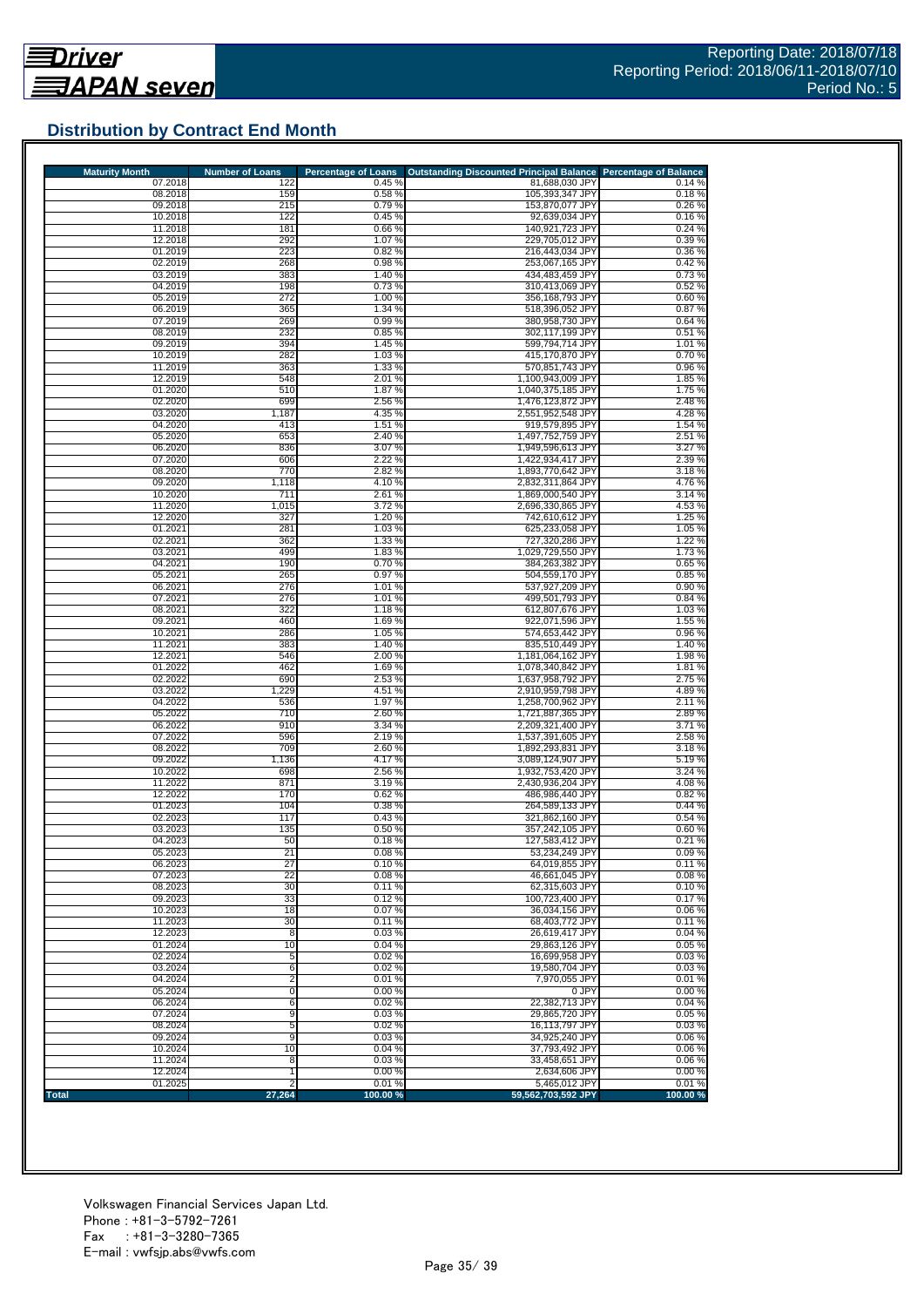## Distribution by Contract End Month

| Maturity Month | Number of Loans | Percentage of Loans | Outstanding Discounted Principal Balance | Percentage of Balance |
|---|---|---|---|---|
| 07.2018 | 122 | 0.45 % | 81,688,030 JPY | 0.14 % |
| 08.2018 | 159 | 0.58 % | 105,393,347 JPY | 0.18 % |
| 09.2018 | 215 | 0.79 % | 153,870,077 JPY | 0.26 % |
| 10.2018 | 122 | 0.45 % | 92,639,034 JPY | 0.16 % |
| 11.2018 | 181 | 0.66 % | 140,921,723 JPY | 0.24 % |
| 12.2018 | 292 | 1.07 % | 229,705,012 JPY | 0.39 % |
| 01.2019 | 223 | 0.82 % | 216,443,034 JPY | 0.36 % |
| 02.2019 | 268 | 0.98 % | 253,067,165 JPY | 0.42 % |
| 03.2019 | 383 | 1.40 % | 434,483,459 JPY | 0.73 % |
| 04.2019 | 198 | 0.73 % | 310,413,069 JPY | 0.52 % |
| 05.2019 | 272 | 1.00 % | 356,168,793 JPY | 0.60 % |
| 06.2019 | 365 | 1.34 % | 518,396,052 JPY | 0.87 % |
| 07.2019 | 269 | 0.99 % | 380,958,730 JPY | 0.64 % |
| 08.2019 | 232 | 0.85 % | 302,117,199 JPY | 0.51 % |
| 09.2019 | 394 | 1.45 % | 599,794,714 JPY | 1.01 % |
| 10.2019 | 282 | 1.03 % | 415,170,870 JPY | 0.70 % |
| 11.2019 | 363 | 1.33 % | 570,851,743 JPY | 0.96 % |
| 12.2019 | 548 | 2.01 % | 1,100,943,009 JPY | 1.85 % |
| 01.2020 | 510 | 1.87 % | 1,040,375,185 JPY | 1.75 % |
| 02.2020 | 699 | 2.56 % | 1,476,123,872 JPY | 2.48 % |
| 03.2020 | 1,187 | 4.35 % | 2,551,952,548 JPY | 4.28 % |
| 04.2020 | 413 | 1.51 % | 919,579,895 JPY | 1.54 % |
| 05.2020 | 653 | 2.40 % | 1,497,752,759 JPY | 2.51 % |
| 06.2020 | 836 | 3.07 % | 1,949,596,613 JPY | 3.27 % |
| 07.2020 | 606 | 2.22 % | 1,422,934,417 JPY | 2.39 % |
| 08.2020 | 770 | 2.82 % | 1,893,770,642 JPY | 3.18 % |
| 09.2020 | 1,118 | 4.10 % | 2,832,311,864 JPY | 4.76 % |
| 10.2020 | 711 | 2.61 % | 1,869,000,540 JPY | 3.14 % |
| 11.2020 | 1,015 | 3.72 % | 2,696,330,865 JPY | 4.53 % |
| 12.2020 | 327 | 1.20 % | 742,610,612 JPY | 1.25 % |
| 01.2021 | 281 | 1.03 % | 625,233,058 JPY | 1.05 % |
| 02.2021 | 362 | 1.33 % | 727,320,286 JPY | 1.22 % |
| 03.2021 | 499 | 1.83 % | 1,029,729,550 JPY | 1.73 % |
| 04.2021 | 190 | 0.70 % | 384,263,382 JPY | 0.65 % |
| 05.2021 | 265 | 0.97 % | 504,559,170 JPY | 0.85 % |
| 06.2021 | 276 | 1.01 % | 537,927,209 JPY | 0.90 % |
| 07.2021 | 276 | 1.01 % | 499,501,793 JPY | 0.84 % |
| 08.2021 | 322 | 1.18 % | 612,807,676 JPY | 1.03 % |
| 09.2021 | 460 | 1.69 % | 922,071,596 JPY | 1.55 % |
| 10.2021 | 286 | 1.05 % | 574,653,442 JPY | 0.96 % |
| 11.2021 | 383 | 1.40 % | 835,510,449 JPY | 1.40 % |
| 12.2021 | 546 | 2.00 % | 1,181,064,162 JPY | 1.98 % |
| 01.2022 | 462 | 1.69 % | 1,078,340,842 JPY | 1.81 % |
| 02.2022 | 690 | 2.53 % | 1,637,958,792 JPY | 2.75 % |
| 03.2022 | 1,229 | 4.51 % | 2,910,959,798 JPY | 4.89 % |
| 04.2022 | 536 | 1.97 % | 1,258,700,962 JPY | 2.11 % |
| 05.2022 | 710 | 2.60 % | 1,721,887,365 JPY | 2.89 % |
| 06.2022 | 910 | 3.34 % | 2,209,321,400 JPY | 3.71 % |
| 07.2022 | 596 | 2.19 % | 1,537,391,605 JPY | 2.58 % |
| 08.2022 | 709 | 2.60 % | 1,892,293,831 JPY | 3.18 % |
| 09.2022 | 1,136 | 4.17 % | 3,089,124,907 JPY | 5.19 % |
| 10.2022 | 698 | 2.56 % | 1,932,753,420 JPY | 3.24 % |
| 11.2022 | 871 | 3.19 % | 2,430,936,204 JPY | 4.08 % |
| 12.2022 | 170 | 0.62 % | 486,986,440 JPY | 0.82 % |
| 01.2023 | 104 | 0.38 % | 264,589,133 JPY | 0.44 % |
| 02.2023 | 117 | 0.43 % | 321,862,160 JPY | 0.54 % |
| 03.2023 | 135 | 0.50 % | 357,242,105 JPY | 0.60 % |
| 04.2023 | 50 | 0.18 % | 127,583,412 JPY | 0.21 % |
| 05.2023 | 21 | 0.08 % | 53,234,249 JPY | 0.09 % |
| 06.2023 | 27 | 0.10 % | 64,019,855 JPY | 0.11 % |
| 07.2023 | 22 | 0.08 % | 46,661,045 JPY | 0.08 % |
| 08.2023 | 30 | 0.11 % | 62,315,603 JPY | 0.10 % |
| 09.2023 | 33 | 0.12 % | 100,723,400 JPY | 0.17 % |
| 10.2023 | 18 | 0.07 % | 36,034,156 JPY | 0.06 % |
| 11.2023 | 30 | 0.11 % | 68,403,772 JPY | 0.11 % |
| 12.2023 | 8 | 0.03 % | 26,619,417 JPY | 0.04 % |
| 01.2024 | 10 | 0.04 % | 29,863,126 JPY | 0.05 % |
| 02.2024 | 5 | 0.02 % | 16,699,958 JPY | 0.03 % |
| 03.2024 | 6 | 0.02 % | 19,580,704 JPY | 0.03 % |
| 04.2024 | 2 | 0.01 % | 7,970,055 JPY | 0.01 % |
| 05.2024 | 0 | 0.00 % | 0 JPY | 0.00 % |
| 06.2024 | 6 | 0.02 % | 22,382,713 JPY | 0.04 % |
| 07.2024 | 9 | 0.03 % | 29,865,720 JPY | 0.05 % |
| 08.2024 | 5 | 0.02 % | 16,113,797 JPY | 0.03 % |
| 09.2024 | 9 | 0.03 % | 34,925,240 JPY | 0.06 % |
| 10.2024 | 10 | 0.04 % | 37,793,492 JPY | 0.06 % |
| 11.2024 | 8 | 0.03 % | 33,458,651 JPY | 0.06 % |
| 12.2024 | 1 | 0.00 % | 2,634,606 JPY | 0.00 % |
| 01.2025 | 2 | 0.01 % | 5,465,012 JPY | 0.01 % |
| **Total** | **27,264** | **100.00 %** | **59,562,703,592 JPY** | **100.00 %** |

Volkswagen Financial Services Japan Ltd.
Phone : +81-3-5792-7261
Fax : +81-3-3280-7365
E-mail : vwfsjp.abs@vwfs.com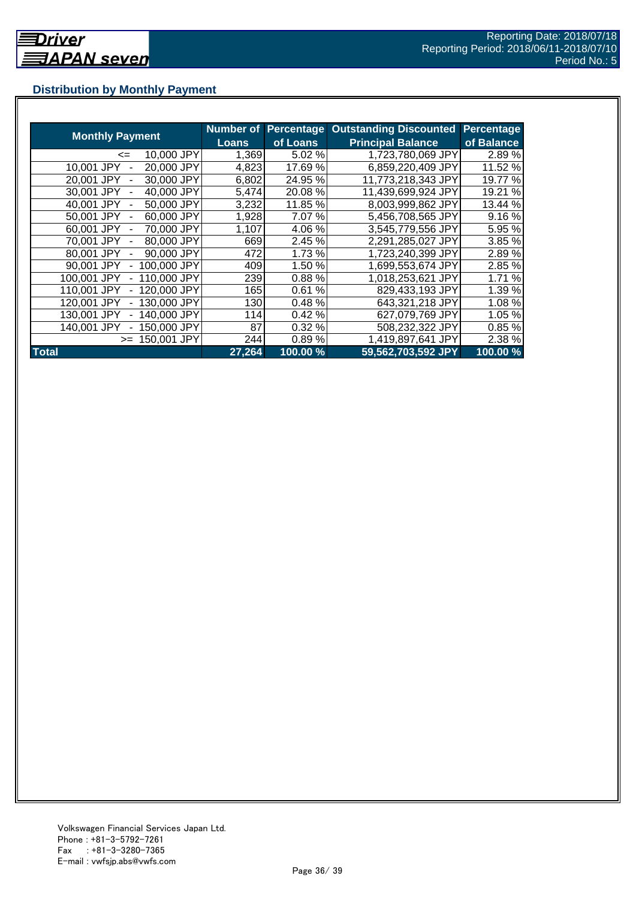## Distribution by Monthly Payment

| Monthly Payment | Number of Loans | Percentage of Loans | Outstanding Discounted Principal Balance | Percentage of Balance |
|---|---|---|---|---|
| <= 10,000 JPY | 1,369 | 5.02 % | 1,723,780,069 JPY | 2.89 % |
| 10,001 JPY - 20,000 JPY | 4,823 | 17.69 % | 6,859,220,409 JPY | 11.52 % |
| 20,001 JPY - 30,000 JPY | 6,802 | 24.95 % | 11,773,218,343 JPY | 19.77 % |
| 30,001 JPY - 40,000 JPY | 5,474 | 20.08 % | 11,439,699,924 JPY | 19.21 % |
| 40,001 JPY - 50,000 JPY | 3,232 | 11.85 % | 8,003,999,862 JPY | 13.44 % |
| 50,001 JPY - 60,000 JPY | 1,928 | 7.07 % | 5,456,708,565 JPY | 9.16 % |
| 60,001 JPY - 70,000 JPY | 1,107 | 4.06 % | 3,545,779,556 JPY | 5.95 % |
| 70,001 JPY - 80,000 JPY | 669 | 2.45 % | 2,291,285,027 JPY | 3.85 % |
| 80,001 JPY - 90,000 JPY | 472 | 1.73 % | 1,723,240,399 JPY | 2.89 % |
| 90,001 JPY - 100,000 JPY | 409 | 1.50 % | 1,699,553,674 JPY | 2.85 % |
| 100,001 JPY - 110,000 JPY | 239 | 0.88 % | 1,018,253,621 JPY | 1.71 % |
| 110,001 JPY - 120,000 JPY | 165 | 0.61 % | 829,433,193 JPY | 1.39 % |
| 120,001 JPY - 130,000 JPY | 130 | 0.48 % | 643,321,218 JPY | 1.08 % |
| 130,001 JPY - 140,000 JPY | 114 | 0.42 % | 627,079,769 JPY | 1.05 % |
| 140,001 JPY - 150,000 JPY | 87 | 0.32 % | 508,232,322 JPY | 0.85 % |
| >= 150,001 JPY | 244 | 0.89 % | 1,419,897,641 JPY | 2.38 % |
| **Total** | **27,264** | **100.00 %** | **59,562,703,592 JPY** | **100.00 %** |

Volkswagen Financial Services Japan Ltd.
Phone : +81-3-5792-7261
Fax : +81-3-3280-7365
E-mail : vwfsjp.abs@vwfs.com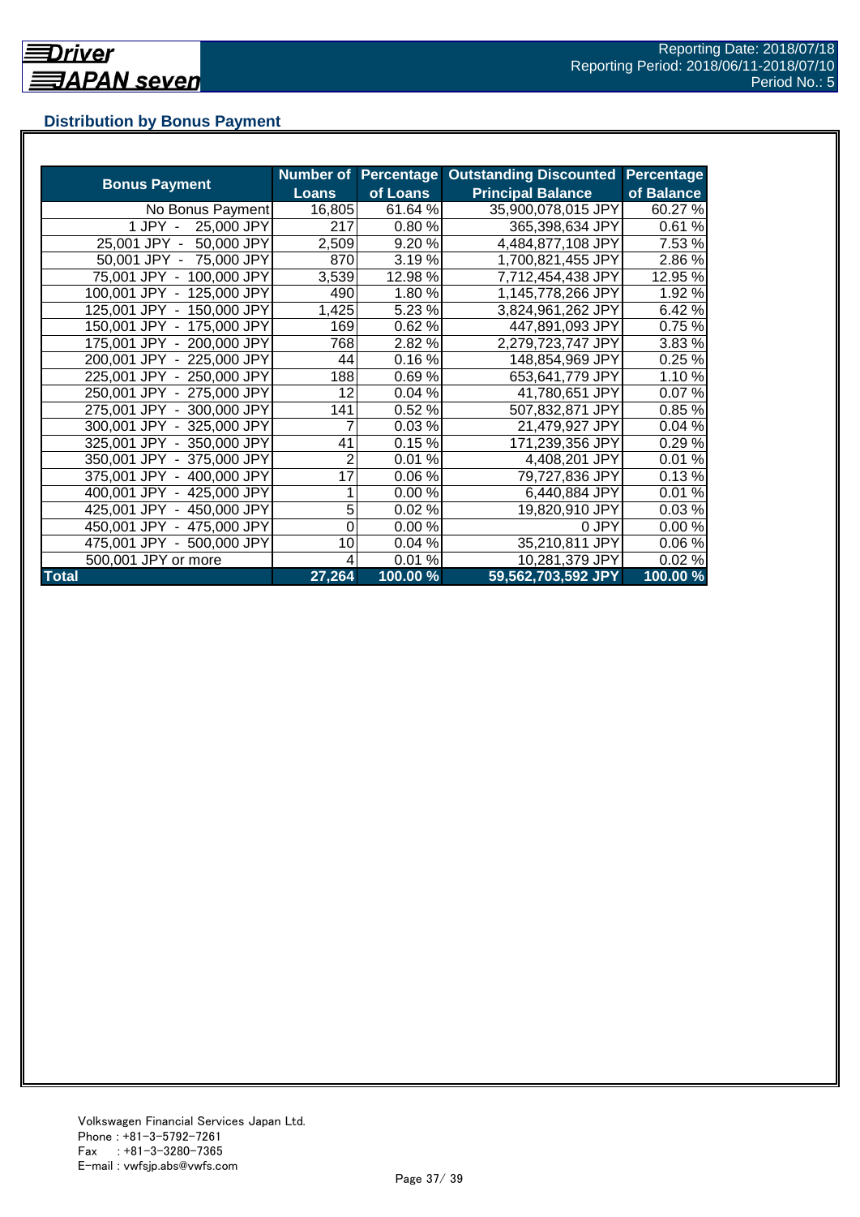## Distribution by Bonus Payment

| Bonus Payment | Number of Loans | Percentage of Loans | Outstanding Discounted Principal Balance | Percentage of Balance |
|---|---|---|---|---|
| No Bonus Payment | 16,805 | 61.64 % | 35,900,078,015 JPY | 60.27 % |
| 1 JPY - 25,000 JPY | 217 | 0.80 % | 365,398,634 JPY | 0.61 % |
| 25,001 JPY - 50,000 JPY | 2,509 | 9.20 % | 4,484,877,108 JPY | 7.53 % |
| 50,001 JPY - 75,000 JPY | 870 | 3.19 % | 1,700,821,455 JPY | 2.86 % |
| 75,001 JPY - 100,000 JPY | 3,539 | 12.98 % | 7,712,454,438 JPY | 12.95 % |
| 100,001 JPY - 125,000 JPY | 490 | 1.80 % | 1,145,778,266 JPY | 1.92 % |
| 125,001 JPY - 150,000 JPY | 1,425 | 5.23 % | 3,824,961,262 JPY | 6.42 % |
| 150,001 JPY - 175,000 JPY | 169 | 0.62 % | 447,891,093 JPY | 0.75 % |
| 175,001 JPY - 200,000 JPY | 768 | 2.82 % | 2,279,723,747 JPY | 3.83 % |
| 200,001 JPY - 225,000 JPY | 44 | 0.16 % | 148,854,969 JPY | 0.25 % |
| 225,001 JPY - 250,000 JPY | 188 | 0.69 % | 653,641,779 JPY | 1.10 % |
| 250,001 JPY - 275,000 JPY | 12 | 0.04 % | 41,780,651 JPY | 0.07 % |
| 275,001 JPY - 300,000 JPY | 141 | 0.52 % | 507,832,871 JPY | 0.85 % |
| 300,001 JPY - 325,000 JPY | 7 | 0.03 % | 21,479,927 JPY | 0.04 % |
| 325,001 JPY - 350,000 JPY | 41 | 0.15 % | 171,239,356 JPY | 0.29 % |
| 350,001 JPY - 375,000 JPY | 2 | 0.01 % | 4,408,201 JPY | 0.01 % |
| 375,001 JPY - 400,000 JPY | 17 | 0.06 % | 79,727,836 JPY | 0.13 % |
| 400,001 JPY - 425,000 JPY | 1 | 0.00 % | 6,440,884 JPY | 0.01 % |
| 425,001 JPY - 450,000 JPY | 5 | 0.02 % | 19,820,910 JPY | 0.03 % |
| 450,001 JPY - 475,000 JPY | 0 | 0.00 % | 0 JPY | 0.00 % |
| 475,001 JPY - 500,000 JPY | 10 | 0.04 % | 35,210,811 JPY | 0.06 % |
| 500,001 JPY or more | 4 | 0.01 % | 10,281,379 JPY | 0.02 % |
| **Total** | **27,264** | **100.00 %** | **59,562,703,592 JPY** | **100.00 %** |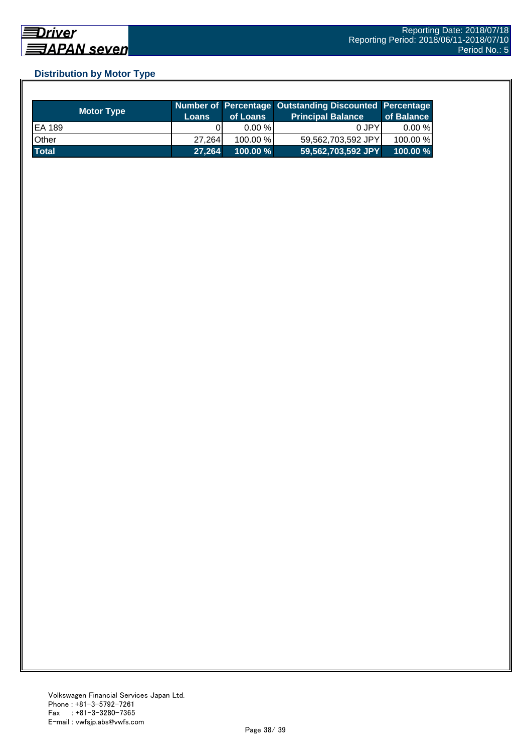## Distribution by Motor Type

| Motor Type | Number of Loans | Percentage of Loans | Outstanding Discounted Principal Balance | Percentage of Balance |
|---|---|---|---|---|
| EA 189 | 0 | 0.00 % | 0 JPY | 0.00 % |
| Other | 27,264 | 100.00 % | 59,562,703,592 JPY | 100.00 % |
| **Total** | **27,264** | **100.00 %** | **59,562,703,592 JPY** | **100.00 %** |

Volkswagen Financial Services Japan Ltd.
Phone : +81-3-5792-7261
Fax : +81-3-3280-7365
E-mail : vwfsjp.abs@vwfs.com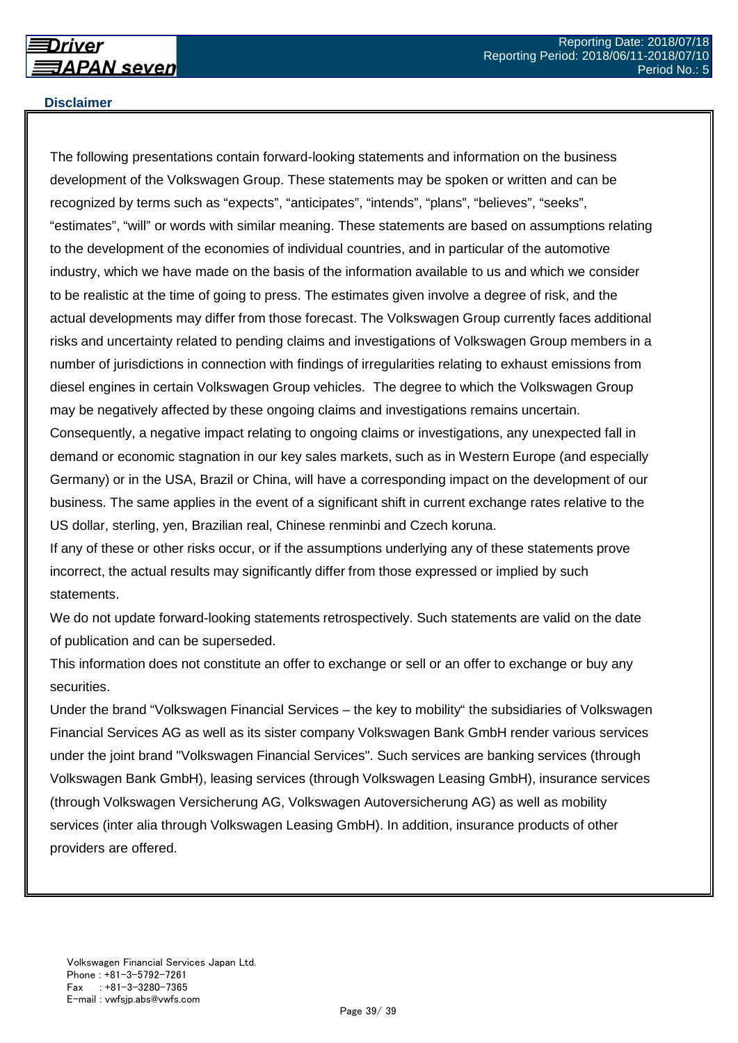### Disclaimer

The following presentations contain forward-looking statements and information on the business development of the Volkswagen Group. These statements may be spoken or written and can be recognized by terms such as “expects”, “anticipates”, “intends”, “plans”, “believes”, “seeks”, “estimates”, “will” or words with similar meaning. These statements are based on assumptions relating to the development of the economies of individual countries, and in particular of the automotive industry, which we have made on the basis of the information available to us and which we consider to be realistic at the time of going to press. The estimates given involve a degree of risk, and the actual developments may differ from those forecast. The Volkswagen Group currently faces additional risks and uncertainty related to pending claims and investigations of Volkswagen Group members in a number of jurisdictions in connection with findings of irregularities relating to exhaust emissions from diesel engines in certain Volkswagen Group vehicles. The degree to which the Volkswagen Group may be negatively affected by these ongoing claims and investigations remains uncertain.
Consequently, a negative impact relating to ongoing claims or investigations, any unexpected fall in demand or economic stagnation in our key sales markets, such as in Western Europe (and especially Germany) or in the USA, Brazil or China, will have a corresponding impact on the development of our business. The same applies in the event of a significant shift in current exchange rates relative to the US dollar, sterling, yen, Brazilian real, Chinese renminbi and Czech koruna.
If any of these or other risks occur, or if the assumptions underlying any of these statements prove incorrect, the actual results may significantly differ from those expressed or implied by such statements.
We do not update forward-looking statements retrospectively. Such statements are valid on the date of publication and can be superseded.
This information does not constitute an offer to exchange or sell or an offer to exchange or buy any securities.
Under the brand “Volkswagen Financial Services – the key to mobility“ the subsidiaries of Volkswagen Financial Services AG as well as its sister company Volkswagen Bank GmbH render various services under the joint brand "Volkswagen Financial Services". Such services are banking services (through Volkswagen Bank GmbH), leasing services (through Volkswagen Leasing GmbH), insurance services (through Volkswagen Versicherung AG, Volkswagen Autoversicherung AG) as well as mobility services (inter alia through Volkswagen Leasing GmbH). In addition, insurance products of other providers are offered.

Volkswagen Financial Services Japan Ltd.
Phone : +81-3-5792-7261
Fax : +81-3-3280-7365
E-mail : vwfsjp.abs@vwfs.com